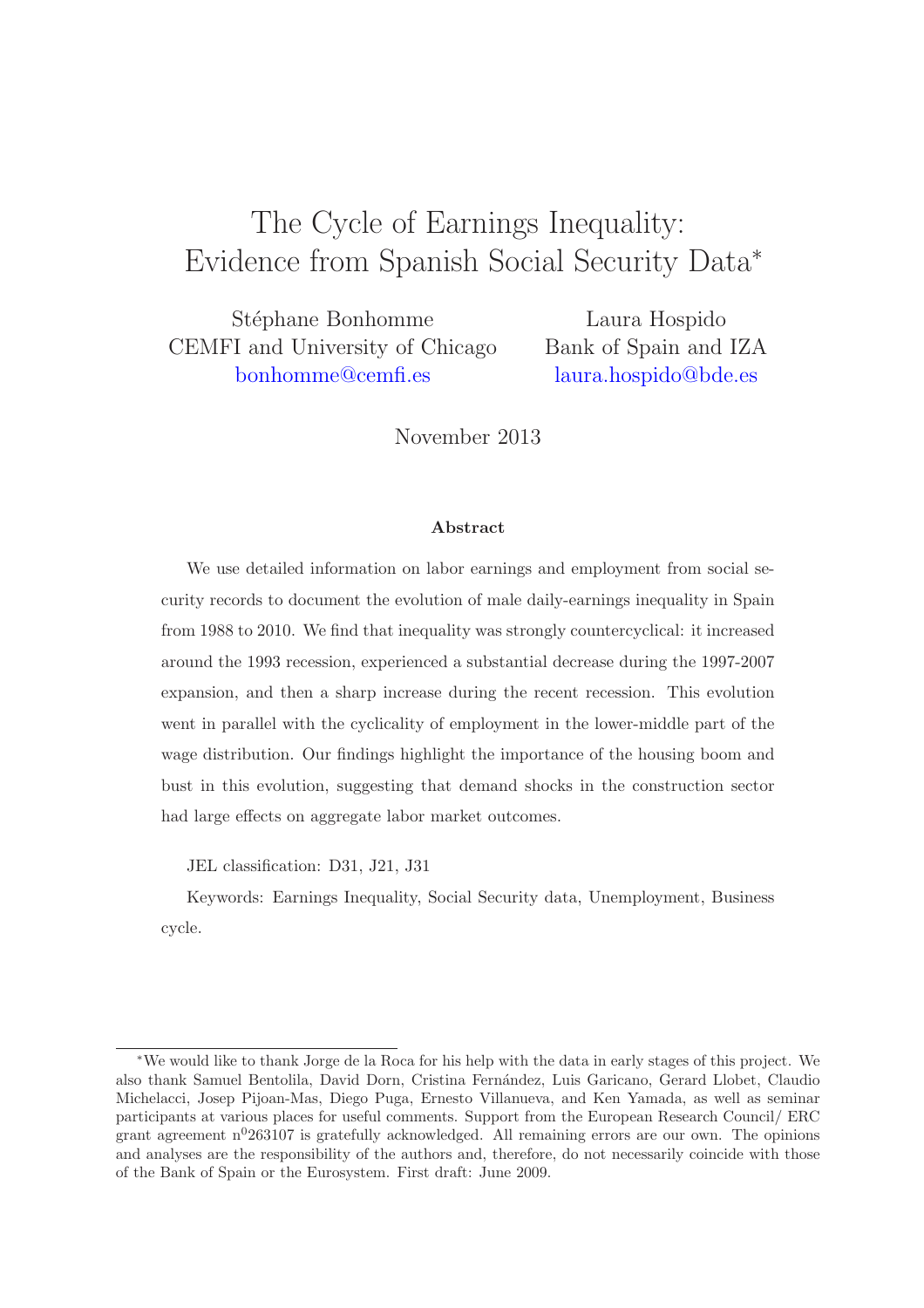# The Cycle of Earnings Inequality: Evidence from Spanish Social Security Data*

Stéphane Bonhomme
CEMFI and University of Chicago
bonhomme@cemfi.es

Laura Hospido
Bank of Spain and IZA
laura.hospido@bde.es

November 2013

### Abstract

We use detailed information on labor earnings and employment from social security records to document the evolution of male daily-earnings inequality in Spain from 1988 to 2010. We find that inequality was strongly countercyclical: it increased around the 1993 recession, experienced a substantial decrease during the 1997-2007 expansion, and then a sharp increase during the recent recession. This evolution went in parallel with the cyclicality of employment in the lower-middle part of the wage distribution. Our findings highlight the importance of the housing boom and bust in this evolution, suggesting that demand shocks in the construction sector had large effects on aggregate labor market outcomes.

JEL classification: D31, J21, J31

Keywords: Earnings Inequality, Social Security data, Unemployment, Business cycle.

---

*We would like to thank Jorge de la Roca for his help with the data in early stages of this project. We also thank Samuel Bentolila, David Dorn, Cristina Fernández, Luis Garicano, Gerard Llobet, Claudio Michelacci, Josep Pijoan-Mas, Diego Puga, Ernesto Villanueva, and Ken Yamada, as well as seminar participants at various places for useful comments. Support from the European Research Council/ ERC grant agreement n$^0$263107 is gratefully acknowledged. All remaining errors are our own. The opinions and analyses are the responsibility of the authors and, therefore, do not necessarily coincide with those of the Bank of Spain or the Eurosystem. First draft: June 2009.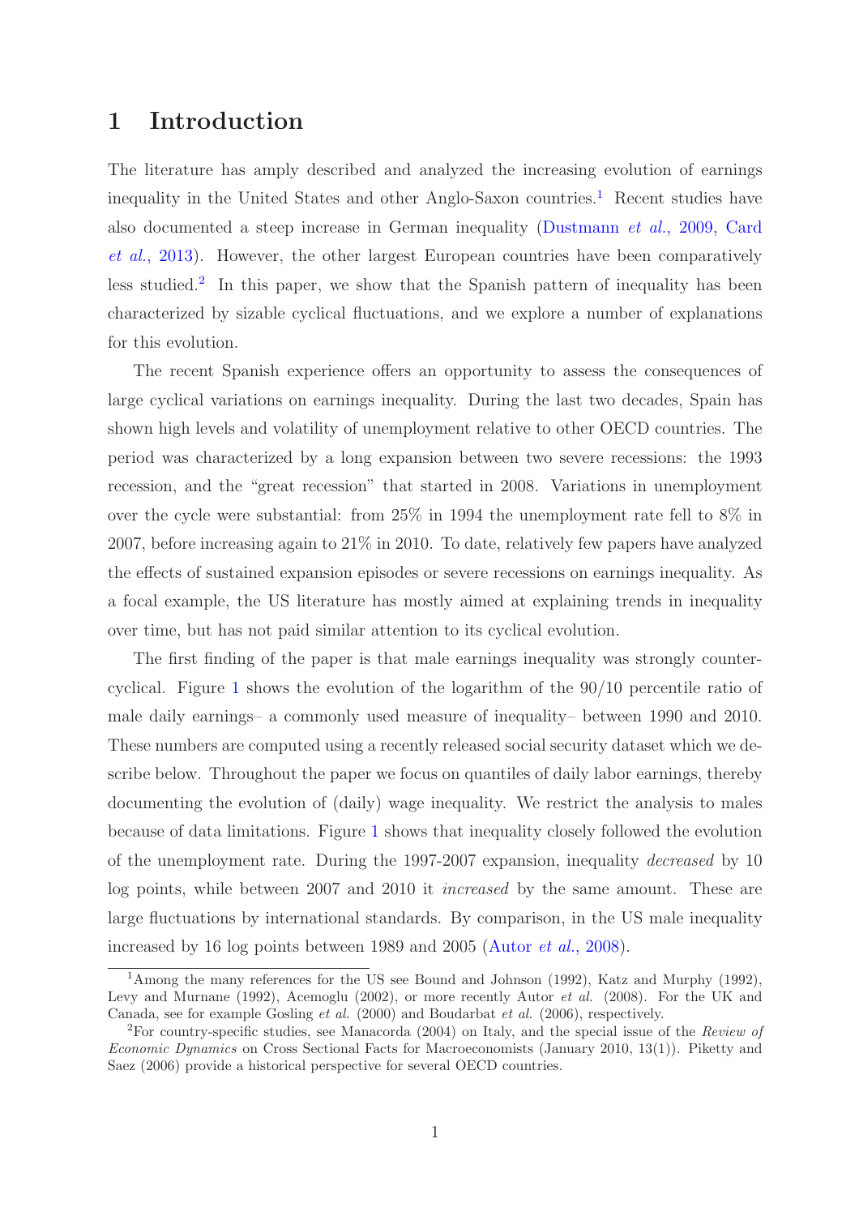# 1 Introduction

The literature has amply described and analyzed the increasing evolution of earnings inequality in the United States and other Anglo-Saxon countries.[1] Recent studies have also documented a steep increase in German inequality (Dustmann *et al.*, 2009, Card *et al.*, 2013). However, the other largest European countries have been comparatively less studied.[2] In this paper, we show that the Spanish pattern of inequality has been characterized by sizable cyclical fluctuations, and we explore a number of explanations for this evolution.

The recent Spanish experience offers an opportunity to assess the consequences of large cyclical variations on earnings inequality. During the last two decades, Spain has shown high levels and volatility of unemployment relative to other OECD countries. The period was characterized by a long expansion between two severe recessions: the 1993 recession, and the "great recession" that started in 2008. Variations in unemployment over the cycle were substantial: from 25% in 1994 the unemployment rate fell to 8% in 2007, before increasing again to 21% in 2010. To date, relatively few papers have analyzed the effects of sustained expansion episodes or severe recessions on earnings inequality. As a focal example, the US literature has mostly aimed at explaining trends in inequality over time, but has not paid similar attention to its cyclical evolution.

The first finding of the paper is that male earnings inequality was strongly counter-cyclical. Figure 1 shows the evolution of the logarithm of the 90/10 percentile ratio of male daily earnings– a commonly used measure of inequality– between 1990 and 2010. These numbers are computed using a recently released social security dataset which we describe below. Throughout the paper we focus on quantiles of daily labor earnings, thereby documenting the evolution of (daily) wage inequality. We restrict the analysis to males because of data limitations. Figure 1 shows that inequality closely followed the evolution of the unemployment rate. During the 1997-2007 expansion, inequality *decreased* by 10 log points, while between 2007 and 2010 it *increased* by the same amount. These are large fluctuations by international standards. By comparison, in the US male inequality increased by 16 log points between 1989 and 2005 (Autor *et al.*, 2008).

[1] Among the many references for the US see Bound and Johnson (1992), Katz and Murphy (1992), Levy and Murnane (1992), Acemoglu (2002), or more recently Autor *et al.* (2008). For the UK and Canada, see for example Gosling *et al.* (2000) and Boudarbat *et al.* (2006), respectively.

[2] For country-specific studies, see Manacorda (2004) on Italy, and the special issue of the *Review of Economic Dynamics* on Cross Sectional Facts for Macroeconomists (January 2010, 13(1)). Piketty and Saez (2006) provide a historical perspective for several OECD countries.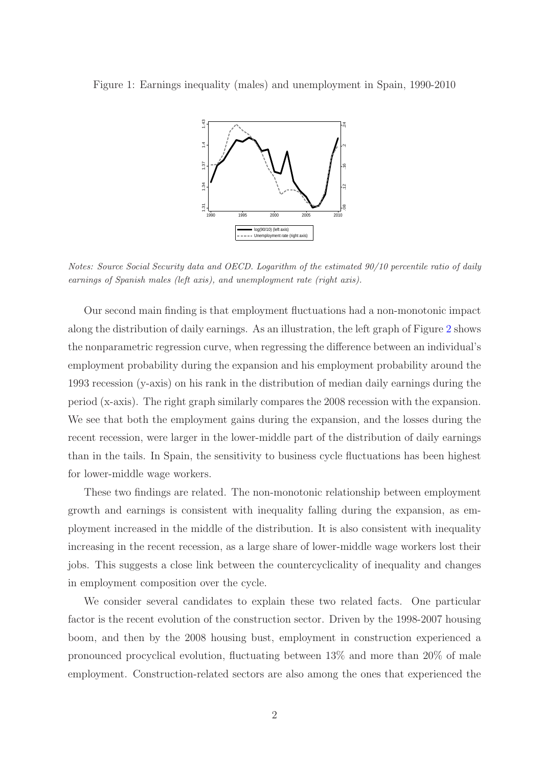Figure 1: Earnings inequality (males) and unemployment in Spain, 1990-2010

*Notes: Source Social Security data and OECD. Logarithm of the estimated 90/10 percentile ratio of daily earnings of Spanish males (left axis), and unemployment rate (right axis).*

Our second main finding is that employment fluctuations had a non-monotonic impact along the distribution of daily earnings. As an illustration, the left graph of Figure 2 shows the nonparametric regression curve, when regressing the difference between an individual's employment probability during the expansion and his employment probability around the 1993 recession (y-axis) on his rank in the distribution of median daily earnings during the period (x-axis). The right graph similarly compares the 2008 recession with the expansion. We see that both the employment gains during the expansion, and the losses during the recent recession, were larger in the lower-middle part of the distribution of daily earnings than in the tails. In Spain, the sensitivity to business cycle fluctuations has been highest for lower-middle wage workers.

These two findings are related. The non-monotonic relationship between employment growth and earnings is consistent with inequality falling during the expansion, as employment increased in the middle of the distribution. It is also consistent with inequality increasing in the recent recession, as a large share of lower-middle wage workers lost their jobs. This suggests a close link between the countercyclicality of inequality and changes in employment composition over the cycle.

We consider several candidates to explain these two related facts. One particular factor is the recent evolution of the construction sector. Driven by the 1998-2007 housing boom, and then by the 2008 housing bust, employment in construction experienced a pronounced procyclical evolution, fluctuating between 13% and more than 20% of male employment. Construction-related sectors are also among the ones that experienced the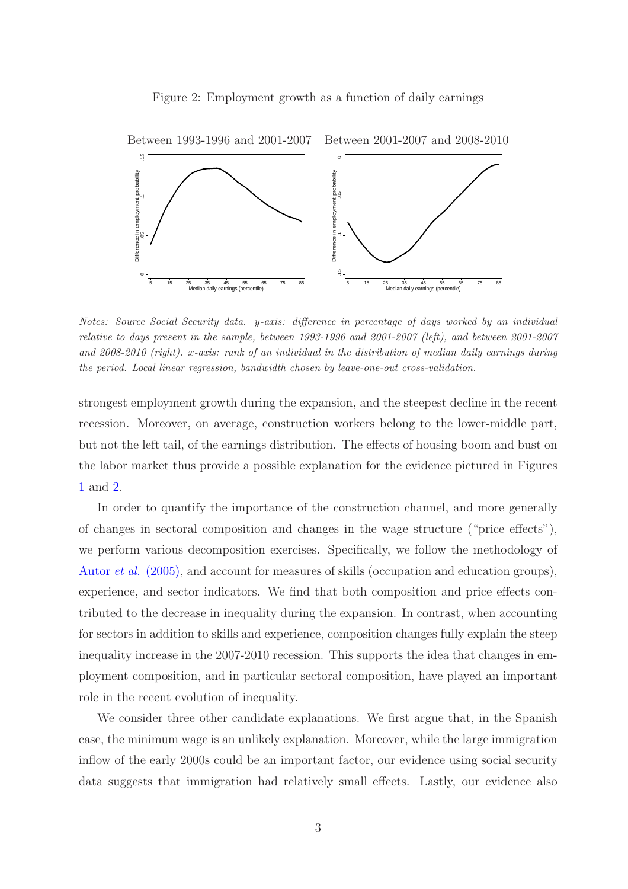Figure 2: Employment growth as a function of daily earnings

Between 1993-1996 and 2001-2007 Between 2001-2007 and 2008-2010

*Notes: Source Social Security data. y-axis: difference in percentage of days worked by an individual relative to days present in the sample, between 1993-1996 and 2001-2007 (left), and between 2001-2007 and 2008-2010 (right). x-axis: rank of an individual in the distribution of median daily earnings during the period. Local linear regression, bandwidth chosen by leave-one-out cross-validation.*

strongest employment growth during the expansion, and the steepest decline in the recent recession. Moreover, on average, construction workers belong to the lower-middle part, but not the left tail, of the earnings distribution. The effects of housing boom and bust on the labor market thus provide a possible explanation for the evidence pictured in Figures 1 and 2.

In order to quantify the importance of the construction channel, and more generally of changes in sectoral composition and changes in the wage structure ("price effects"), we perform various decomposition exercises. Specifically, we follow the methodology of Autor *et al.* (2005), and account for measures of skills (occupation and education groups), experience, and sector indicators. We find that both composition and price effects contributed to the decrease in inequality during the expansion. In contrast, when accounting for sectors in addition to skills and experience, composition changes fully explain the steep inequality increase in the 2007-2010 recession. This supports the idea that changes in employment composition, and in particular sectoral composition, have played an important role in the recent evolution of inequality.

We consider three other candidate explanations. We first argue that, in the Spanish case, the minimum wage is an unlikely explanation. Moreover, while the large immigration inflow of the early 2000s could be an important factor, our evidence using social security data suggests that immigration had relatively small effects. Lastly, our evidence also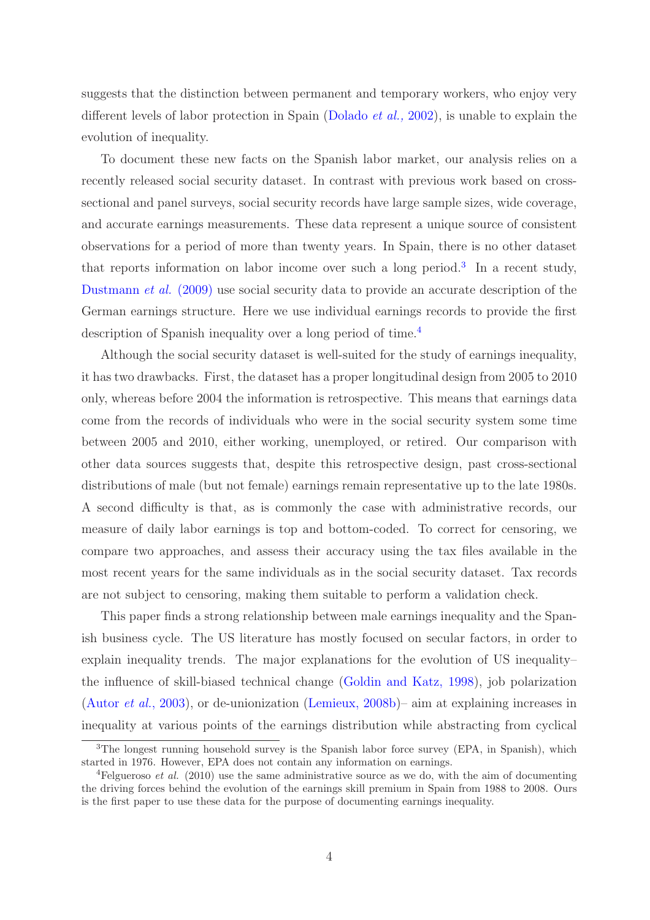suggests that the distinction between permanent and temporary workers, who enjoy very different levels of labor protection in Spain (Dolado *et al.,* 2002), is unable to explain the evolution of inequality.

To document these new facts on the Spanish labor market, our analysis relies on a recently released social security dataset. In contrast with previous work based on cross-sectional and panel surveys, social security records have large sample sizes, wide coverage, and accurate earnings measurements. These data represent a unique source of consistent observations for a period of more than twenty years. In Spain, there is no other dataset that reports information on labor income over such a long period.[3] In a recent study, Dustmann *et al.* (2009) use social security data to provide an accurate description of the German earnings structure. Here we use individual earnings records to provide the first description of Spanish inequality over a long period of time.[4]

Although the social security dataset is well-suited for the study of earnings inequality, it has two drawbacks. First, the dataset has a proper longitudinal design from 2005 to 2010 only, whereas before 2004 the information is retrospective. This means that earnings data come from the records of individuals who were in the social security system some time between 2005 and 2010, either working, unemployed, or retired. Our comparison with other data sources suggests that, despite this retrospective design, past cross-sectional distributions of male (but not female) earnings remain representative up to the late 1980s. A second difficulty is that, as is commonly the case with administrative records, our measure of daily labor earnings is top and bottom-coded. To correct for censoring, we compare two approaches, and assess their accuracy using the tax files available in the most recent years for the same individuals as in the social security dataset. Tax records are not subject to censoring, making them suitable to perform a validation check.

This paper finds a strong relationship between male earnings inequality and the Spanish business cycle. The US literature has mostly focused on secular factors, in order to explain inequality trends. The major explanations for the evolution of US inequality– the influence of skill-biased technical change (Goldin and Katz, 1998), job polarization (Autor *et al.*, 2003), or de-unionization (Lemieux, 2008b)– aim at explaining increases in inequality at various points of the earnings distribution while abstracting from cyclical

[3] The longest running household survey is the Spanish labor force survey (EPA, in Spanish), which started in 1976. However, EPA does not contain any information on earnings.

[4] Felgueroso *et al.* (2010) use the same administrative source as we do, with the aim of documenting the driving forces behind the evolution of the earnings skill premium in Spain from 1988 to 2008. Ours is the first paper to use these data for the purpose of documenting earnings inequality.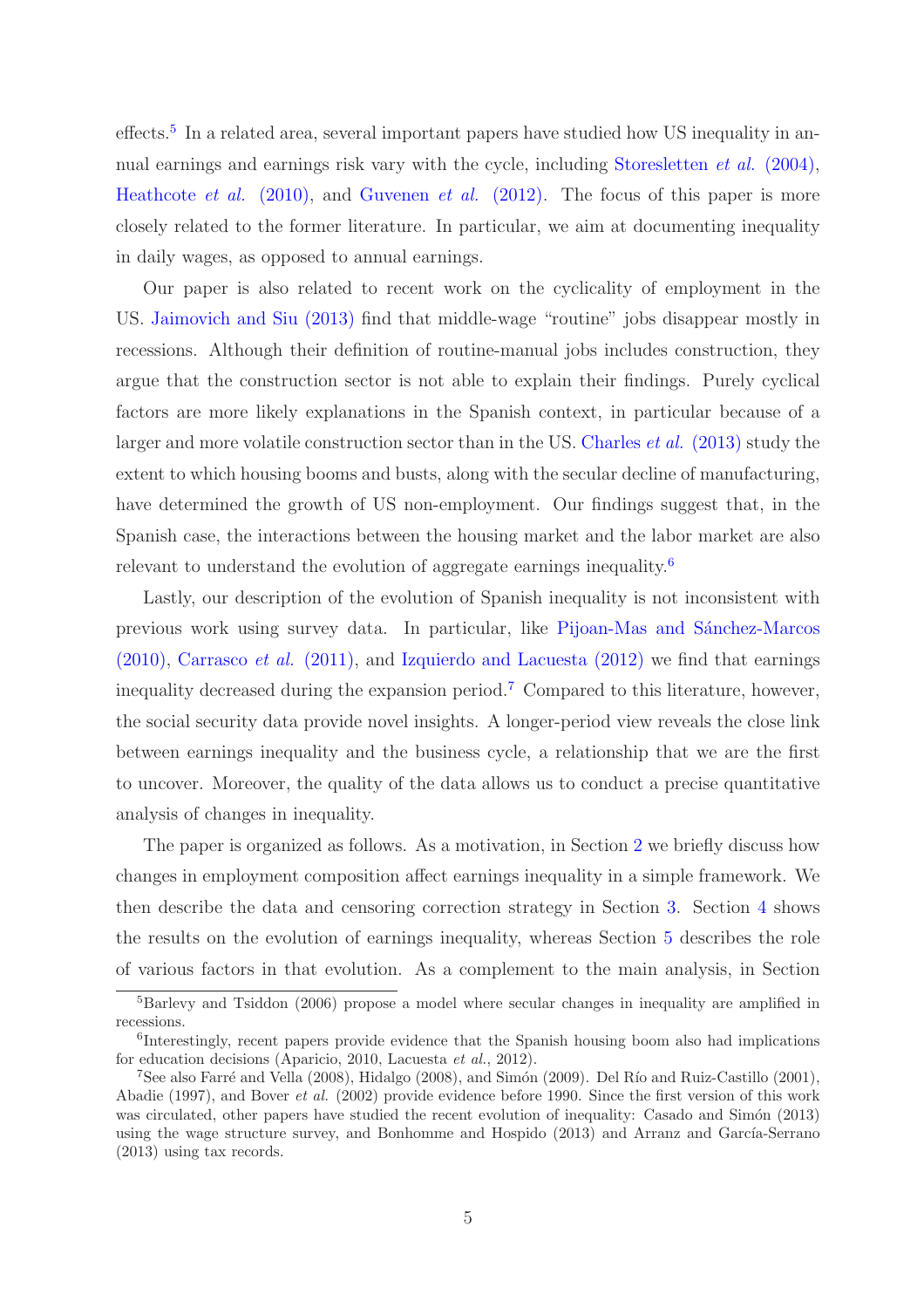effects.[5] In a related area, several important papers have studied how US inequality in annual earnings and earnings risk vary with the cycle, including Storesletten *et al.* (2004), Heathcote *et al.* (2010), and Guvenen *et al.* (2012). The focus of this paper is more closely related to the former literature. In particular, we aim at documenting inequality in daily wages, as opposed to annual earnings.

Our paper is also related to recent work on the cyclicality of employment in the US. Jaimovich and Siu (2013) find that middle-wage "routine" jobs disappear mostly in recessions. Although their definition of routine-manual jobs includes construction, they argue that the construction sector is not able to explain their findings. Purely cyclical factors are more likely explanations in the Spanish context, in particular because of a larger and more volatile construction sector than in the US. Charles *et al.* (2013) study the extent to which housing booms and busts, along with the secular decline of manufacturing, have determined the growth of US non-employment. Our findings suggest that, in the Spanish case, the interactions between the housing market and the labor market are also relevant to understand the evolution of aggregate earnings inequality.[6]

Lastly, our description of the evolution of Spanish inequality is not inconsistent with previous work using survey data. In particular, like Pijoan-Mas and Sánchez-Marcos (2010), Carrasco *et al.* (2011), and Izquierdo and Lacuesta (2012) we find that earnings inequality decreased during the expansion period.[7] Compared to this literature, however, the social security data provide novel insights. A longer-period view reveals the close link between earnings inequality and the business cycle, a relationship that we are the first to uncover. Moreover, the quality of the data allows us to conduct a precise quantitative analysis of changes in inequality.

The paper is organized as follows. As a motivation, in Section 2 we briefly discuss how changes in employment composition affect earnings inequality in a simple framework. We then describe the data and censoring correction strategy in Section 3. Section 4 shows the results on the evolution of earnings inequality, whereas Section 5 describes the role of various factors in that evolution. As a complement to the main analysis, in Section

---

[5] Barlevy and Tsiddon (2006) propose a model where secular changes in inequality are amplified in recessions.

[6] Interestingly, recent papers provide evidence that the Spanish housing boom also had implications for education decisions (Aparicio, 2010, Lacuesta *et al.*, 2012).

[7] See also Farré and Vella (2008), Hidalgo (2008), and Simón (2009). Del Río and Ruiz-Castillo (2001), Abadie (1997), and Bover *et al.* (2002) provide evidence before 1990. Since the first version of this work was circulated, other papers have studied the recent evolution of inequality: Casado and Simón (2013) using the wage structure survey, and Bonhomme and Hospido (2013) and Arranz and García-Serrano (2013) using tax records.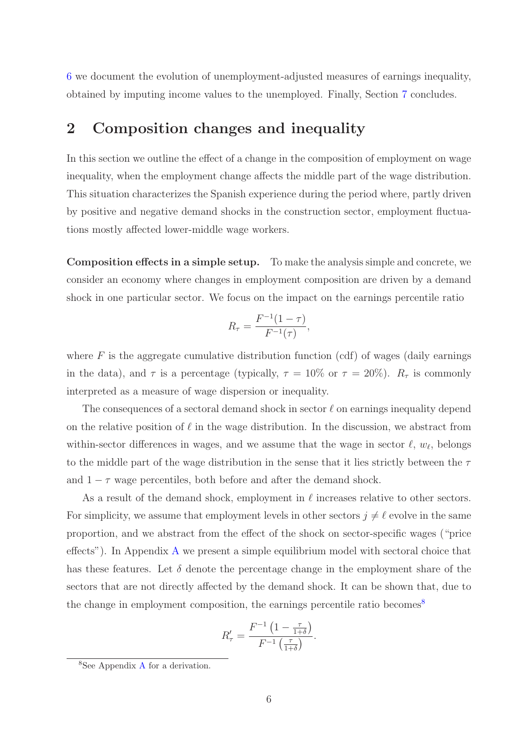6 we document the evolution of unemployment-adjusted measures of earnings inequality, obtained by imputing income values to the unemployed. Finally, Section 7 concludes.

## 2 Composition changes and inequality

In this section we outline the effect of a change in the composition of employment on wage inequality, when the employment change affects the middle part of the wage distribution. This situation characterizes the Spanish experience during the period where, partly driven by positive and negative demand shocks in the construction sector, employment fluctuations mostly affected lower-middle wage workers.

**Composition effects in a simple setup.** To make the analysis simple and concrete, we consider an economy where changes in employment composition are driven by a demand shock in one particular sector. We focus on the impact on the earnings percentile ratio

$$R_\tau = \frac{F^{-1}(1-\tau)}{F^{-1}(\tau)},$$

where $F$ is the aggregate cumulative distribution function (cdf) of wages (daily earnings in the data), and $\tau$ is a percentage (typically, $\tau = 10\%$ or $\tau = 20\%$). $R_\tau$ is commonly interpreted as a measure of wage dispersion or inequality.

The consequences of a sectoral demand shock in sector $\ell$ on earnings inequality depend on the relative position of $\ell$ in the wage distribution. In the discussion, we abstract from within-sector differences in wages, and we assume that the wage in sector $\ell$, $w_\ell$, belongs to the middle part of the wage distribution in the sense that it lies strictly between the $\tau$ and $1-\tau$ wage percentiles, both before and after the demand shock.

As a result of the demand shock, employment in $\ell$ increases relative to other sectors. For simplicity, we assume that employment levels in other sectors $j \neq \ell$ evolve in the same proportion, and we abstract from the effect of the shock on sector-specific wages ("price effects"). In Appendix A we present a simple equilibrium model with sectoral choice that has these features. Let $\delta$ denote the percentage change in the employment share of the sectors that are not directly affected by the demand shock. It can be shown that, due to the change in employment composition, the earnings percentile ratio becomes[8]

$$R'_\tau = \frac{F^{-1}\left(1-\frac{\tau}{1+\delta}\right)}{F^{-1}\left(\frac{\tau}{1+\delta}\right)}.$$

[8] See Appendix A for a derivation.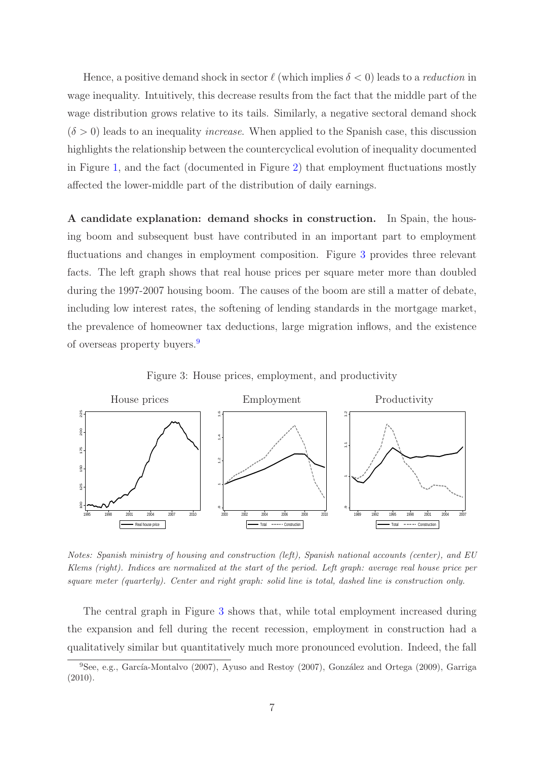Hence, a positive demand shock in sector $\ell$ (which implies $\delta < 0$) leads to a *reduction* in wage inequality. Intuitively, this decrease results from the fact that the middle part of the wage distribution grows relative to its tails. Similarly, a negative sectoral demand shock ($\delta > 0$) leads to an inequality *increase*. When applied to the Spanish case, this discussion highlights the relationship between the countercyclical evolution of inequality documented in Figure 1, and the fact (documented in Figure 2) that employment fluctuations mostly affected the lower-middle part of the distribution of daily earnings.

**A candidate explanation: demand shocks in construction.** In Spain, the housing boom and subsequent bust have contributed in an important part to employment fluctuations and changes in employment composition. Figure 3 provides three relevant facts. The left graph shows that real house prices per square meter more than doubled during the 1997-2007 housing boom. The causes of the boom are still a matter of debate, including low interest rates, the softening of lending standards in the mortgage market, the prevalence of homeowner tax deductions, large migration inflows, and the existence of overseas property buyers.[9]

Figure 3: House prices, employment, and productivity

*Notes: Spanish ministry of housing and construction (left), Spanish national accounts (center), and EU Klems (right). Indices are normalized at the start of the period. Left graph: average real house price per square meter (quarterly). Center and right graph: solid line is total, dashed line is construction only.*

The central graph in Figure 3 shows that, while total employment increased during the expansion and fell during the recent recession, employment in construction had a qualitatively similar but quantitatively much more pronounced evolution. Indeed, the fall

[9] See, e.g., García-Montalvo (2007), Ayuso and Restoy (2007), González and Ortega (2009), Garriga (2010).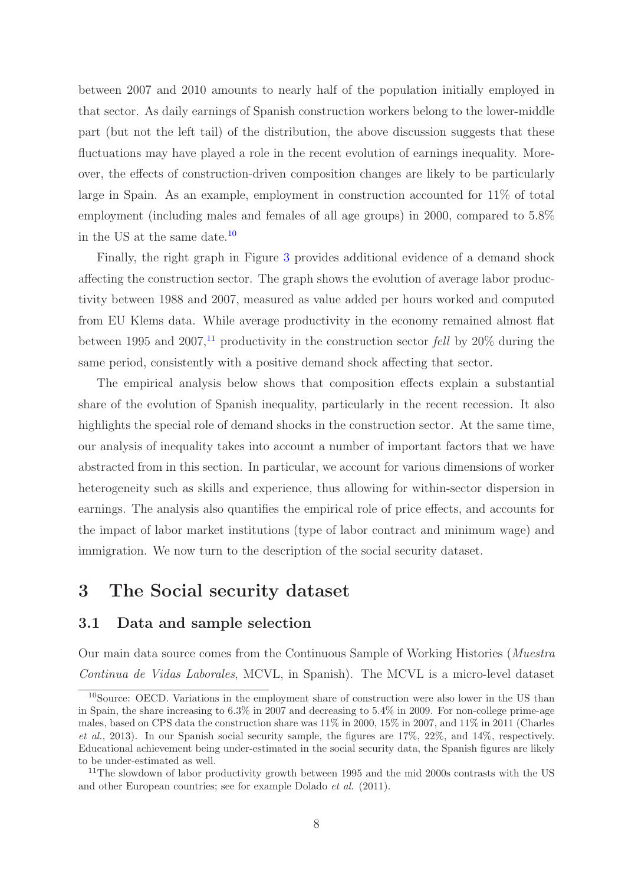between 2007 and 2010 amounts to nearly half of the population initially employed in that sector. As daily earnings of Spanish construction workers belong to the lower-middle part (but not the left tail) of the distribution, the above discussion suggests that these fluctuations may have played a role in the recent evolution of earnings inequality. Moreover, the effects of construction-driven composition changes are likely to be particularly large in Spain. As an example, employment in construction accounted for 11% of total employment (including males and females of all age groups) in 2000, compared to 5.8% in the US at the same date.[10]

Finally, the right graph in Figure 3 provides additional evidence of a demand shock affecting the construction sector. The graph shows the evolution of average labor productivity between 1988 and 2007, measured as value added per hours worked and computed from EU Klems data. While average productivity in the economy remained almost flat between 1995 and 2007,[11] productivity in the construction sector *fell* by 20% during the same period, consistently with a positive demand shock affecting that sector.

The empirical analysis below shows that composition effects explain a substantial share of the evolution of Spanish inequality, particularly in the recent recession. It also highlights the special role of demand shocks in the construction sector. At the same time, our analysis of inequality takes into account a number of important factors that we have abstracted from in this section. In particular, we account for various dimensions of worker heterogeneity such as skills and experience, thus allowing for within-sector dispersion in earnings. The analysis also quantifies the empirical role of price effects, and accounts for the impact of labor market institutions (type of labor contract and minimum wage) and immigration. We now turn to the description of the social security dataset.

# 3 The Social security dataset

## 3.1 Data and sample selection

Our main data source comes from the Continuous Sample of Working Histories (*Muestra Continua de Vidas Laborales*, MCVL, in Spanish). The MCVL is a micro-level dataset

[10] Source: OECD. Variations in the employment share of construction were also lower in the US than in Spain, the share increasing to 6.3% in 2007 and decreasing to 5.4% in 2009. For non-college prime-age males, based on CPS data the construction share was 11% in 2000, 15% in 2007, and 11% in 2011 (Charles *et al.*, 2013). In our Spanish social security sample, the figures are 17%, 22%, and 14%, respectively. Educational achievement being under-estimated in the social security data, the Spanish figures are likely to be under-estimated as well.

[11] The slowdown of labor productivity growth between 1995 and the mid 2000s contrasts with the US and other European countries; see for example Dolado *et al.* (2011).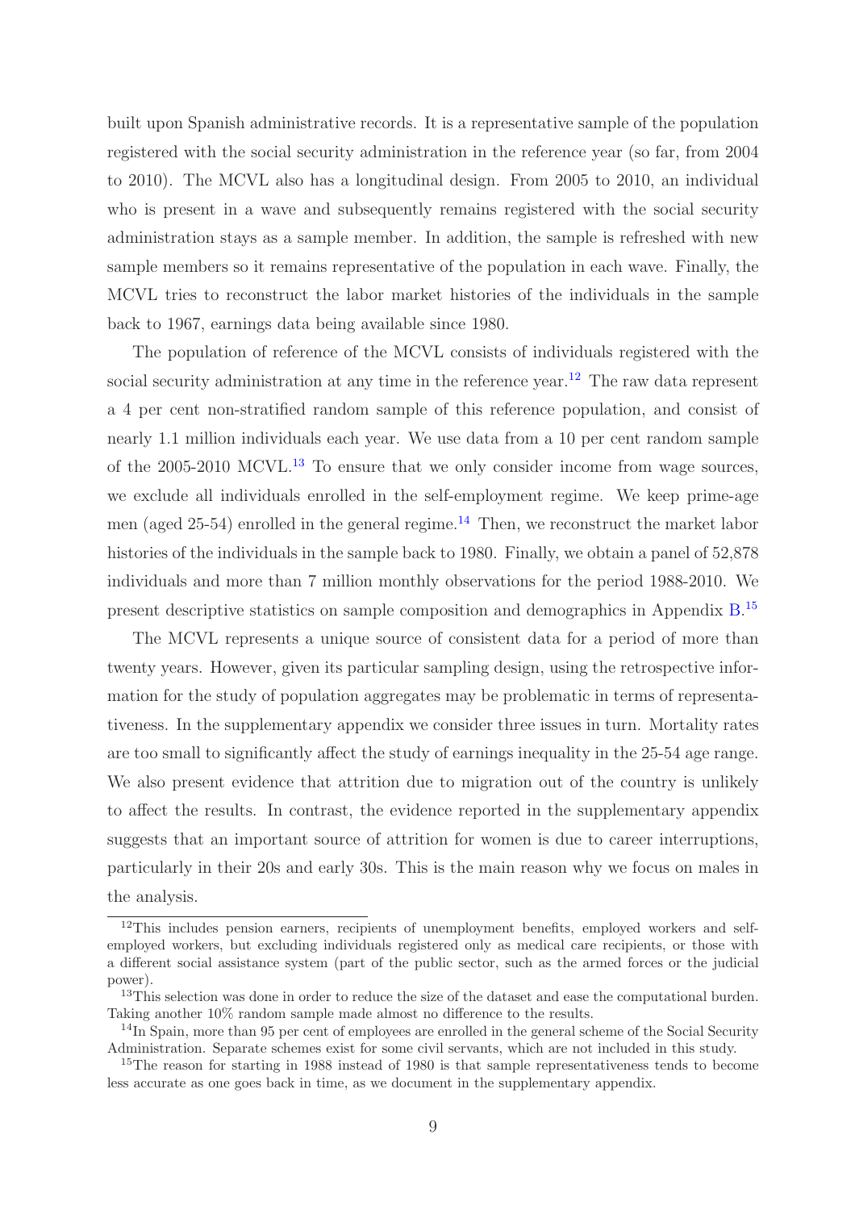built upon Spanish administrative records. It is a representative sample of the population registered with the social security administration in the reference year (so far, from 2004 to 2010). The MCVL also has a longitudinal design. From 2005 to 2010, an individual who is present in a wave and subsequently remains registered with the social security administration stays as a sample member. In addition, the sample is refreshed with new sample members so it remains representative of the population in each wave. Finally, the MCVL tries to reconstruct the labor market histories of the individuals in the sample back to 1967, earnings data being available since 1980.

The population of reference of the MCVL consists of individuals registered with the social security administration at any time in the reference year.[12] The raw data represent a 4 per cent non-stratified random sample of this reference population, and consist of nearly 1.1 million individuals each year. We use data from a 10 per cent random sample of the 2005-2010 MCVL.[13] To ensure that we only consider income from wage sources, we exclude all individuals enrolled in the self-employment regime. We keep prime-age men (aged 25-54) enrolled in the general regime.[14] Then, we reconstruct the market labor histories of the individuals in the sample back to 1980. Finally, we obtain a panel of 52,878 individuals and more than 7 million monthly observations for the period 1988-2010. We present descriptive statistics on sample composition and demographics in Appendix B.[15]

The MCVL represents a unique source of consistent data for a period of more than twenty years. However, given its particular sampling design, using the retrospective information for the study of population aggregates may be problematic in terms of representativeness. In the supplementary appendix we consider three issues in turn. Mortality rates are too small to significantly affect the study of earnings inequality in the 25-54 age range. We also present evidence that attrition due to migration out of the country is unlikely to affect the results. In contrast, the evidence reported in the supplementary appendix suggests that an important source of attrition for women is due to career interruptions, particularly in their 20s and early 30s. This is the main reason why we focus on males in the analysis.

---

[12] This includes pension earners, recipients of unemployment benefits, employed workers and self-employed workers, but excluding individuals registered only as medical care recipients, or those with a different social assistance system (part of the public sector, such as the armed forces or the judicial power).

[13] This selection was done in order to reduce the size of the dataset and ease the computational burden. Taking another 10% random sample made almost no difference to the results.

[14] In Spain, more than 95 per cent of employees are enrolled in the general scheme of the Social Security Administration. Separate schemes exist for some civil servants, which are not included in this study.

[15] The reason for starting in 1988 instead of 1980 is that sample representativeness tends to become less accurate as one goes back in time, as we document in the supplementary appendix.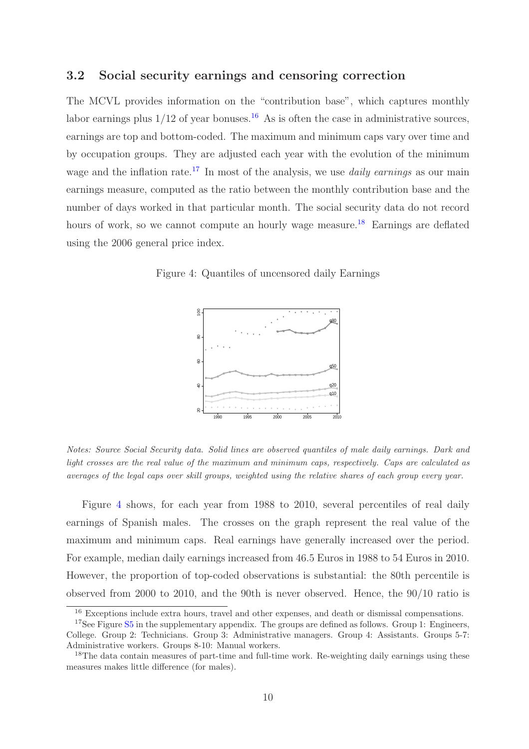### 3.2 Social security earnings and censoring correction

The MCVL provides information on the "contribution base", which captures monthly labor earnings plus 1/12 of year bonuses.[16] As is often the case in administrative sources, earnings are top and bottom-coded. The maximum and minimum caps vary over time and by occupation groups. They are adjusted each year with the evolution of the minimum wage and the inflation rate.[17] In most of the analysis, we use *daily earnings* as our main earnings measure, computed as the ratio between the monthly contribution base and the number of days worked in that particular month. The social security data do not record hours of work, so we cannot compute an hourly wage measure.[18] Earnings are deflated using the 2006 general price index.

Figure 4: Quantiles of uncensored daily Earnings

*Notes: Source Social Security data. Solid lines are observed quantiles of male daily earnings. Dark and light crosses are the real value of the maximum and minimum caps, respectively. Caps are calculated as averages of the legal caps over skill groups, weighted using the relative shares of each group every year.*

Figure 4 shows, for each year from 1988 to 2010, several percentiles of real daily earnings of Spanish males. The crosses on the graph represent the real value of the maximum and minimum caps. Real earnings have generally increased over the period. For example, median daily earnings increased from 46.5 Euros in 1988 to 54 Euros in 2010. However, the proportion of top-coded observations is substantial: the 80th percentile is observed from 2000 to 2010, and the 90th is never observed. Hence, the 90/10 ratio is

[16] Exceptions include extra hours, travel and other expenses, and death or dismissal compensations.

[17] See Figure S5 in the supplementary appendix. The groups are defined as follows. Group 1: Engineers, College. Group 2: Technicians. Group 3: Administrative managers. Group 4: Assistants. Groups 5-7: Administrative workers. Groups 8-10: Manual workers.

[18] The data contain measures of part-time and full-time work. Re-weighting daily earnings using these measures makes little difference (for males).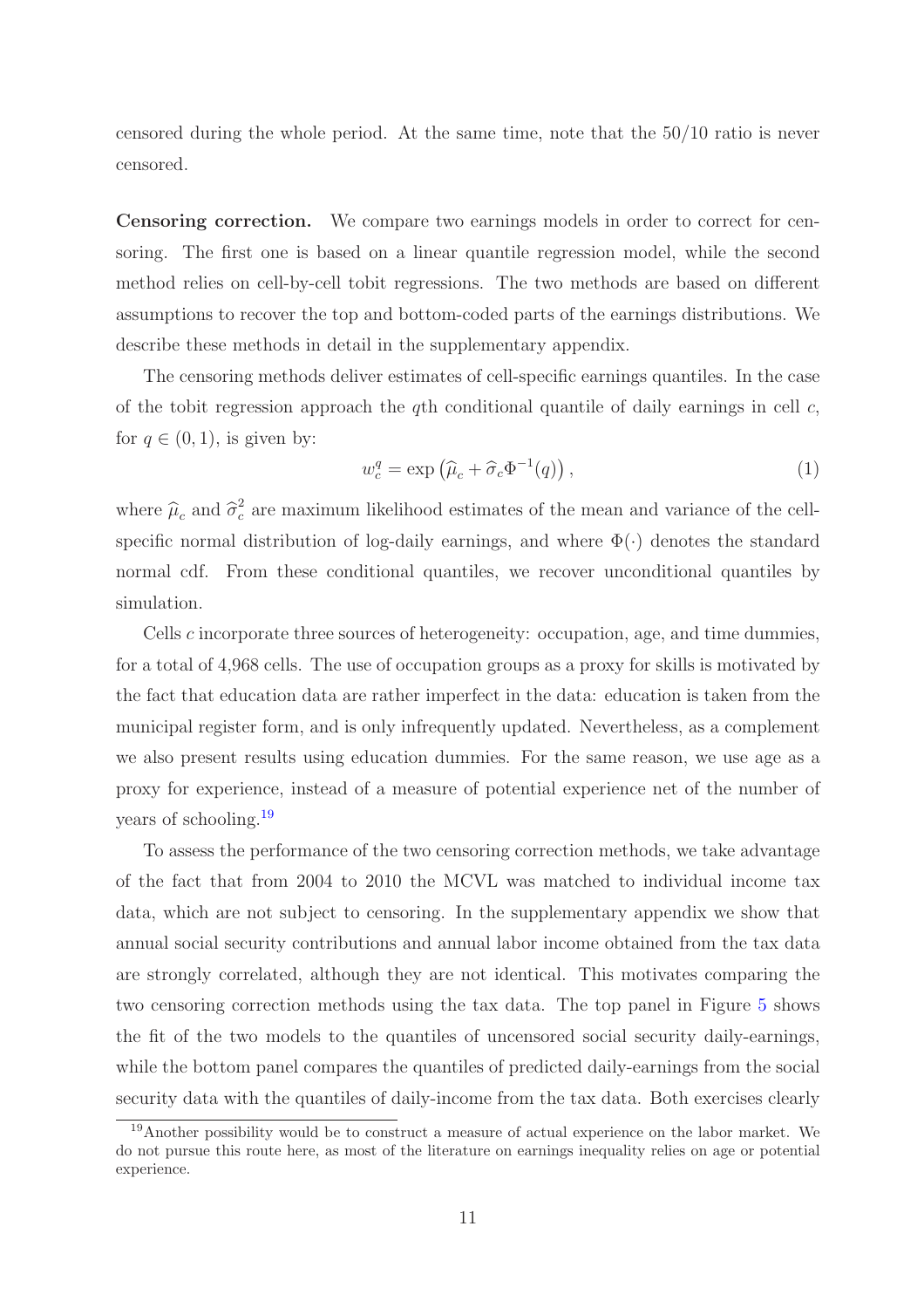censored during the whole period. At the same time, note that the 50/10 ratio is never censored.

**Censoring correction.** We compare two earnings models in order to correct for censoring. The first one is based on a linear quantile regression model, while the second method relies on cell-by-cell tobit regressions. The two methods are based on different assumptions to recover the top and bottom-coded parts of the earnings distributions. We describe these methods in detail in the supplementary appendix.

The censoring methods deliver estimates of cell-specific earnings quantiles. In the case of the tobit regression approach the $q$th conditional quantile of daily earnings in cell $c$, for $q \in (0, 1)$, is given by:

$$w_c^q = \exp\left(\widehat{\mu}_c + \widehat{\sigma}_c \Phi^{-1}(q)\right), \tag{1}$$

where $\widehat{\mu}_c$ and $\widehat{\sigma}_c^2$ are maximum likelihood estimates of the mean and variance of the cell-specific normal distribution of log-daily earnings, and where $\Phi(\cdot)$ denotes the standard normal cdf. From these conditional quantiles, we recover unconditional quantiles by simulation.

Cells $c$ incorporate three sources of heterogeneity: occupation, age, and time dummies, for a total of 4,968 cells. The use of occupation groups as a proxy for skills is motivated by the fact that education data are rather imperfect in the data: education is taken from the municipal register form, and is only infrequently updated. Nevertheless, as a complement we also present results using education dummies. For the same reason, we use age as a proxy for experience, instead of a measure of potential experience net of the number of years of schooling.[19]

To assess the performance of the two censoring correction methods, we take advantage of the fact that from 2004 to 2010 the MCVL was matched to individual income tax data, which are not subject to censoring. In the supplementary appendix we show that annual social security contributions and annual labor income obtained from the tax data are strongly correlated, although they are not identical. This motivates comparing the two censoring correction methods using the tax data. The top panel in Figure 5 shows the fit of the two models to the quantiles of uncensored social security daily-earnings, while the bottom panel compares the quantiles of predicted daily-earnings from the social security data with the quantiles of daily-income from the tax data. Both exercises clearly

[19] Another possibility would be to construct a measure of actual experience on the labor market. We do not pursue this route here, as most of the literature on earnings inequality relies on age or potential experience.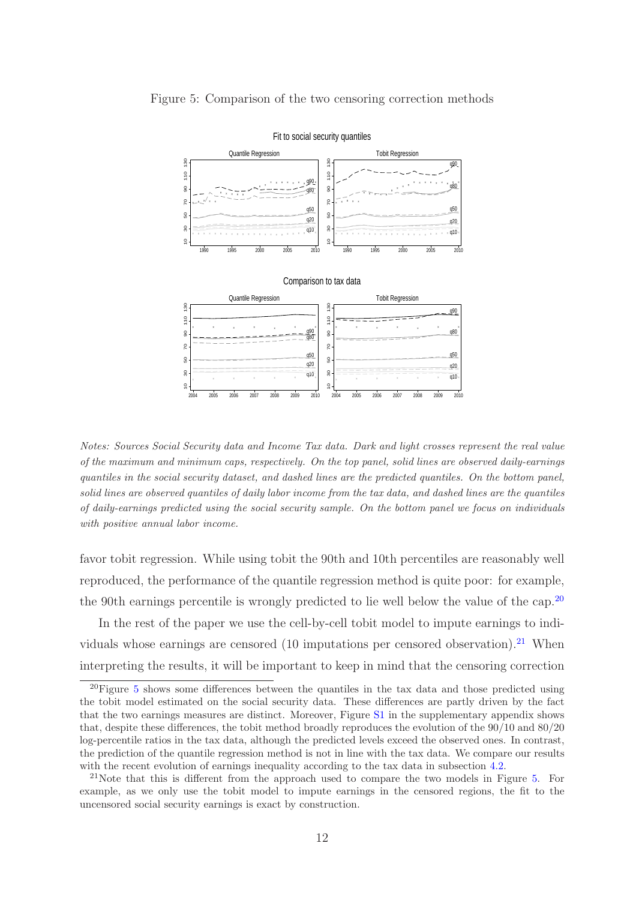Figure 5: Comparison of the two censoring correction methods

*Notes: Sources Social Security data and Income Tax data. Dark and light crosses represent the real value of the maximum and minimum caps, respectively. On the top panel, solid lines are observed daily-earnings quantiles in the social security dataset, and dashed lines are the predicted quantiles. On the bottom panel, solid lines are observed quantiles of daily labor income from the tax data, and dashed lines are the quantiles of daily-earnings predicted using the social security sample. On the bottom panel we focus on individuals with positive annual labor income.*

favor tobit regression. While using tobit the 90th and 10th percentiles are reasonably well reproduced, the performance of the quantile regression method is quite poor: for example, the 90th earnings percentile is wrongly predicted to lie well below the value of the cap.[20]

In the rest of the paper we use the cell-by-cell tobit model to impute earnings to individuals whose earnings are censored (10 imputations per censored observation).[21] When interpreting the results, it will be important to keep in mind that the censoring correction

[20]Figure 5 shows some differences between the quantiles in the tax data and those predicted using the tobit model estimated on the social security data. These differences are partly driven by the fact that the two earnings measures are distinct. Moreover, Figure S1 in the supplementary appendix shows that, despite these differences, the tobit method broadly reproduces the evolution of the 90/10 and 80/20 log-percentile ratios in the tax data, although the predicted levels exceed the observed ones. In contrast, the prediction of the quantile regression method is not in line with the tax data. We compare our results with the recent evolution of earnings inequality according to the tax data in subsection 4.2.

[21]Note that this is different from the approach used to compare the two models in Figure 5. For example, as we only use the tobit model to impute earnings in the censored regions, the fit to the uncensored social security earnings is exact by construction.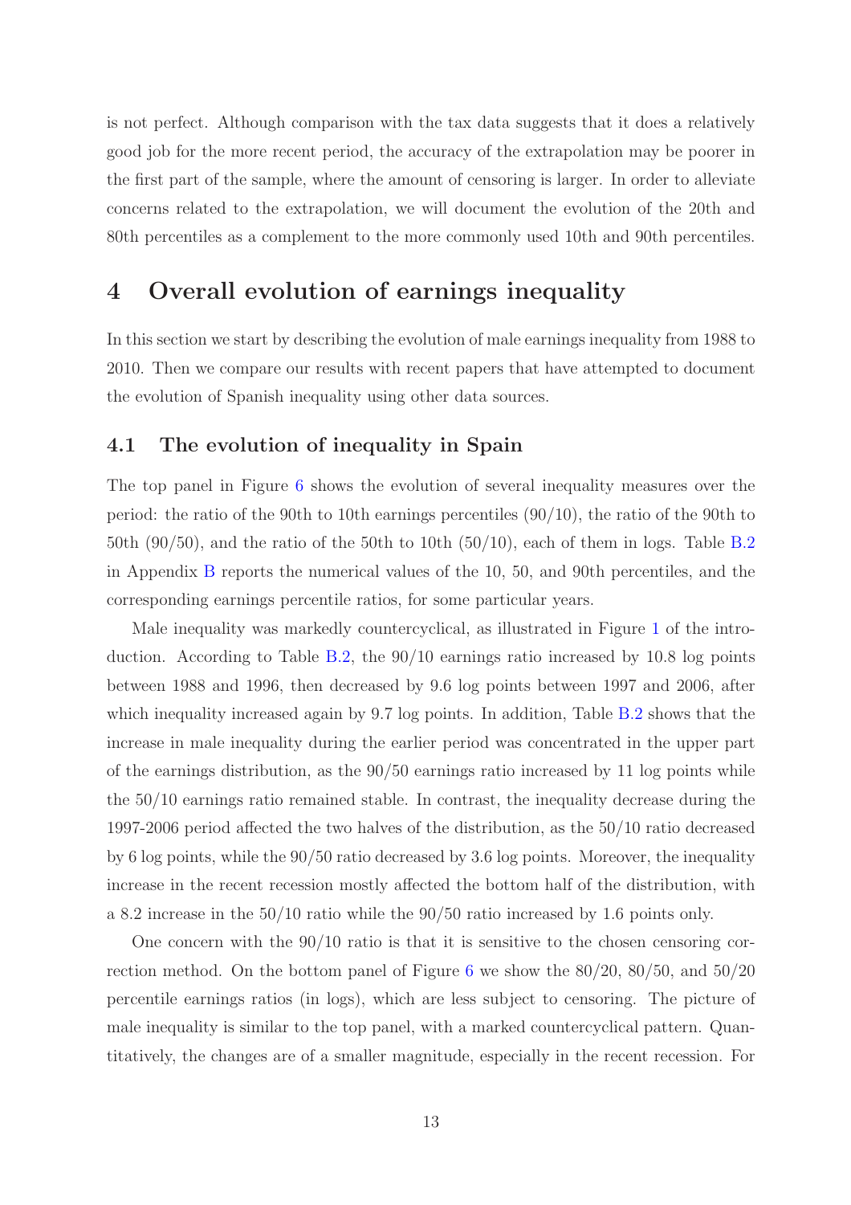is not perfect. Although comparison with the tax data suggests that it does a relatively good job for the more recent period, the accuracy of the extrapolation may be poorer in the first part of the sample, where the amount of censoring is larger. In order to alleviate concerns related to the extrapolation, we will document the evolution of the 20th and 80th percentiles as a complement to the more commonly used 10th and 90th percentiles.

# 4 Overall evolution of earnings inequality

In this section we start by describing the evolution of male earnings inequality from 1988 to 2010. Then we compare our results with recent papers that have attempted to document the evolution of Spanish inequality using other data sources.

## 4.1 The evolution of inequality in Spain

The top panel in Figure 6 shows the evolution of several inequality measures over the period: the ratio of the 90th to 10th earnings percentiles (90/10), the ratio of the 90th to 50th (90/50), and the ratio of the 50th to 10th (50/10), each of them in logs. Table B.2 in Appendix B reports the numerical values of the 10, 50, and 90th percentiles, and the corresponding earnings percentile ratios, for some particular years.

Male inequality was markedly countercyclical, as illustrated in Figure 1 of the introduction. According to Table B.2, the 90/10 earnings ratio increased by 10.8 log points between 1988 and 1996, then decreased by 9.6 log points between 1997 and 2006, after which inequality increased again by 9.7 log points. In addition, Table B.2 shows that the increase in male inequality during the earlier period was concentrated in the upper part of the earnings distribution, as the 90/50 earnings ratio increased by 11 log points while the 50/10 earnings ratio remained stable. In contrast, the inequality decrease during the 1997-2006 period affected the two halves of the distribution, as the 50/10 ratio decreased by 6 log points, while the 90/50 ratio decreased by 3.6 log points. Moreover, the inequality increase in the recent recession mostly affected the bottom half of the distribution, with a 8.2 increase in the 50/10 ratio while the 90/50 ratio increased by 1.6 points only.

One concern with the 90/10 ratio is that it is sensitive to the chosen censoring correction method. On the bottom panel of Figure 6 we show the 80/20, 80/50, and 50/20 percentile earnings ratios (in logs), which are less subject to censoring. The picture of male inequality is similar to the top panel, with a marked countercyclical pattern. Quantitatively, the changes are of a smaller magnitude, especially in the recent recession. For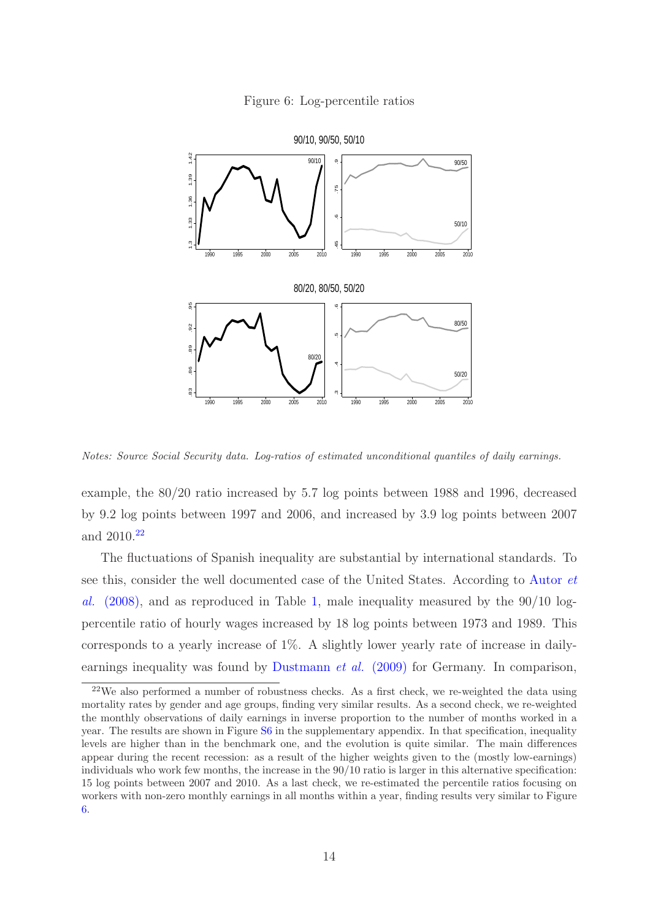Figure 6: Log-percentile ratios

*Notes: Source Social Security data. Log-ratios of estimated unconditional quantiles of daily earnings.*

example, the 80/20 ratio increased by 5.7 log points between 1988 and 1996, decreased by 9.2 log points between 1997 and 2006, and increased by 3.9 log points between 2007 and 2010.[22]

The fluctuations of Spanish inequality are substantial by international standards. To see this, consider the well documented case of the United States. According to Autor *et al.* (2008), and as reproduced in Table 1, male inequality measured by the 90/10 log-percentile ratio of hourly wages increased by 18 log points between 1973 and 1989. This corresponds to a yearly increase of 1%. A slightly lower yearly rate of increase in daily-earnings inequality was found by Dustmann *et al.* (2009) for Germany. In comparison,

[22] We also performed a number of robustness checks. As a first check, we re-weighted the data using mortality rates by gender and age groups, finding very similar results. As a second check, we re-weighted the monthly observations of daily earnings in inverse proportion to the number of months worked in a year. The results are shown in Figure S6 in the supplementary appendix. In that specification, inequality levels are higher than in the benchmark one, and the evolution is quite similar. The main differences appear during the recent recession: as a result of the higher weights given to the (mostly low-earnings) individuals who work few months, the increase in the 90/10 ratio is larger in this alternative specification: 15 log points between 2007 and 2010. As a last check, we re-estimated the percentile ratios focusing on workers with non-zero monthly earnings in all months within a year, finding results very similar to Figure 6.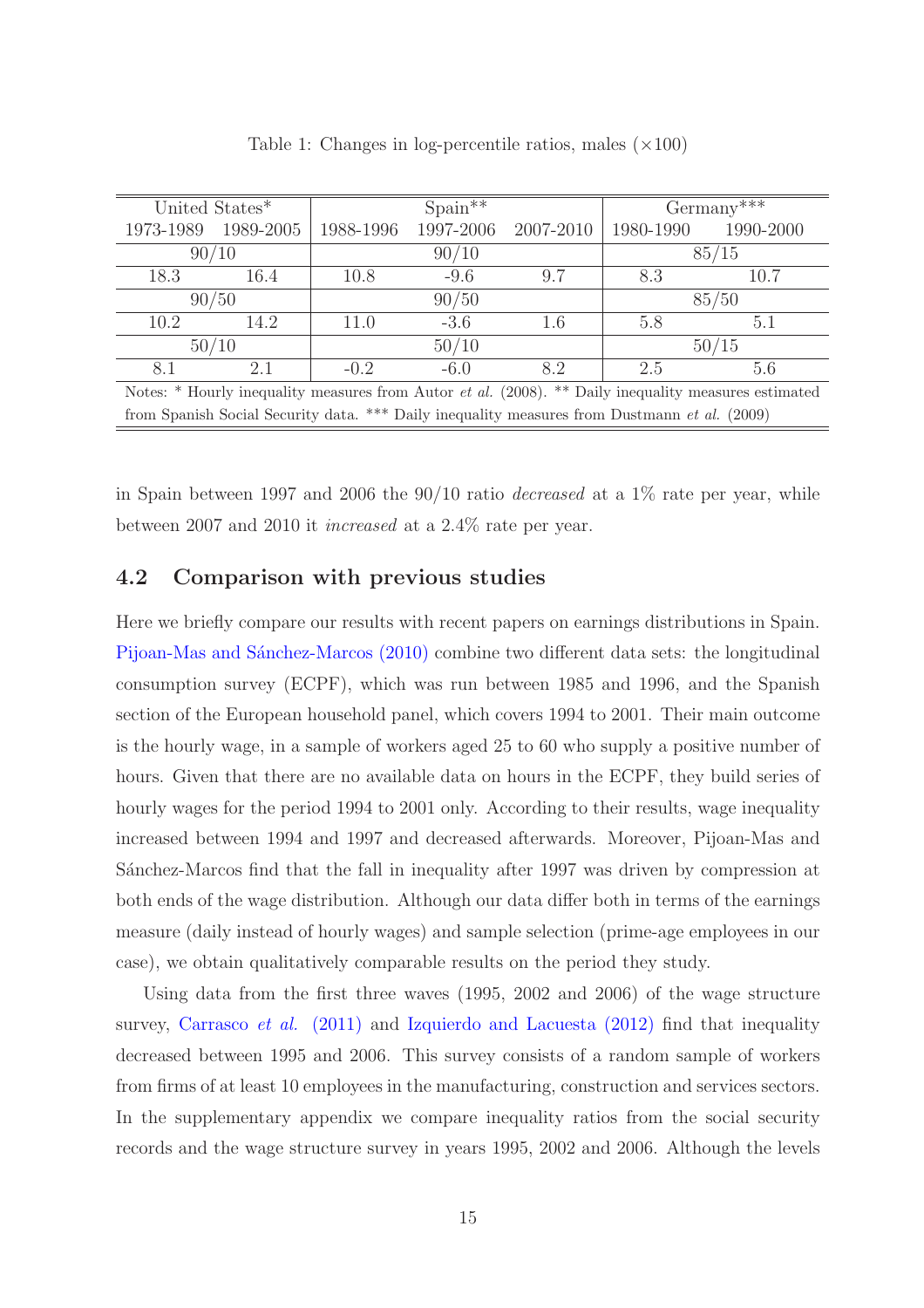Table 1: Changes in log-percentile ratios, males (×100)

| United States* | | Spain** | | | Germany*** | |
|---|---|---|---|---|---|---|
| 1973-1989 | 1989-2005 | 1988-1996 | 1997-2006 | 2007-2010 | 1980-1990 | 1990-2000 |
| 90/10 | | 90/10 | | | 85/15 | |
| 18.3 | 16.4 | 10.8 | -9.6 | 9.7 | 8.3 | 10.7 |
| 90/50 | | 90/50 | | | 85/50 | |
| 10.2 | 14.2 | 11.0 | -3.6 | 1.6 | 5.8 | 5.1 |
| 50/10 | | 50/10 | | | 50/15 | |
| 8.1 | 2.1 | -0.2 | -6.0 | 8.2 | 2.5 | 5.6 |

Notes: * Hourly inequality measures from Autor *et al.* (2008). ** Daily inequality measures estimated from Spanish Social Security data. *** Daily inequality measures from Dustmann *et al.* (2009)

in Spain between 1997 and 2006 the 90/10 ratio *decreased* at a 1% rate per year, while between 2007 and 2010 it *increased* at a 2.4% rate per year.

### 4.2 Comparison with previous studies

Here we briefly compare our results with recent papers on earnings distributions in Spain. Pijoan-Mas and Sánchez-Marcos (2010) combine two different data sets: the longitudinal consumption survey (ECPF), which was run between 1985 and 1996, and the Spanish section of the European household panel, which covers 1994 to 2001. Their main outcome is the hourly wage, in a sample of workers aged 25 to 60 who supply a positive number of hours. Given that there are no available data on hours in the ECPF, they build series of hourly wages for the period 1994 to 2001 only. According to their results, wage inequality increased between 1994 and 1997 and decreased afterwards. Moreover, Pijoan-Mas and Sánchez-Marcos find that the fall in inequality after 1997 was driven by compression at both ends of the wage distribution. Although our data differ both in terms of the earnings measure (daily instead of hourly wages) and sample selection (prime-age employees in our case), we obtain qualitatively comparable results on the period they study.

Using data from the first three waves (1995, 2002 and 2006) of the wage structure survey, Carrasco *et al.* (2011) and Izquierdo and Lacuesta (2012) find that inequality decreased between 1995 and 2006. This survey consists of a random sample of workers from firms of at least 10 employees in the manufacturing, construction and services sectors. In the supplementary appendix we compare inequality ratios from the social security records and the wage structure survey in years 1995, 2002 and 2006. Although the levels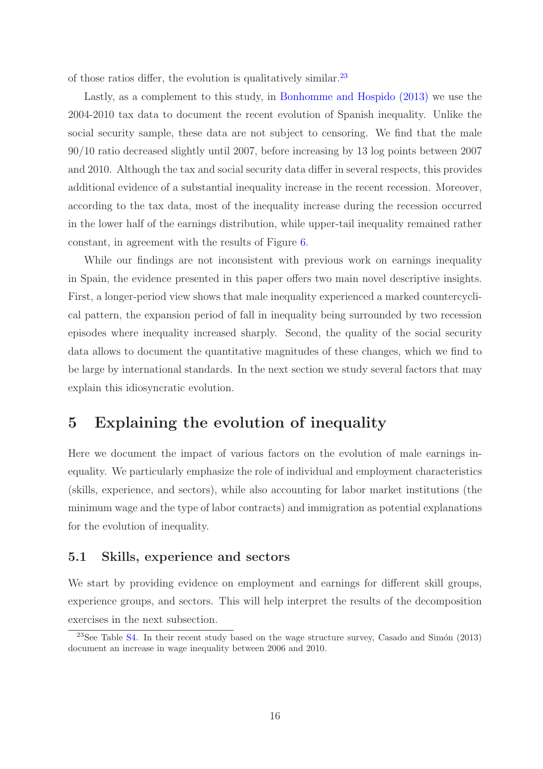of those ratios differ, the evolution is qualitatively similar.[23]

Lastly, as a complement to this study, in Bonhomme and Hospido (2013) we use the 2004-2010 tax data to document the recent evolution of Spanish inequality. Unlike the social security sample, these data are not subject to censoring. We find that the male 90/10 ratio decreased slightly until 2007, before increasing by 13 log points between 2007 and 2010. Although the tax and social security data differ in several respects, this provides additional evidence of a substantial inequality increase in the recent recession. Moreover, according to the tax data, most of the inequality increase during the recession occurred in the lower half of the earnings distribution, while upper-tail inequality remained rather constant, in agreement with the results of Figure 6.

While our findings are not inconsistent with previous work on earnings inequality in Spain, the evidence presented in this paper offers two main novel descriptive insights. First, a longer-period view shows that male inequality experienced a marked countercyclical pattern, the expansion period of fall in inequality being surrounded by two recession episodes where inequality increased sharply. Second, the quality of the social security data allows to document the quantitative magnitudes of these changes, which we find to be large by international standards. In the next section we study several factors that may explain this idiosyncratic evolution.

# 5 Explaining the evolution of inequality

Here we document the impact of various factors on the evolution of male earnings inequality. We particularly emphasize the role of individual and employment characteristics (skills, experience, and sectors), while also accounting for labor market institutions (the minimum wage and the type of labor contracts) and immigration as potential explanations for the evolution of inequality.

## 5.1 Skills, experience and sectors

We start by providing evidence on employment and earnings for different skill groups, experience groups, and sectors. This will help interpret the results of the decomposition exercises in the next subsection.

[23] See Table S4. In their recent study based on the wage structure survey, Casado and Simón (2013) document an increase in wage inequality between 2006 and 2010.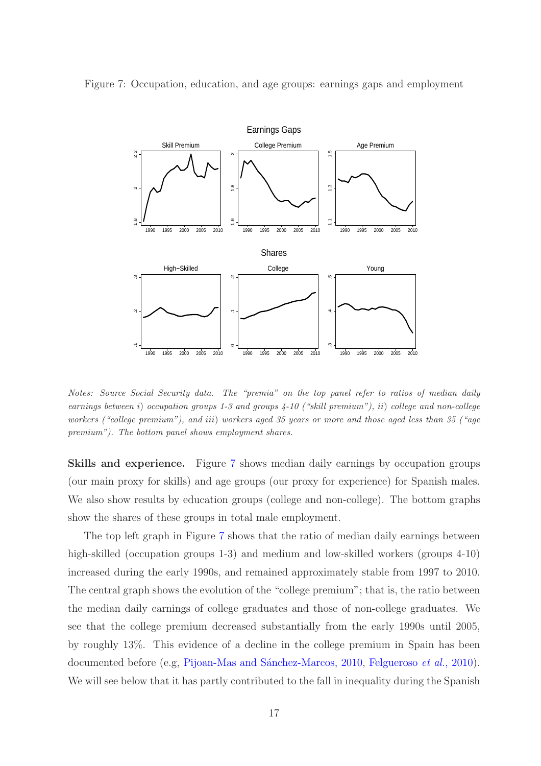Figure 7: Occupation, education, and age groups: earnings gaps and employment

*Notes: Source Social Security data. The "premia" on the top panel refer to ratios of median daily earnings between i) occupation groups 1-3 and groups 4-10 ("skill premium"), ii) college and non-college workers ("college premium"), and iii) workers aged 35 years or more and those aged less than 35 ("age premium"). The bottom panel shows employment shares.*

**Skills and experience.** Figure 7 shows median daily earnings by occupation groups (our main proxy for skills) and age groups (our proxy for experience) for Spanish males. We also show results by education groups (college and non-college). The bottom graphs show the shares of these groups in total male employment.

The top left graph in Figure 7 shows that the ratio of median daily earnings between high-skilled (occupation groups 1-3) and medium and low-skilled workers (groups 4-10) increased during the early 1990s, and remained approximately stable from 1997 to 2010. The central graph shows the evolution of the "college premium"; that is, the ratio between the median daily earnings of college graduates and those of non-college graduates. We see that the college premium decreased substantially from the early 1990s until 2005, by roughly 13%. This evidence of a decline in the college premium in Spain has been documented before (e.g, Pijoan-Mas and Sánchez-Marcos, 2010, Felgueroso *et al.*, 2010). We will see below that it has partly contributed to the fall in inequality during the Spanish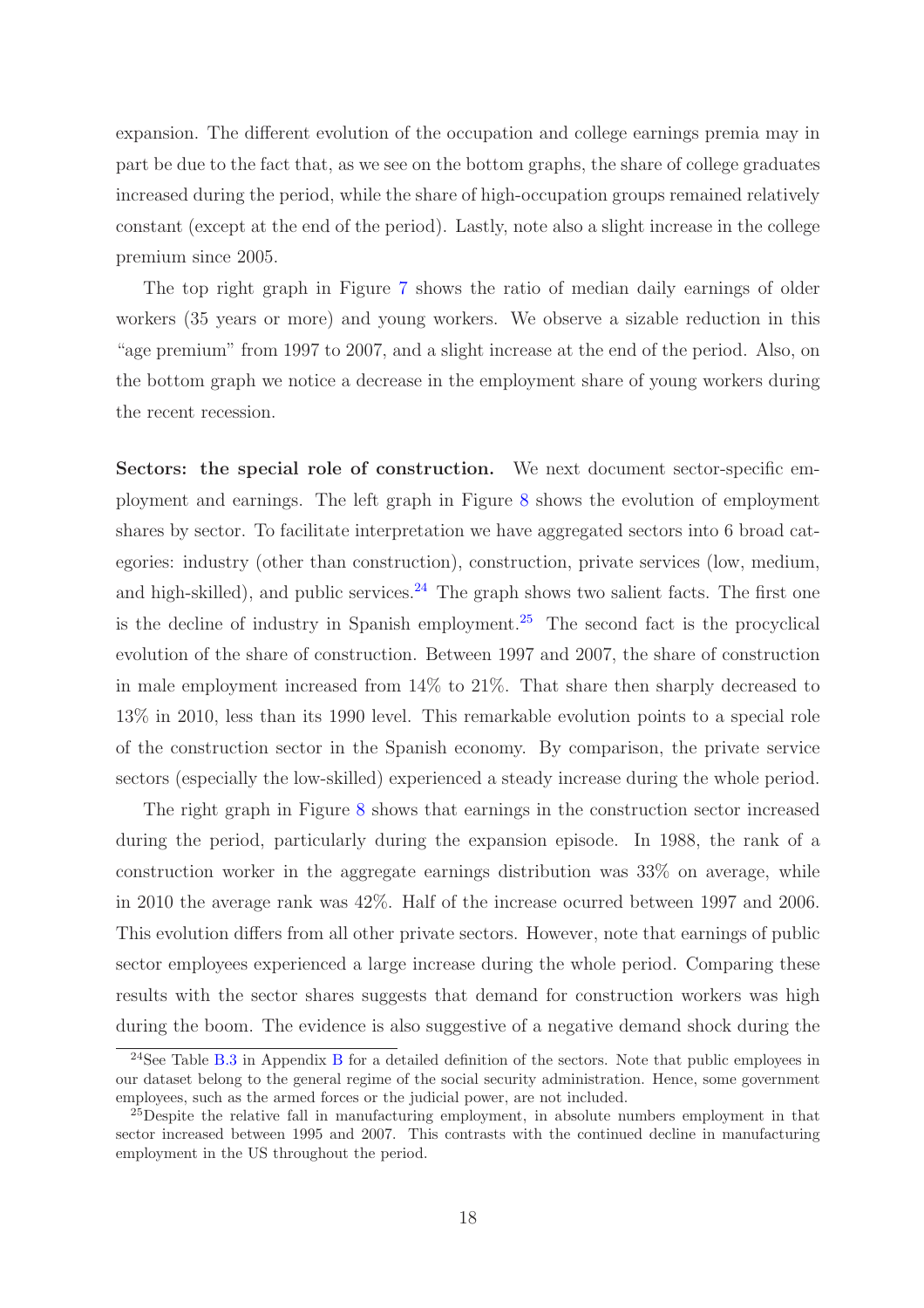expansion. The different evolution of the occupation and college earnings premia may in part be due to the fact that, as we see on the bottom graphs, the share of college graduates increased during the period, while the share of high-occupation groups remained relatively constant (except at the end of the period). Lastly, note also a slight increase in the college premium since 2005.

The top right graph in Figure 7 shows the ratio of median daily earnings of older workers (35 years or more) and young workers. We observe a sizable reduction in this "age premium" from 1997 to 2007, and a slight increase at the end of the period. Also, on the bottom graph we notice a decrease in the employment share of young workers during the recent recession.

**Sectors: the special role of construction.** We next document sector-specific employment and earnings. The left graph in Figure 8 shows the evolution of employment shares by sector. To facilitate interpretation we have aggregated sectors into 6 broad categories: industry (other than construction), construction, private services (low, medium, and high-skilled), and public services.[24] The graph shows two salient facts. The first one is the decline of industry in Spanish employment.[25] The second fact is the procyclical evolution of the share of construction. Between 1997 and 2007, the share of construction in male employment increased from 14% to 21%. That share then sharply decreased to 13% in 2010, less than its 1990 level. This remarkable evolution points to a special role of the construction sector in the Spanish economy. By comparison, the private service sectors (especially the low-skilled) experienced a steady increase during the whole period.

The right graph in Figure 8 shows that earnings in the construction sector increased during the period, particularly during the expansion episode. In 1988, the rank of a construction worker in the aggregate earnings distribution was 33% on average, while in 2010 the average rank was 42%. Half of the increase ocurred between 1997 and 2006. This evolution differs from all other private sectors. However, note that earnings of public sector employees experienced a large increase during the whole period. Comparing these results with the sector shares suggests that demand for construction workers was high during the boom. The evidence is also suggestive of a negative demand shock during the

[24] See Table B.3 in Appendix B for a detailed definition of the sectors. Note that public employees in our dataset belong to the general regime of the social security administration. Hence, some government employees, such as the armed forces or the judicial power, are not included.

[25] Despite the relative fall in manufacturing employment, in absolute numbers employment in that sector increased between 1995 and 2007. This contrasts with the continued decline in manufacturing employment in the US throughout the period.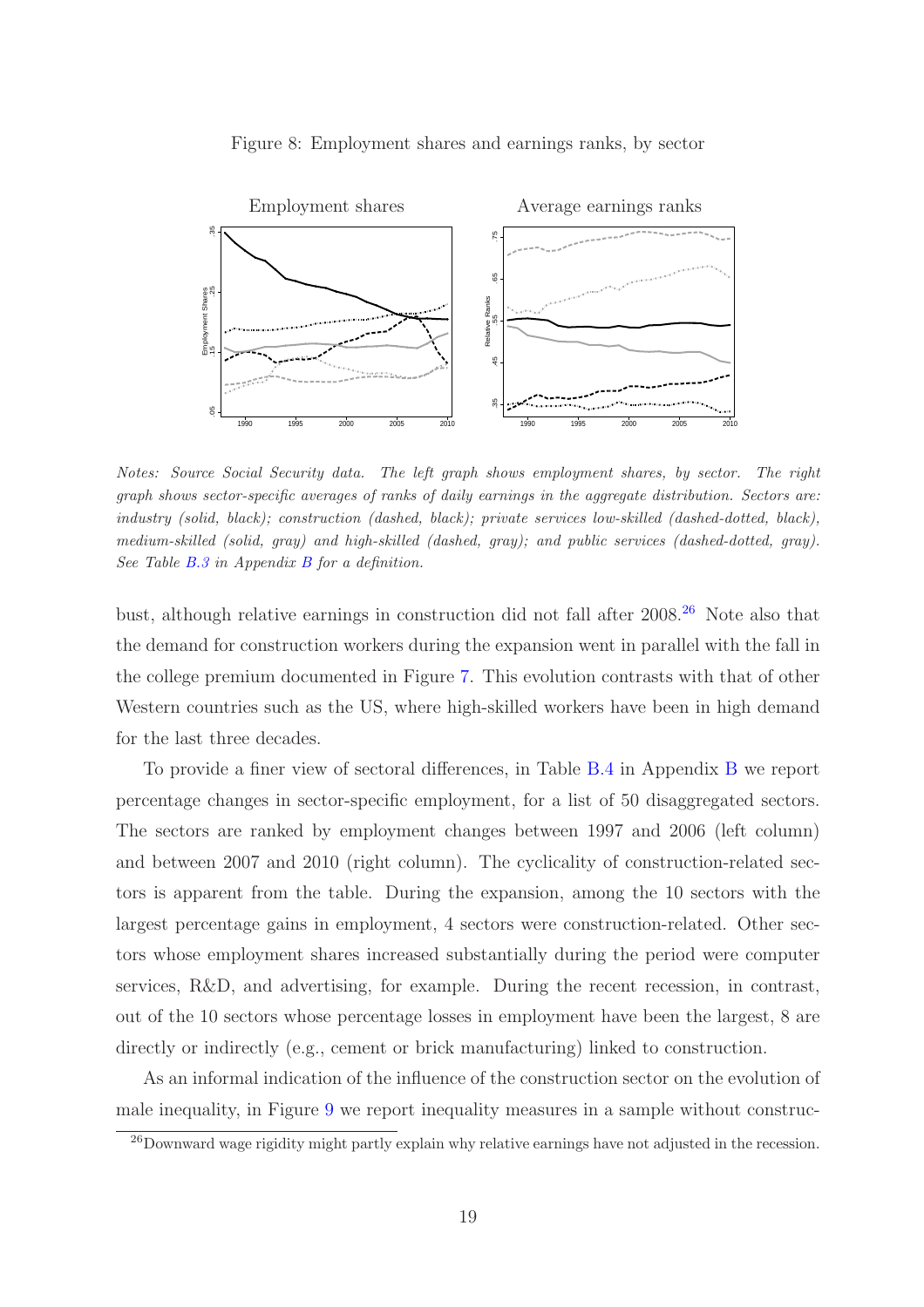Figure 8: Employment shares and earnings ranks, by sector

*Notes: Source Social Security data. The left graph shows employment shares, by sector. The right graph shows sector-specific averages of ranks of daily earnings in the aggregate distribution. Sectors are: industry (solid, black); construction (dashed, black); private services low-skilled (dashed-dotted, black), medium-skilled (solid, gray) and high-skilled (dashed, gray); and public services (dashed-dotted, gray). See Table B.3 in Appendix B for a definition.*

bust, although relative earnings in construction did not fall after 2008.[26] Note also that the demand for construction workers during the expansion went in parallel with the fall in the college premium documented in Figure 7. This evolution contrasts with that of other Western countries such as the US, where high-skilled workers have been in high demand for the last three decades.

To provide a finer view of sectoral differences, in Table B.4 in Appendix B we report percentage changes in sector-specific employment, for a list of 50 disaggregated sectors. The sectors are ranked by employment changes between 1997 and 2006 (left column) and between 2007 and 2010 (right column). The cyclicality of construction-related sectors is apparent from the table. During the expansion, among the 10 sectors with the largest percentage gains in employment, 4 sectors were construction-related. Other sectors whose employment shares increased substantially during the period were computer services, R&D, and advertising, for example. During the recent recession, in contrast, out of the 10 sectors whose percentage losses in employment have been the largest, 8 are directly or indirectly (e.g., cement or brick manufacturing) linked to construction.

As an informal indication of the influence of the construction sector on the evolution of male inequality, in Figure 9 we report inequality measures in a sample without construc-

[26] Downward wage rigidity might partly explain why relative earnings have not adjusted in the recession.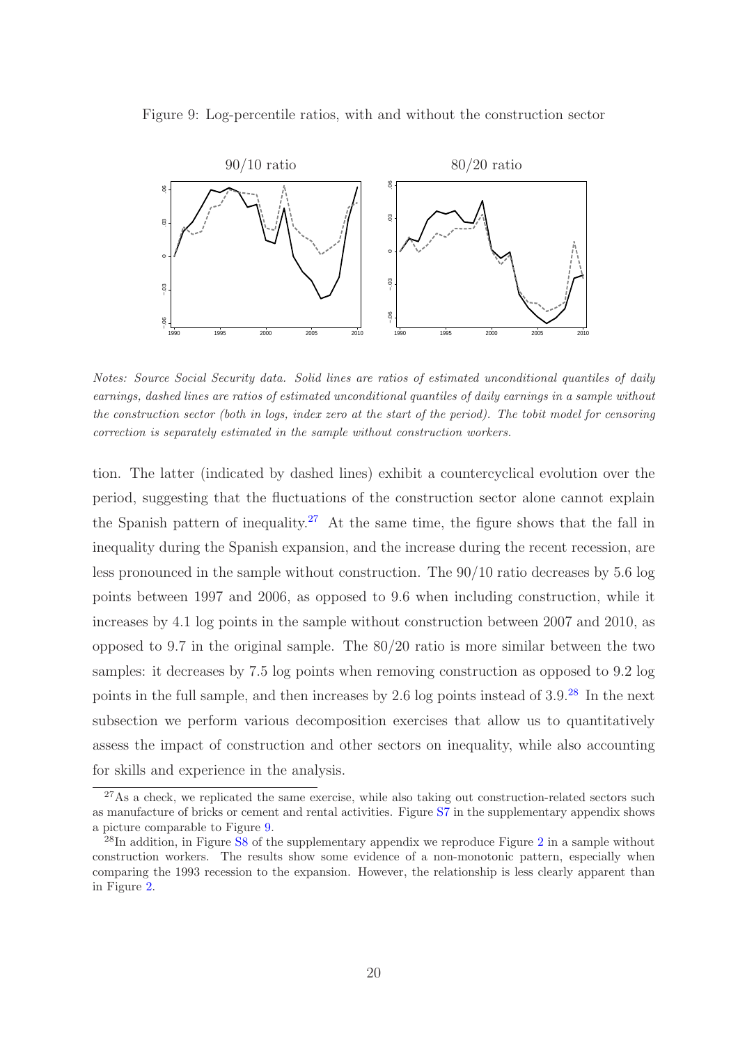Figure 9: Log-percentile ratios, with and without the construction sector

*Notes: Source Social Security data. Solid lines are ratios of estimated unconditional quantiles of daily earnings, dashed lines are ratios of estimated unconditional quantiles of daily earnings in a sample without the construction sector (both in logs, index zero at the start of the period). The tobit model for censoring correction is separately estimated in the sample without construction workers.*

tion. The latter (indicated by dashed lines) exhibit a countercyclical evolution over the period, suggesting that the fluctuations of the construction sector alone cannot explain the Spanish pattern of inequality.[27] At the same time, the figure shows that the fall in inequality during the Spanish expansion, and the increase during the recent recession, are less pronounced in the sample without construction. The 90/10 ratio decreases by 5.6 log points between 1997 and 2006, as opposed to 9.6 when including construction, while it increases by 4.1 log points in the sample without construction between 2007 and 2010, as opposed to 9.7 in the original sample. The 80/20 ratio is more similar between the two samples: it decreases by 7.5 log points when removing construction as opposed to 9.2 log points in the full sample, and then increases by 2.6 log points instead of 3.9.[28] In the next subsection we perform various decomposition exercises that allow us to quantitatively assess the impact of construction and other sectors on inequality, while also accounting for skills and experience in the analysis.

[27] As a check, we replicated the same exercise, while also taking out construction-related sectors such as manufacture of bricks or cement and rental activities. Figure S7 in the supplementary appendix shows a picture comparable to Figure 9.

[28] In addition, in Figure S8 of the supplementary appendix we reproduce Figure 2 in a sample without construction workers. The results show some evidence of a non-monotonic pattern, especially when comparing the 1993 recession to the expansion. However, the relationship is less clearly apparent than in Figure 2.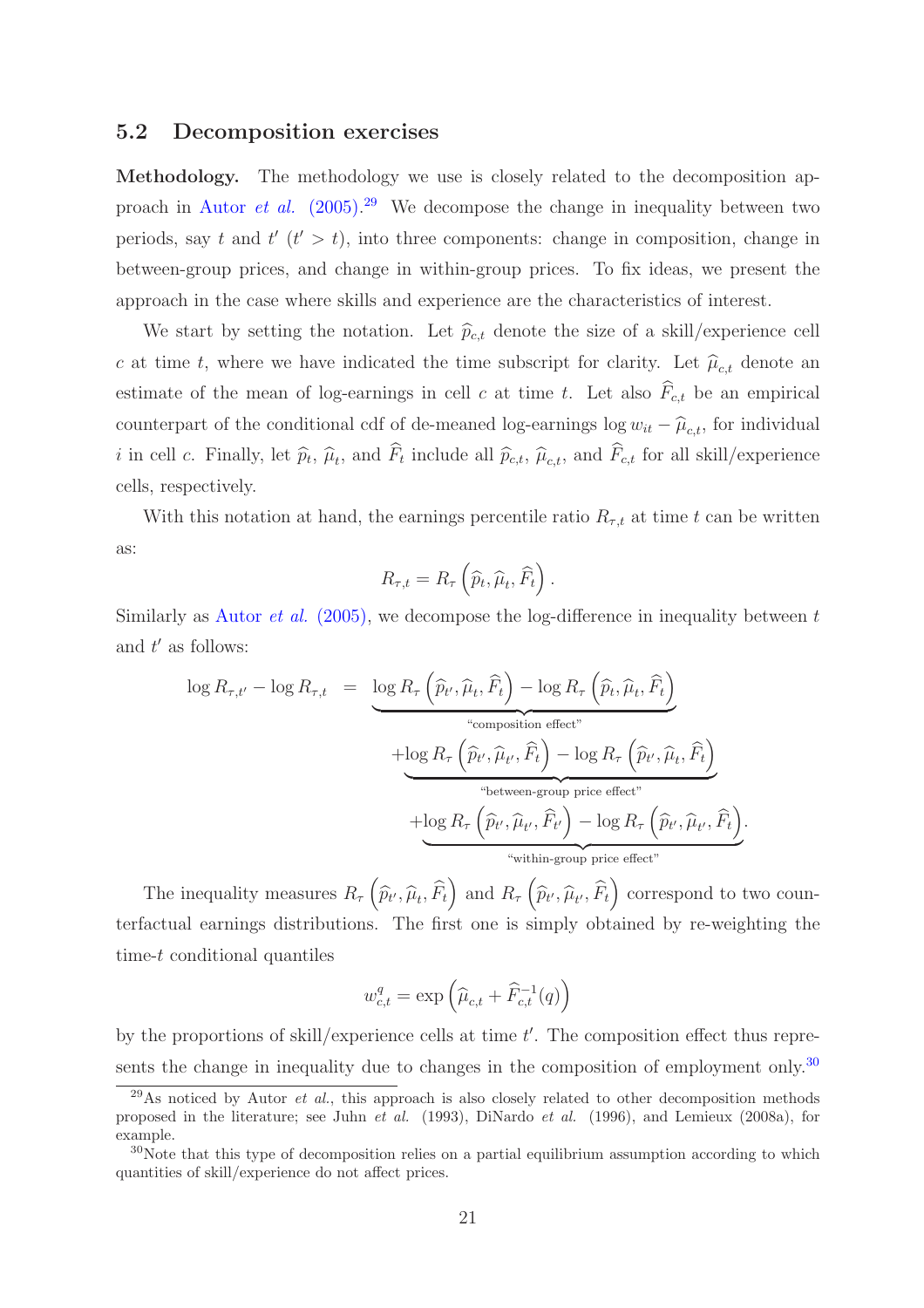## 5.2 Decomposition exercises

**Methodology.** The methodology we use is closely related to the decomposition approach in Autor *et al.* (2005).[29] We decompose the change in inequality between two periods, say $t$ and $t'$ ($t' > t$), into three components: change in composition, change in between-group prices, and change in within-group prices. To fix ideas, we present the approach in the case where skills and experience are the characteristics of interest.

We start by setting the notation. Let $\widehat{p}_{c,t}$ denote the size of a skill/experience cell $c$ at time $t$, where we have indicated the time subscript for clarity. Let $\widehat{\mu}_{c,t}$ denote an estimate of the mean of log-earnings in cell $c$ at time $t$. Let also $\widehat{F}_{c,t}$ be an empirical counterpart of the conditional cdf of de-meaned log-earnings $\log w_{it} - \widehat{\mu}_{c,t}$, for individual $i$ in cell $c$. Finally, let $\widehat{p}_t$, $\widehat{\mu}_t$, and $\widehat{F}_t$ include all $\widehat{p}_{c,t}$, $\widehat{\mu}_{c,t}$, and $\widehat{F}_{c,t}$ for all skill/experience cells, respectively.

With this notation at hand, the earnings percentile ratio $R_{\tau,t}$ at time $t$ can be written as:

$$R_{\tau,t} = R_\tau\left(\widehat{p}_t, \widehat{\mu}_t, \widehat{F}_t\right).$$

Similarly as Autor *et al.* (2005), we decompose the log-difference in inequality between $t$ and $t'$ as follows:

$$\begin{aligned}
\log R_{\tau,t'} - \log R_{\tau,t} \;=\; & \underbrace{\log R_\tau\left(\widehat{p}_{t'}, \widehat{\mu}_t, \widehat{F}_t\right) - \log R_\tau\left(\widehat{p}_t, \widehat{\mu}_t, \widehat{F}_t\right)}_{\text{"composition effect"}} \\
& + \underbrace{\log R_\tau\left(\widehat{p}_{t'}, \widehat{\mu}_{t'}, \widehat{F}_t\right) - \log R_\tau\left(\widehat{p}_{t'}, \widehat{\mu}_t, \widehat{F}_t\right)}_{\text{"between-group price effect"}} \\
& + \underbrace{\log R_\tau\left(\widehat{p}_{t'}, \widehat{\mu}_{t'}, \widehat{F}_{t'}\right) - \log R_\tau\left(\widehat{p}_{t'}, \widehat{\mu}_{t'}, \widehat{F}_t\right)}_{\text{"within-group price effect"}}.
\end{aligned}$$

The inequality measures $R_\tau\left(\widehat{p}_{t'}, \widehat{\mu}_t, \widehat{F}_t\right)$ and $R_\tau\left(\widehat{p}_{t'}, \widehat{\mu}_{t'}, \widehat{F}_t\right)$ correspond to two counterfactual earnings distributions. The first one is simply obtained by re-weighting the time-$t$ conditional quantiles

$$w_{c,t}^q = \exp\left(\widehat{\mu}_{c,t} + \widehat{F}_{c,t}^{-1}(q)\right)$$

by the proportions of skill/experience cells at time $t'$. The composition effect thus represents the change in inequality due to changes in the composition of employment only.[30]

[29] As noticed by Autor *et al.*, this approach is also closely related to other decomposition methods proposed in the literature; see Juhn *et al.* (1993), DiNardo *et al.* (1996), and Lemieux (2008a), for example.

[30] Note that this type of decomposition relies on a partial equilibrium assumption according to which quantities of skill/experience do not affect prices.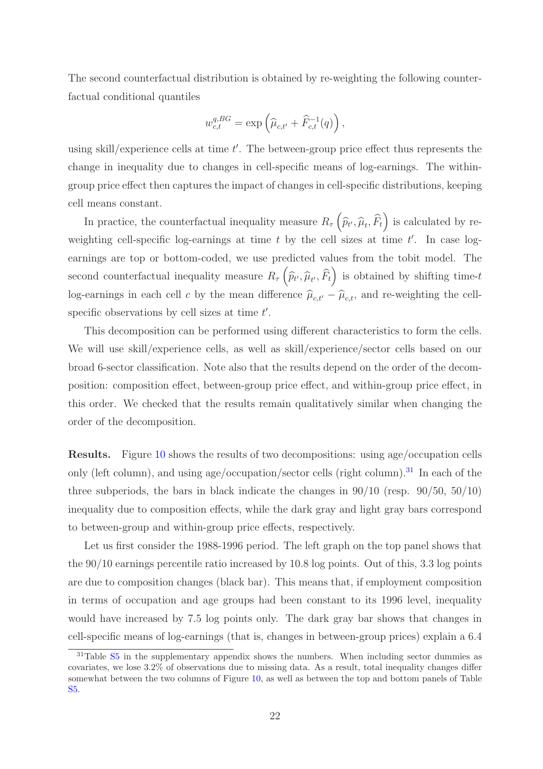The second counterfactual distribution is obtained by re-weighting the following counterfactual conditional quantiles

$$w_{c,t}^{q,BG} = \exp\left(\widehat{\mu}_{c,t'} + \widehat{F}_{c,t}^{-1}(q)\right),$$

using skill/experience cells at time $t'$. The between-group price effect thus represents the change in inequality due to changes in cell-specific means of log-earnings. The within-group price effect then captures the impact of changes in cell-specific distributions, keeping cell means constant.

In practice, the counterfactual inequality measure $R_\tau\left(\widehat{p}_{t'}, \widehat{\mu}_t, \widehat{F}_t\right)$ is calculated by re-weighting cell-specific log-earnings at time $t$ by the cell sizes at time $t'$. In case log-earnings are top or bottom-coded, we use predicted values from the tobit model. The second counterfactual inequality measure $R_\tau\left(\widehat{p}_{t'}, \widehat{\mu}_{t'}, \widehat{F}_t\right)$ is obtained by shifting time-$t$ log-earnings in each cell $c$ by the mean difference $\widehat{\mu}_{c,t'} - \widehat{\mu}_{c,t}$, and re-weighting the cell-specific observations by cell sizes at time $t'$.

This decomposition can be performed using different characteristics to form the cells. We will use skill/experience cells, as well as skill/experience/sector cells based on our broad 6-sector classification. Note also that the results depend on the order of the decomposition: composition effect, between-group price effect, and within-group price effect, in this order. We checked that the results remain qualitatively similar when changing the order of the decomposition.

**Results.** Figure 10 shows the results of two decompositions: using age/occupation cells only (left column), and using age/occupation/sector cells (right column).[31] In each of the three subperiods, the bars in black indicate the changes in 90/10 (resp. 90/50, 50/10) inequality due to composition effects, while the dark gray and light gray bars correspond to between-group and within-group price effects, respectively.

Let us first consider the 1988-1996 period. The left graph on the top panel shows that the 90/10 earnings percentile ratio increased by 10.8 log points. Out of this, 3.3 log points are due to composition changes (black bar). This means that, if employment composition in terms of occupation and age groups had been constant to its 1996 level, inequality would have increased by 7.5 log points only. The dark gray bar shows that changes in cell-specific means of log-earnings (that is, changes in between-group prices) explain a 6.4

[31] Table S5 in the supplementary appendix shows the numbers. When including sector dummies as covariates, we lose 3.2% of observations due to missing data. As a result, total inequality changes differ somewhat between the two columns of Figure 10, as well as between the top and bottom panels of Table S5.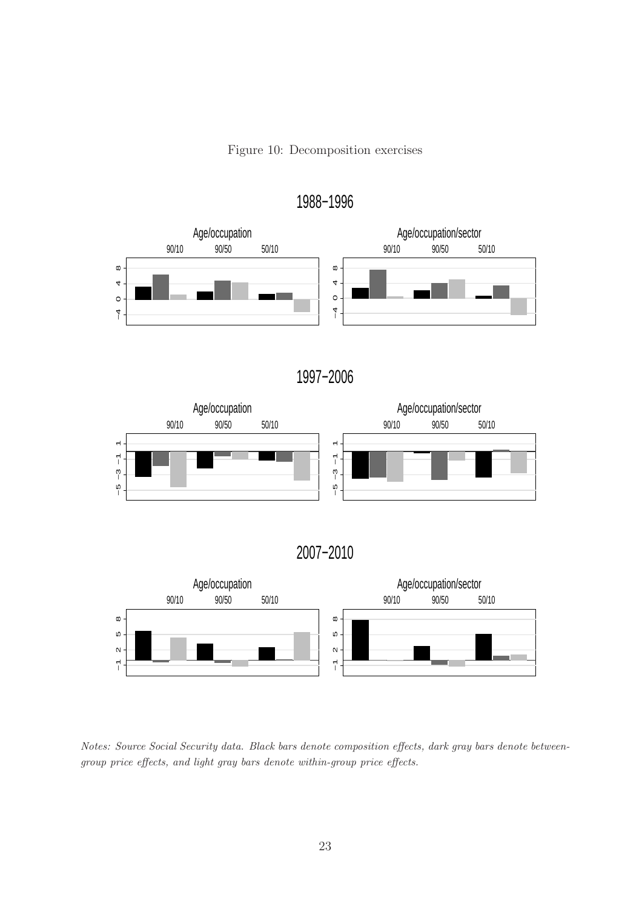Figure 10: Decomposition exercises

1988–1996

Age/occupation — 90/10, 90/50, 50/10

Age/occupation/sector — 90/10, 90/50, 50/10

1997–2006

Age/occupation — 90/10, 90/50, 50/10

Age/occupation/sector — 90/10, 90/50, 50/10

2007–2010

Age/occupation — 90/10, 90/50, 50/10

Age/occupation/sector — 90/10, 90/50, 50/10

*Notes: Source Social Security data. Black bars denote composition effects, dark gray bars denote between-group price effects, and light gray bars denote within-group price effects.*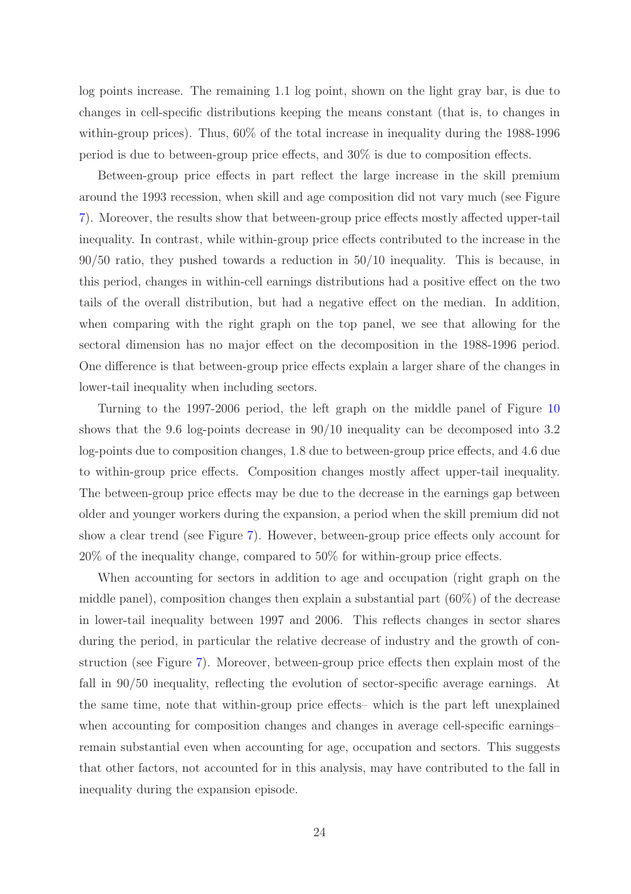log points increase. The remaining 1.1 log point, shown on the light gray bar, is due to changes in cell-specific distributions keeping the means constant (that is, to changes in within-group prices). Thus, 60% of the total increase in inequality during the 1988-1996 period is due to between-group price effects, and 30% is due to composition effects.

Between-group price effects in part reflect the large increase in the skill premium around the 1993 recession, when skill and age composition did not vary much (see Figure 7). Moreover, the results show that between-group price effects mostly affected upper-tail inequality. In contrast, while within-group price effects contributed to the increase in the 90/50 ratio, they pushed towards a reduction in 50/10 inequality. This is because, in this period, changes in within-cell earnings distributions had a positive effect on the two tails of the overall distribution, but had a negative effect on the median. In addition, when comparing with the right graph on the top panel, we see that allowing for the sectoral dimension has no major effect on the decomposition in the 1988-1996 period. One difference is that between-group price effects explain a larger share of the changes in lower-tail inequality when including sectors.

Turning to the 1997-2006 period, the left graph on the middle panel of Figure 10 shows that the 9.6 log-points decrease in 90/10 inequality can be decomposed into 3.2 log-points due to composition changes, 1.8 due to between-group price effects, and 4.6 due to within-group price effects. Composition changes mostly affect upper-tail inequality. The between-group price effects may be due to the decrease in the earnings gap between older and younger workers during the expansion, a period when the skill premium did not show a clear trend (see Figure 7). However, between-group price effects only account for 20% of the inequality change, compared to 50% for within-group price effects.

When accounting for sectors in addition to age and occupation (right graph on the middle panel), composition changes then explain a substantial part (60%) of the decrease in lower-tail inequality between 1997 and 2006. This reflects changes in sector shares during the period, in particular the relative decrease of industry and the growth of construction (see Figure 7). Moreover, between-group price effects then explain most of the fall in 90/50 inequality, reflecting the evolution of sector-specific average earnings. At the same time, note that within-group price effects– which is the part left unexplained when accounting for composition changes and changes in average cell-specific earnings– remain substantial even when accounting for age, occupation and sectors. This suggests that other factors, not accounted for in this analysis, may have contributed to the fall in inequality during the expansion episode.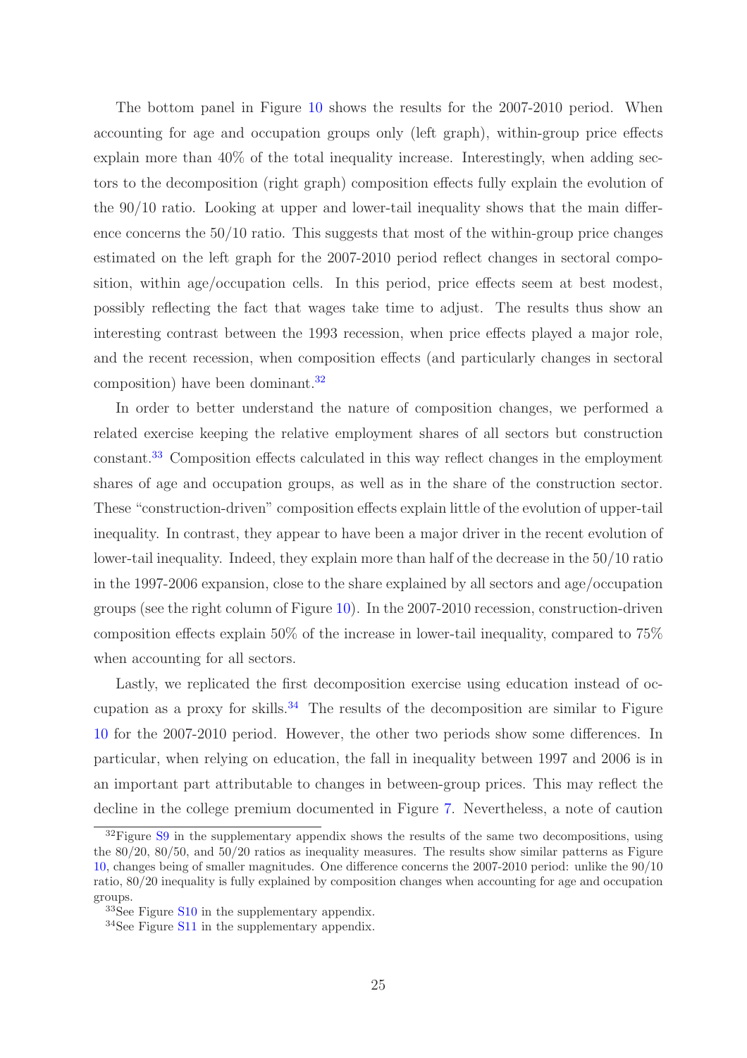The bottom panel in Figure 10 shows the results for the 2007-2010 period. When accounting for age and occupation groups only (left graph), within-group price effects explain more than 40% of the total inequality increase. Interestingly, when adding sectors to the decomposition (right graph) composition effects fully explain the evolution of the 90/10 ratio. Looking at upper and lower-tail inequality shows that the main difference concerns the 50/10 ratio. This suggests that most of the within-group price changes estimated on the left graph for the 2007-2010 period reflect changes in sectoral composition, within age/occupation cells. In this period, price effects seem at best modest, possibly reflecting the fact that wages take time to adjust. The results thus show an interesting contrast between the 1993 recession, when price effects played a major role, and the recent recession, when composition effects (and particularly changes in sectoral composition) have been dominant.[32]

In order to better understand the nature of composition changes, we performed a related exercise keeping the relative employment shares of all sectors but construction constant.[33] Composition effects calculated in this way reflect changes in the employment shares of age and occupation groups, as well as in the share of the construction sector. These "construction-driven" composition effects explain little of the evolution of upper-tail inequality. In contrast, they appear to have been a major driver in the recent evolution of lower-tail inequality. Indeed, they explain more than half of the decrease in the 50/10 ratio in the 1997-2006 expansion, close to the share explained by all sectors and age/occupation groups (see the right column of Figure 10). In the 2007-2010 recession, construction-driven composition effects explain 50% of the increase in lower-tail inequality, compared to 75% when accounting for all sectors.

Lastly, we replicated the first decomposition exercise using education instead of occupation as a proxy for skills.[34] The results of the decomposition are similar to Figure 10 for the 2007-2010 period. However, the other two periods show some differences. In particular, when relying on education, the fall in inequality between 1997 and 2006 is in an important part attributable to changes in between-group prices. This may reflect the decline in the college premium documented in Figure 7. Nevertheless, a note of caution

[32]Figure S9 in the supplementary appendix shows the results of the same two decompositions, using the 80/20, 80/50, and 50/20 ratios as inequality measures. The results show similar patterns as Figure 10, changes being of smaller magnitudes. One difference concerns the 2007-2010 period: unlike the 90/10 ratio, 80/20 inequality is fully explained by composition changes when accounting for age and occupation groups.

[33]See Figure S10 in the supplementary appendix.

[34]See Figure S11 in the supplementary appendix.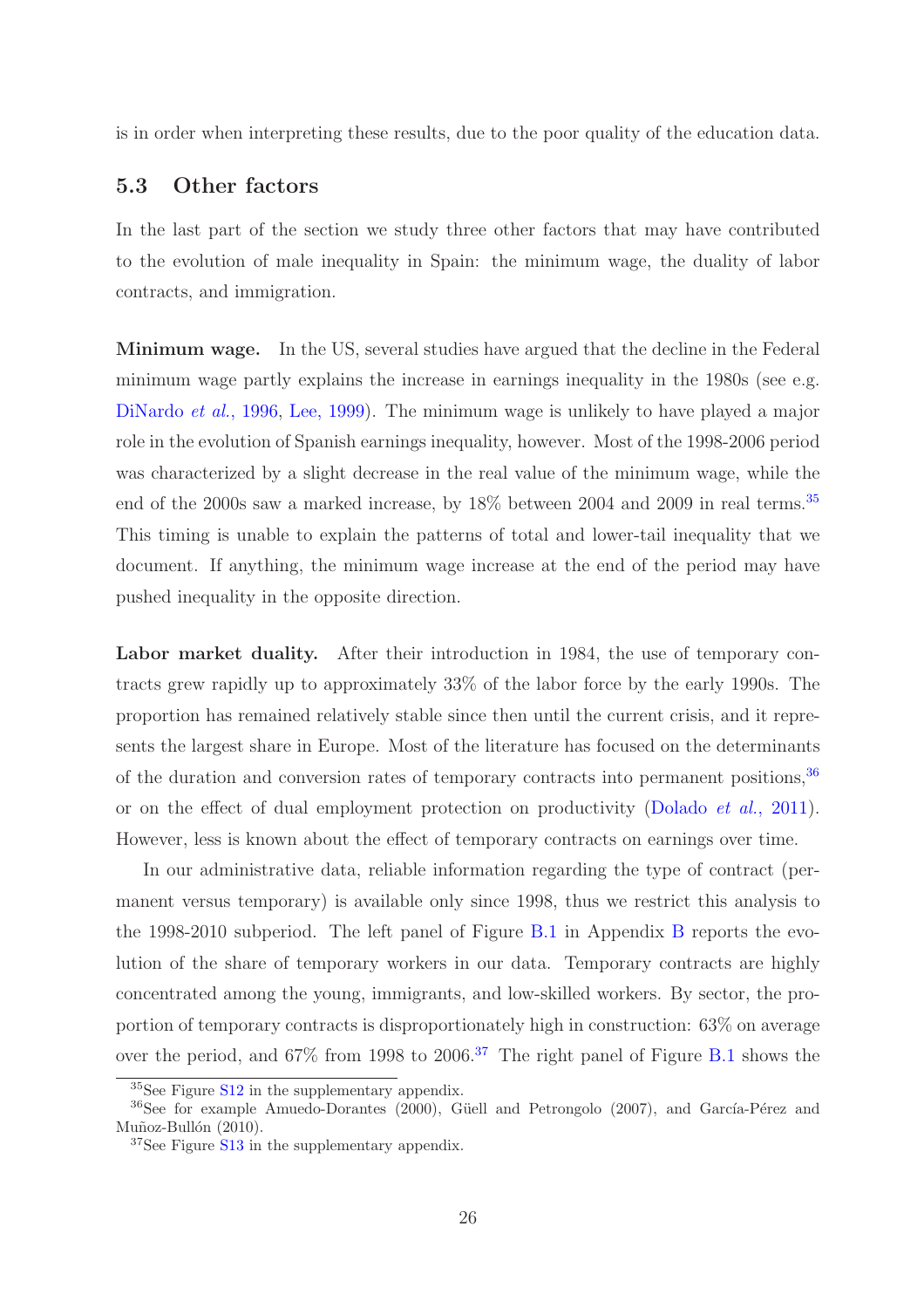is in order when interpreting these results, due to the poor quality of the education data.

## 5.3 Other factors

In the last part of the section we study three other factors that may have contributed to the evolution of male inequality in Spain: the minimum wage, the duality of labor contracts, and immigration.

**Minimum wage.** In the US, several studies have argued that the decline in the Federal minimum wage partly explains the increase in earnings inequality in the 1980s (see e.g. DiNardo *et al.*, 1996, Lee, 1999). The minimum wage is unlikely to have played a major role in the evolution of Spanish earnings inequality, however. Most of the 1998-2006 period was characterized by a slight decrease in the real value of the minimum wage, while the end of the 2000s saw a marked increase, by 18% between 2004 and 2009 in real terms.[35] This timing is unable to explain the patterns of total and lower-tail inequality that we document. If anything, the minimum wage increase at the end of the period may have pushed inequality in the opposite direction.

**Labor market duality.** After their introduction in 1984, the use of temporary contracts grew rapidly up to approximately 33% of the labor force by the early 1990s. The proportion has remained relatively stable since then until the current crisis, and it represents the largest share in Europe. Most of the literature has focused on the determinants of the duration and conversion rates of temporary contracts into permanent positions,[36] or on the effect of dual employment protection on productivity (Dolado *et al.*, 2011). However, less is known about the effect of temporary contracts on earnings over time.

In our administrative data, reliable information regarding the type of contract (permanent versus temporary) is available only since 1998, thus we restrict this analysis to the 1998-2010 subperiod. The left panel of Figure B.1 in Appendix B reports the evolution of the share of temporary workers in our data. Temporary contracts are highly concentrated among the young, immigrants, and low-skilled workers. By sector, the proportion of temporary contracts is disproportionately high in construction: 63% on average over the period, and 67% from 1998 to 2006.[37] The right panel of Figure B.1 shows the

[35] See Figure S12 in the supplementary appendix.

[36] See for example Amuedo-Dorantes (2000), Güell and Petrongolo (2007), and García-Pérez and Muñoz-Bullón (2010).

[37] See Figure S13 in the supplementary appendix.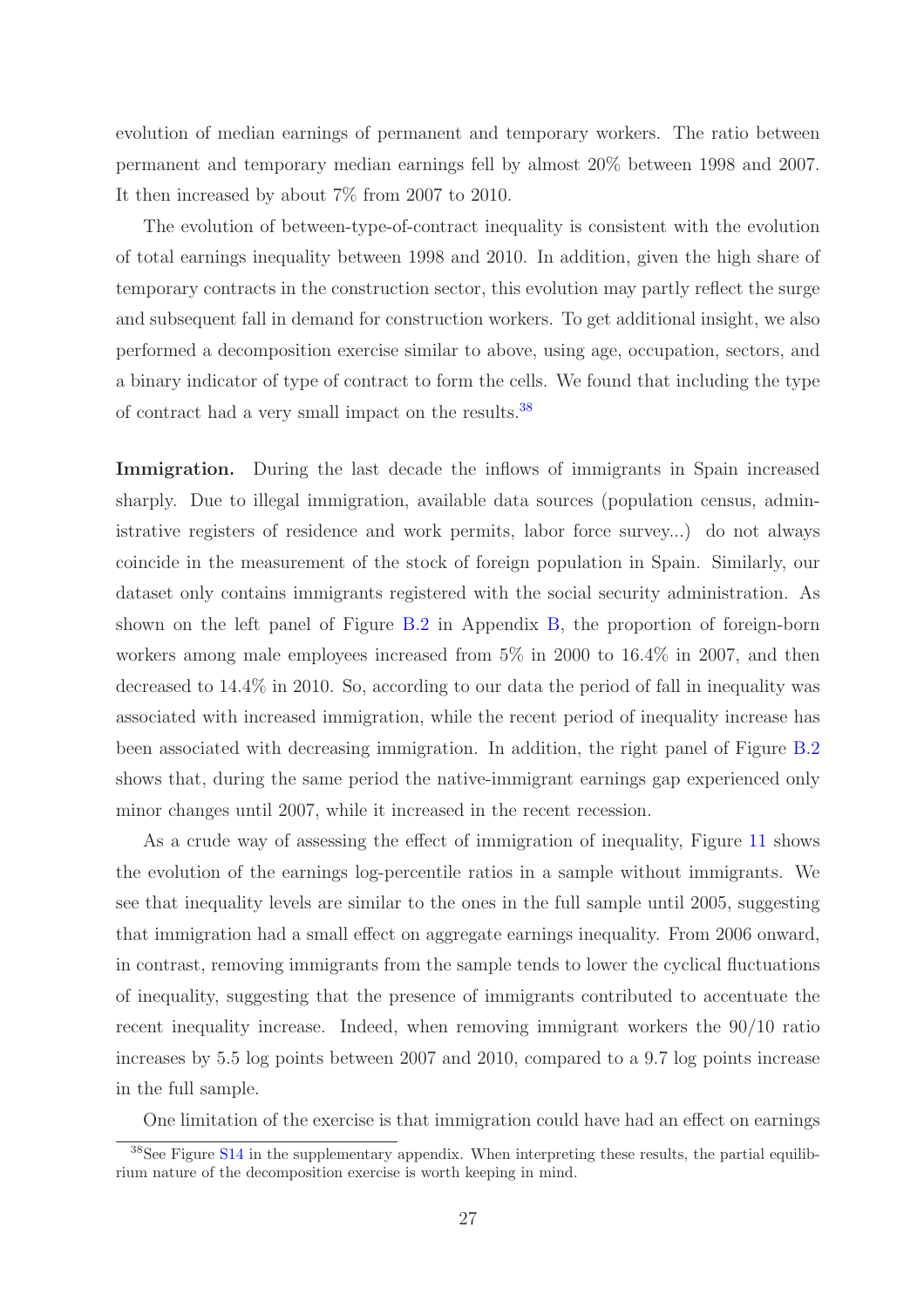evolution of median earnings of permanent and temporary workers. The ratio between permanent and temporary median earnings fell by almost 20% between 1998 and 2007. It then increased by about 7% from 2007 to 2010.

The evolution of between-type-of-contract inequality is consistent with the evolution of total earnings inequality between 1998 and 2010. In addition, given the high share of temporary contracts in the construction sector, this evolution may partly reflect the surge and subsequent fall in demand for construction workers. To get additional insight, we also performed a decomposition exercise similar to above, using age, occupation, sectors, and a binary indicator of type of contract to form the cells. We found that including the type of contract had a very small impact on the results.[38]

**Immigration.** During the last decade the inflows of immigrants in Spain increased sharply. Due to illegal immigration, available data sources (population census, administrative registers of residence and work permits, labor force survey...) do not always coincide in the measurement of the stock of foreign population in Spain. Similarly, our dataset only contains immigrants registered with the social security administration. As shown on the left panel of Figure B.2 in Appendix B, the proportion of foreign-born workers among male employees increased from 5% in 2000 to 16.4% in 2007, and then decreased to 14.4% in 2010. So, according to our data the period of fall in inequality was associated with increased immigration, while the recent period of inequality increase has been associated with decreasing immigration. In addition, the right panel of Figure B.2 shows that, during the same period the native-immigrant earnings gap experienced only minor changes until 2007, while it increased in the recent recession.

As a crude way of assessing the effect of immigration of inequality, Figure 11 shows the evolution of the earnings log-percentile ratios in a sample without immigrants. We see that inequality levels are similar to the ones in the full sample until 2005, suggesting that immigration had a small effect on aggregate earnings inequality. From 2006 onward, in contrast, removing immigrants from the sample tends to lower the cyclical fluctuations of inequality, suggesting that the presence of immigrants contributed to accentuate the recent inequality increase. Indeed, when removing immigrant workers the 90/10 ratio increases by 5.5 log points between 2007 and 2010, compared to a 9.7 log points increase in the full sample.

One limitation of the exercise is that immigration could have had an effect on earnings

[38] See Figure S14 in the supplementary appendix. When interpreting these results, the partial equilibrium nature of the decomposition exercise is worth keeping in mind.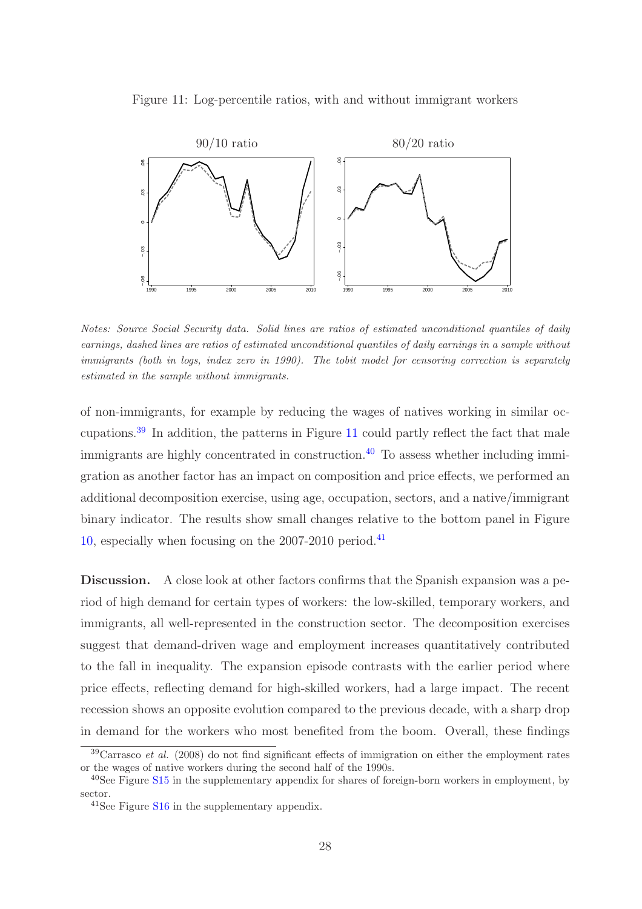Figure 11: Log-percentile ratios, with and without immigrant workers

*Notes: Source Social Security data. Solid lines are ratios of estimated unconditional quantiles of daily earnings, dashed lines are ratios of estimated unconditional quantiles of daily earnings in a sample without immigrants (both in logs, index zero in 1990). The tobit model for censoring correction is separately estimated in the sample without immigrants.*

of non-immigrants, for example by reducing the wages of natives working in similar occupations.[39] In addition, the patterns in Figure 11 could partly reflect the fact that male immigrants are highly concentrated in construction.[40] To assess whether including immigration as another factor has an impact on composition and price effects, we performed an additional decomposition exercise, using age, occupation, sectors, and a native/immigrant binary indicator. The results show small changes relative to the bottom panel in Figure 10, especially when focusing on the 2007-2010 period.[41]

**Discussion.** A close look at other factors confirms that the Spanish expansion was a period of high demand for certain types of workers: the low-skilled, temporary workers, and immigrants, all well-represented in the construction sector. The decomposition exercises suggest that demand-driven wage and employment increases quantitatively contributed to the fall in inequality. The expansion episode contrasts with the earlier period where price effects, reflecting demand for high-skilled workers, had a large impact. The recent recession shows an opposite evolution compared to the previous decade, with a sharp drop in demand for the workers who most benefited from the boom. Overall, these findings

[39] Carrasco *et al.* (2008) do not find significant effects of immigration on either the employment rates or the wages of native workers during the second half of the 1990s.

[40] See Figure S15 in the supplementary appendix for shares of foreign-born workers in employment, by sector.

[41] See Figure S16 in the supplementary appendix.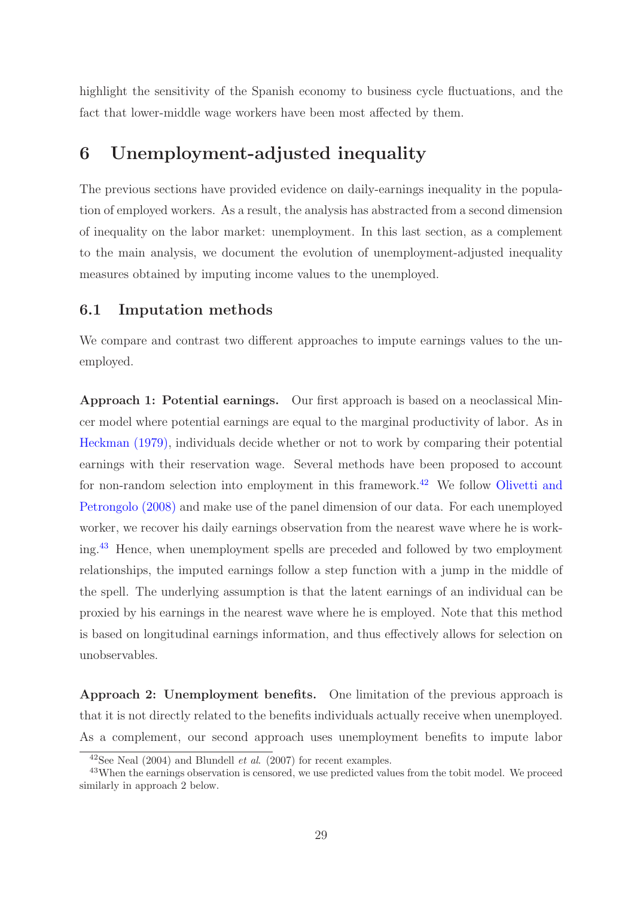highlight the sensitivity of the Spanish economy to business cycle fluctuations, and the fact that lower-middle wage workers have been most affected by them.

# 6 Unemployment-adjusted inequality

The previous sections have provided evidence on daily-earnings inequality in the population of employed workers. As a result, the analysis has abstracted from a second dimension of inequality on the labor market: unemployment. In this last section, as a complement to the main analysis, we document the evolution of unemployment-adjusted inequality measures obtained by imputing income values to the unemployed.

## 6.1 Imputation methods

We compare and contrast two different approaches to impute earnings values to the unemployed.

**Approach 1: Potential earnings.** Our first approach is based on a neoclassical Mincer model where potential earnings are equal to the marginal productivity of labor. As in Heckman (1979), individuals decide whether or not to work by comparing their potential earnings with their reservation wage. Several methods have been proposed to account for non-random selection into employment in this framework.[42] We follow Olivetti and Petrongolo (2008) and make use of the panel dimension of our data. For each unemployed worker, we recover his daily earnings observation from the nearest wave where he is working.[43] Hence, when unemployment spells are preceded and followed by two employment relationships, the imputed earnings follow a step function with a jump in the middle of the spell. The underlying assumption is that the latent earnings of an individual can be proxied by his earnings in the nearest wave where he is employed. Note that this method is based on longitudinal earnings information, and thus effectively allows for selection on unobservables.

**Approach 2: Unemployment benefits.** One limitation of the previous approach is that it is not directly related to the benefits individuals actually receive when unemployed. As a complement, our second approach uses unemployment benefits to impute labor

[42] See Neal (2004) and Blundell *et al*. (2007) for recent examples.

[43] When the earnings observation is censored, we use predicted values from the tobit model. We proceed similarly in approach 2 below.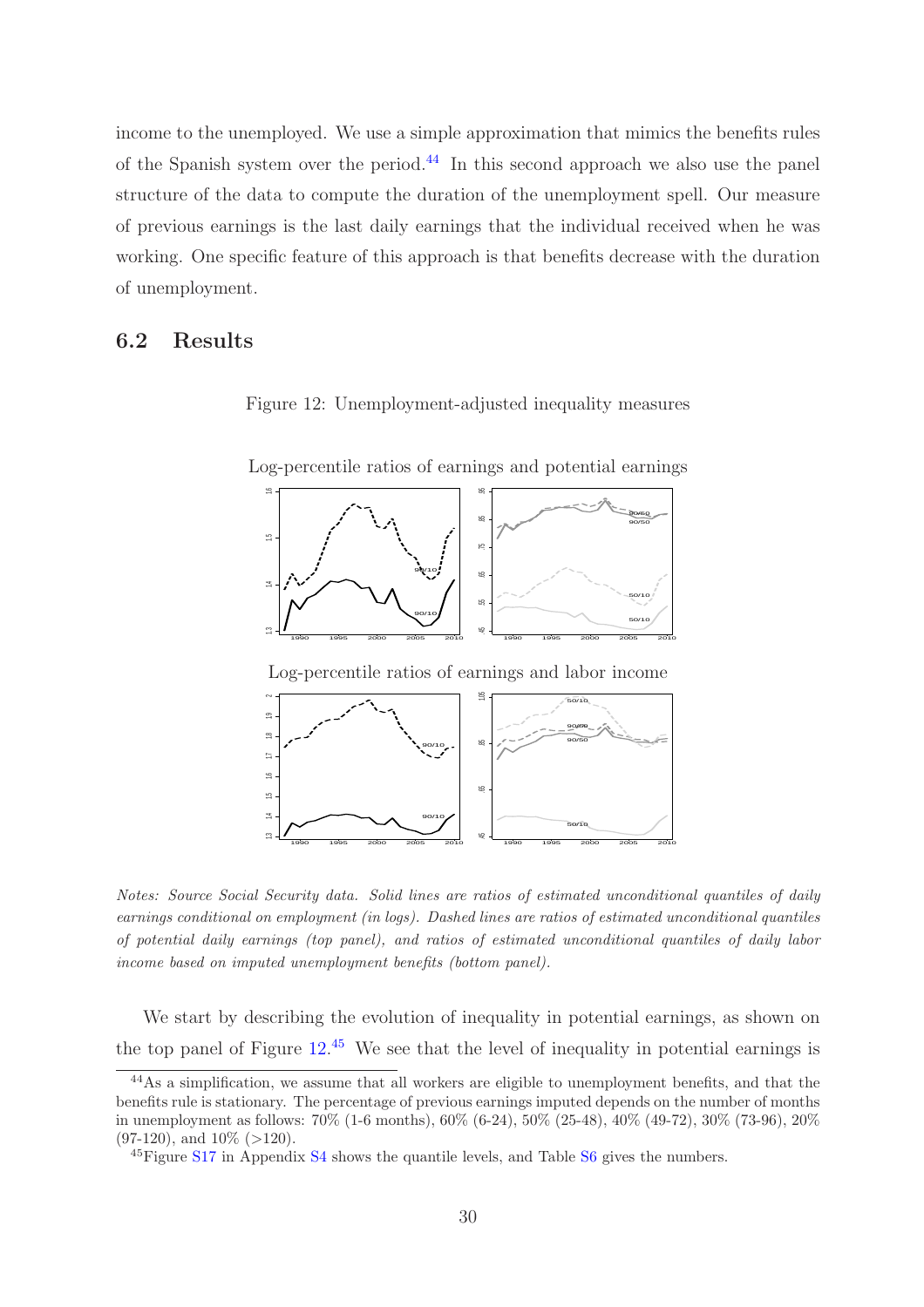income to the unemployed. We use a simple approximation that mimics the benefits rules of the Spanish system over the period.[44] In this second approach we also use the panel structure of the data to compute the duration of the unemployment spell. Our measure of previous earnings is the last daily earnings that the individual received when he was working. One specific feature of this approach is that benefits decrease with the duration of unemployment.

## 6.2 Results

Figure 12: Unemployment-adjusted inequality measures

Log-percentile ratios of earnings and potential earnings

Log-percentile ratios of earnings and labor income

*Notes: Source Social Security data. Solid lines are ratios of estimated unconditional quantiles of daily earnings conditional on employment (in logs). Dashed lines are ratios of estimated unconditional quantiles of potential daily earnings (top panel), and ratios of estimated unconditional quantiles of daily labor income based on imputed unemployment benefits (bottom panel).*

We start by describing the evolution of inequality in potential earnings, as shown on the top panel of Figure 12.[45] We see that the level of inequality in potential earnings is

[44] As a simplification, we assume that all workers are eligible to unemployment benefits, and that the benefits rule is stationary. The percentage of previous earnings imputed depends on the number of months in unemployment as follows: 70% (1-6 months), 60% (6-24), 50% (25-48), 40% (49-72), 30% (73-96), 20% (97-120), and 10% (>120).

[45] Figure S17 in Appendix S4 shows the quantile levels, and Table S6 gives the numbers.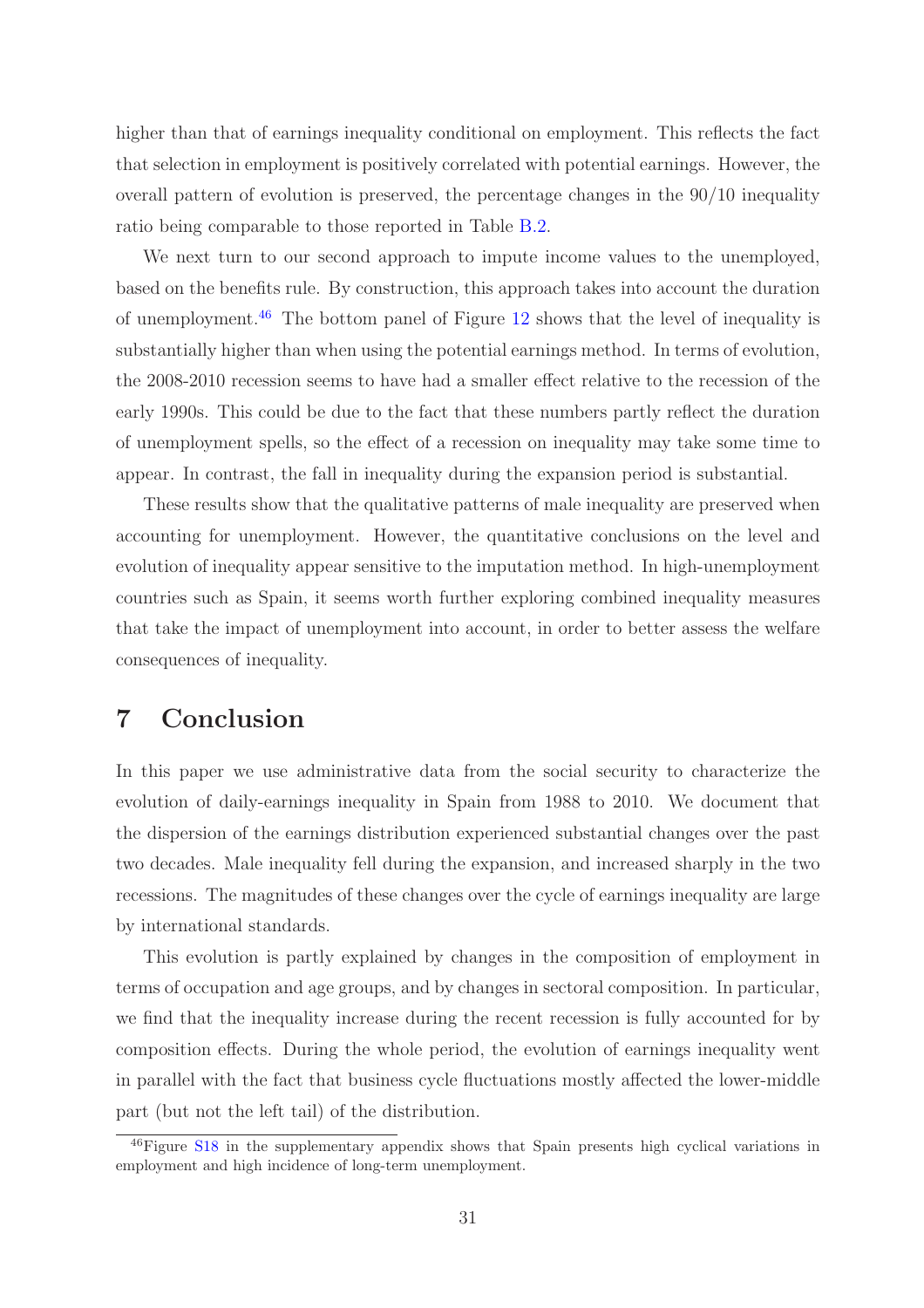higher than that of earnings inequality conditional on employment. This reflects the fact that selection in employment is positively correlated with potential earnings. However, the overall pattern of evolution is preserved, the percentage changes in the 90/10 inequality ratio being comparable to those reported in Table B.2.

We next turn to our second approach to impute income values to the unemployed, based on the benefits rule. By construction, this approach takes into account the duration of unemployment.[46] The bottom panel of Figure 12 shows that the level of inequality is substantially higher than when using the potential earnings method. In terms of evolution, the 2008-2010 recession seems to have had a smaller effect relative to the recession of the early 1990s. This could be due to the fact that these numbers partly reflect the duration of unemployment spells, so the effect of a recession on inequality may take some time to appear. In contrast, the fall in inequality during the expansion period is substantial.

These results show that the qualitative patterns of male inequality are preserved when accounting for unemployment. However, the quantitative conclusions on the level and evolution of inequality appear sensitive to the imputation method. In high-unemployment countries such as Spain, it seems worth further exploring combined inequality measures that take the impact of unemployment into account, in order to better assess the welfare consequences of inequality.

# 7 Conclusion

In this paper we use administrative data from the social security to characterize the evolution of daily-earnings inequality in Spain from 1988 to 2010. We document that the dispersion of the earnings distribution experienced substantial changes over the past two decades. Male inequality fell during the expansion, and increased sharply in the two recessions. The magnitudes of these changes over the cycle of earnings inequality are large by international standards.

This evolution is partly explained by changes in the composition of employment in terms of occupation and age groups, and by changes in sectoral composition. In particular, we find that the inequality increase during the recent recession is fully accounted for by composition effects. During the whole period, the evolution of earnings inequality went in parallel with the fact that business cycle fluctuations mostly affected the lower-middle part (but not the left tail) of the distribution.

[46] Figure S18 in the supplementary appendix shows that Spain presents high cyclical variations in employment and high incidence of long-term unemployment.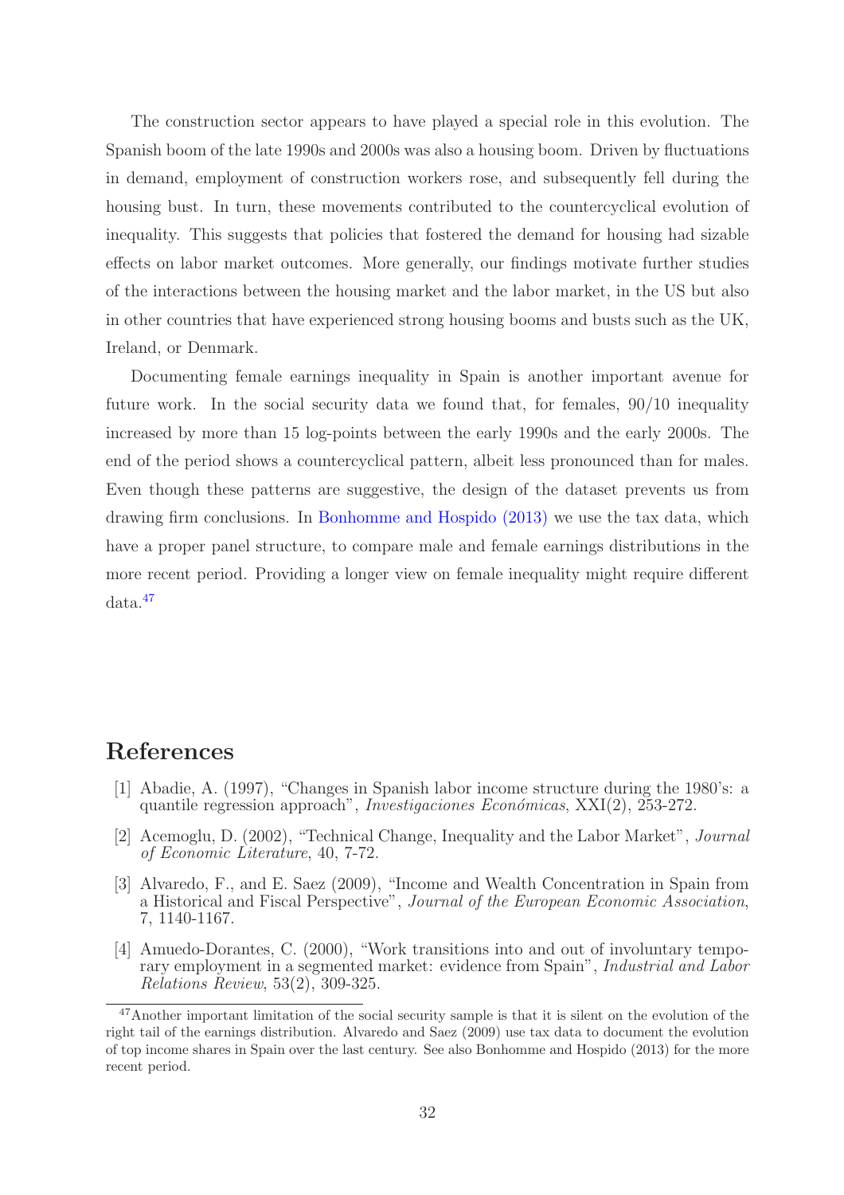The construction sector appears to have played a special role in this evolution. The Spanish boom of the late 1990s and 2000s was also a housing boom. Driven by fluctuations in demand, employment of construction workers rose, and subsequently fell during the housing bust. In turn, these movements contributed to the countercyclical evolution of inequality. This suggests that policies that fostered the demand for housing had sizable effects on labor market outcomes. More generally, our findings motivate further studies of the interactions between the housing market and the labor market, in the US but also in other countries that have experienced strong housing booms and busts such as the UK, Ireland, or Denmark.

Documenting female earnings inequality in Spain is another important avenue for future work. In the social security data we found that, for females, 90/10 inequality increased by more than 15 log-points between the early 1990s and the early 2000s. The end of the period shows a countercyclical pattern, albeit less pronounced than for males. Even though these patterns are suggestive, the design of the dataset prevents us from drawing firm conclusions. In Bonhomme and Hospido (2013) we use the tax data, which have a proper panel structure, to compare male and female earnings distributions in the more recent period. Providing a longer view on female inequality might require different data.[47]

# References

[1] Abadie, A. (1997), "Changes in Spanish labor income structure during the 1980's: a quantile regression approach", *Investigaciones Económicas*, XXI(2), 253-272.

[2] Acemoglu, D. (2002), "Technical Change, Inequality and the Labor Market", *Journal of Economic Literature*, 40, 7-72.

[3] Alvaredo, F., and E. Saez (2009), "Income and Wealth Concentration in Spain from a Historical and Fiscal Perspective", *Journal of the European Economic Association*, 7, 1140-1167.

[4] Amuedo-Dorantes, C. (2000), "Work transitions into and out of involuntary temporary employment in a segmented market: evidence from Spain", *Industrial and Labor Relations Review*, 53(2), 309-325.

[47] Another important limitation of the social security sample is that it is silent on the evolution of the right tail of the earnings distribution. Alvaredo and Saez (2009) use tax data to document the evolution of top income shares in Spain over the last century. See also Bonhomme and Hospido (2013) for the more recent period.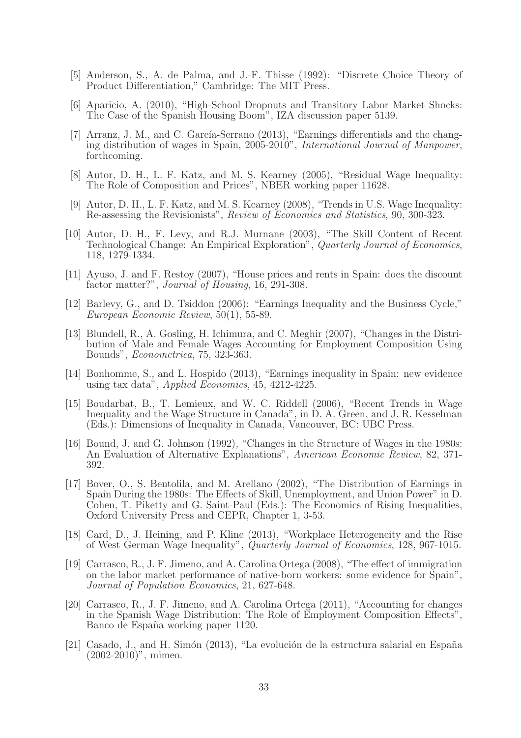[5] Anderson, S., A. de Palma, and J.-F. Thisse (1992): "Discrete Choice Theory of Product Differentiation," Cambridge: The MIT Press.

[6] Aparicio, A. (2010), "High-School Dropouts and Transitory Labor Market Shocks: The Case of the Spanish Housing Boom", IZA discussion paper 5139.

[7] Arranz, J. M., and C. García-Serrano (2013), "Earnings differentials and the changing distribution of wages in Spain, 2005-2010", *International Journal of Manpower*, forthcoming.

[8] Autor, D. H., L. F. Katz, and M. S. Kearney (2005), "Residual Wage Inequality: The Role of Composition and Prices", NBER working paper 11628.

[9] Autor, D. H., L. F. Katz, and M. S. Kearney (2008), "Trends in U.S. Wage Inequality: Re-assessing the Revisionists", *Review of Economics and Statistics*, 90, 300-323.

[10] Autor, D. H., F. Levy, and R.J. Murnane (2003), "The Skill Content of Recent Technological Change: An Empirical Exploration", *Quarterly Journal of Economics*, 118, 1279-1334.

[11] Ayuso, J. and F. Restoy (2007), "House prices and rents in Spain: does the discount factor matter?", *Journal of Housing*, 16, 291-308.

[12] Barlevy, G., and D. Tsiddon (2006): "Earnings Inequality and the Business Cycle," *European Economic Review*, 50(1), 55-89.

[13] Blundell, R., A. Gosling, H. Ichimura, and C. Meghir (2007), "Changes in the Distribution of Male and Female Wages Accounting for Employment Composition Using Bounds", *Econometrica*, 75, 323-363.

[14] Bonhomme, S., and L. Hospido (2013), "Earnings inequality in Spain: new evidence using tax data", *Applied Economics*, 45, 4212-4225.

[15] Boudarbat, B., T. Lemieux, and W. C. Riddell (2006), "Recent Trends in Wage Inequality and the Wage Structure in Canada", in D. A. Green, and J. R. Kesselman (Eds.): Dimensions of Inequality in Canada, Vancouver, BC: UBC Press.

[16] Bound, J. and G. Johnson (1992), "Changes in the Structure of Wages in the 1980s: An Evaluation of Alternative Explanations", *American Economic Review*, 82, 371-392.

[17] Bover, O., S. Bentolila, and M. Arellano (2002), "The Distribution of Earnings in Spain During the 1980s: The Effects of Skill, Unemployment, and Union Power" in D. Cohen, T. Piketty and G. Saint-Paul (Eds.): The Economics of Rising Inequalities, Oxford University Press and CEPR, Chapter 1, 3-53.

[18] Card, D., J. Heining, and P. Kline (2013), "Workplace Heterogeneity and the Rise of West German Wage Inequality", *Quarterly Journal of Economics*, 128, 967-1015.

[19] Carrasco, R., J. F. Jimeno, and A. Carolina Ortega (2008), "The effect of immigration on the labor market performance of native-born workers: some evidence for Spain", *Journal of Population Economics*, 21, 627-648.

[20] Carrasco, R., J. F. Jimeno, and A. Carolina Ortega (2011), "Accounting for changes in the Spanish Wage Distribution: The Role of Employment Composition Effects", Banco de España working paper 1120.

[21] Casado, J., and H. Simón (2013), "La evolución de la estructura salarial en España (2002-2010)", mimeo.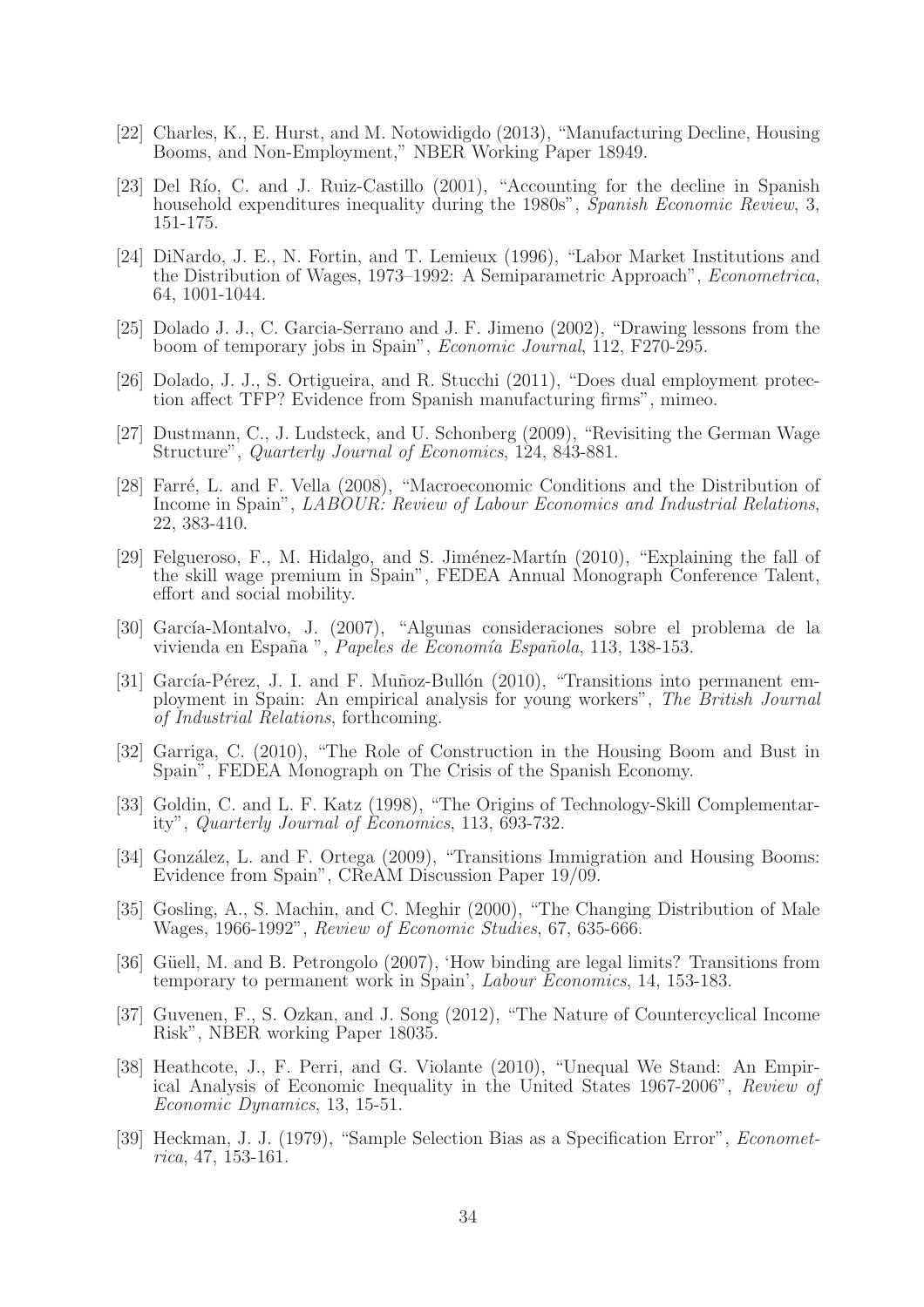[22] Charles, K., E. Hurst, and M. Notowidigdo (2013), "Manufacturing Decline, Housing Booms, and Non-Employment," NBER Working Paper 18949.

[23] Del Río, C. and J. Ruiz-Castillo (2001), "Accounting for the decline in Spanish household expenditures inequality during the 1980s", *Spanish Economic Review*, 3, 151-175.

[24] DiNardo, J. E., N. Fortin, and T. Lemieux (1996), "Labor Market Institutions and the Distribution of Wages, 1973–1992: A Semiparametric Approach", *Econometrica*, 64, 1001-1044.

[25] Dolado J. J., C. Garcia-Serrano and J. F. Jimeno (2002), "Drawing lessons from the boom of temporary jobs in Spain", *Economic Journal*, 112, F270-295.

[26] Dolado, J. J., S. Ortigueira, and R. Stucchi (2011), "Does dual employment protection affect TFP? Evidence from Spanish manufacturing firms", mimeo.

[27] Dustmann, C., J. Ludsteck, and U. Schonberg (2009), "Revisiting the German Wage Structure", *Quarterly Journal of Economics*, 124, 843-881.

[28] Farré, L. and F. Vella (2008), "Macroeconomic Conditions and the Distribution of Income in Spain", *LABOUR: Review of Labour Economics and Industrial Relations*, 22, 383-410.

[29] Felgueroso, F., M. Hidalgo, and S. Jiménez-Martín (2010), "Explaining the fall of the skill wage premium in Spain", FEDEA Annual Monograph Conference Talent, effort and social mobility.

[30] García-Montalvo, J. (2007), "Algunas consideraciones sobre el problema de la vivienda en España ", *Papeles de Economía Española*, 113, 138-153.

[31] García-Pérez, J. I. and F. Muñoz-Bullón (2010), "Transitions into permanent employment in Spain: An empirical analysis for young workers", *The British Journal of Industrial Relations*, forthcoming.

[32] Garriga, C. (2010), "The Role of Construction in the Housing Boom and Bust in Spain", FEDEA Monograph on The Crisis of the Spanish Economy.

[33] Goldin, C. and L. F. Katz (1998), "The Origins of Technology-Skill Complementarity", *Quarterly Journal of Economics*, 113, 693-732.

[34] González, L. and F. Ortega (2009), "Transitions Immigration and Housing Booms: Evidence from Spain", CReAM Discussion Paper 19/09.

[35] Gosling, A., S. Machin, and C. Meghir (2000), "The Changing Distribution of Male Wages, 1966-1992", *Review of Economic Studies*, 67, 635-666.

[36] Güell, M. and B. Petrongolo (2007), 'How binding are legal limits? Transitions from temporary to permanent work in Spain', *Labour Economics*, 14, 153-183.

[37] Guvenen, F., S. Ozkan, and J. Song (2012), "The Nature of Countercyclical Income Risk", NBER working Paper 18035.

[38] Heathcote, J., F. Perri, and G. Violante (2010), "Unequal We Stand: An Empirical Analysis of Economic Inequality in the United States 1967-2006", *Review of Economic Dynamics*, 13, 15-51.

[39] Heckman, J. J. (1979), "Sample Selection Bias as a Specification Error", *Econometrica*, 47, 153-161.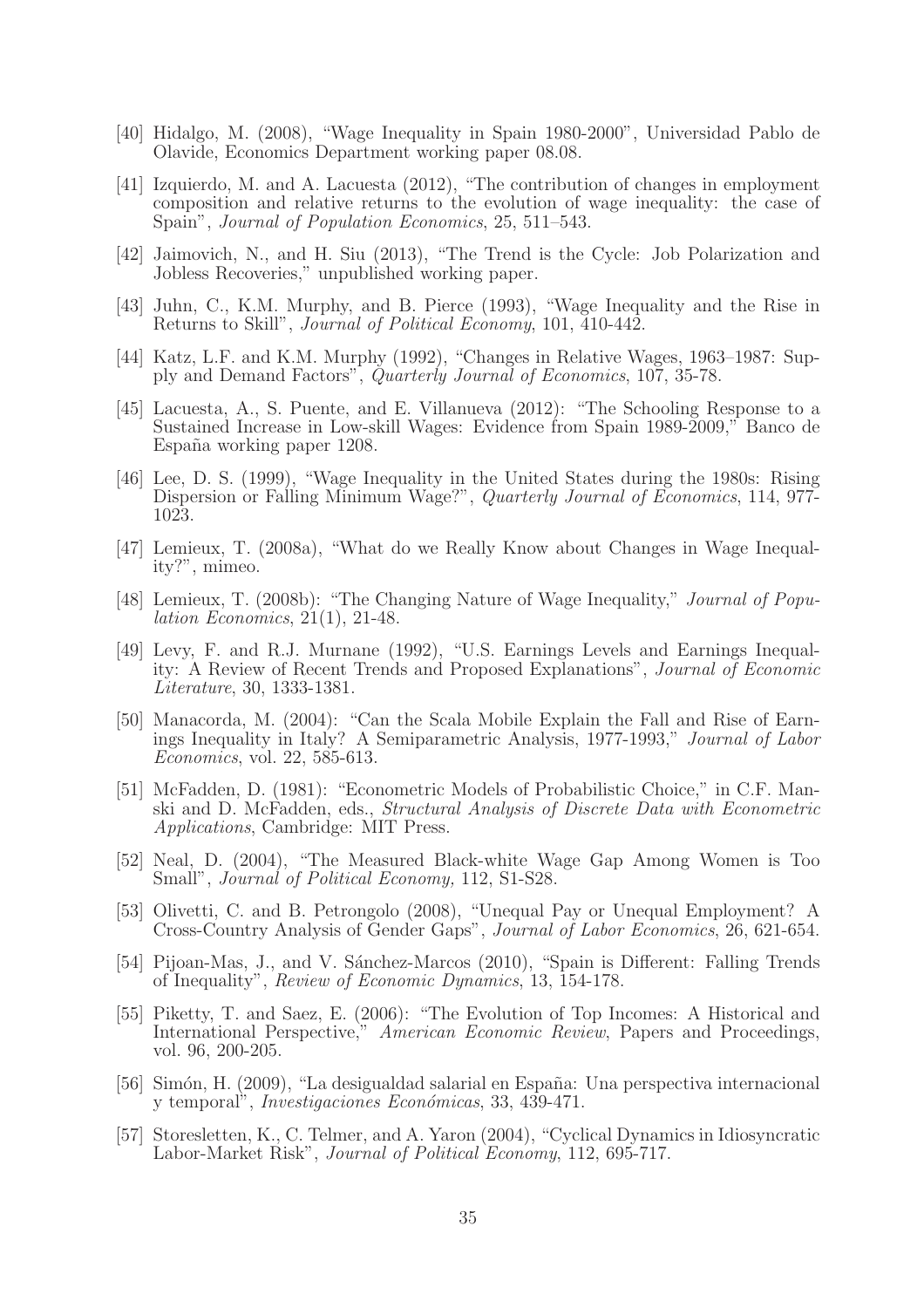[40] Hidalgo, M. (2008), "Wage Inequality in Spain 1980-2000", Universidad Pablo de Olavide, Economics Department working paper 08.08.

[41] Izquierdo, M. and A. Lacuesta (2012), "The contribution of changes in employment composition and relative returns to the evolution of wage inequality: the case of Spain", *Journal of Population Economics*, 25, 511–543.

[42] Jaimovich, N., and H. Siu (2013), "The Trend is the Cycle: Job Polarization and Jobless Recoveries," unpublished working paper.

[43] Juhn, C., K.M. Murphy, and B. Pierce (1993), "Wage Inequality and the Rise in Returns to Skill", *Journal of Political Economy*, 101, 410-442.

[44] Katz, L.F. and K.M. Murphy (1992), "Changes in Relative Wages, 1963–1987: Supply and Demand Factors", *Quarterly Journal of Economics*, 107, 35-78.

[45] Lacuesta, A., S. Puente, and E. Villanueva (2012): "The Schooling Response to a Sustained Increase in Low-skill Wages: Evidence from Spain 1989-2009," Banco de España working paper 1208.

[46] Lee, D. S. (1999), "Wage Inequality in the United States during the 1980s: Rising Dispersion or Falling Minimum Wage?", *Quarterly Journal of Economics*, 114, 977-1023.

[47] Lemieux, T. (2008a), "What do we Really Know about Changes in Wage Inequality?", mimeo.

[48] Lemieux, T. (2008b): "The Changing Nature of Wage Inequality," *Journal of Population Economics*, 21(1), 21-48.

[49] Levy, F. and R.J. Murnane (1992), "U.S. Earnings Levels and Earnings Inequality: A Review of Recent Trends and Proposed Explanations", *Journal of Economic Literature*, 30, 1333-1381.

[50] Manacorda, M. (2004): "Can the Scala Mobile Explain the Fall and Rise of Earnings Inequality in Italy? A Semiparametric Analysis, 1977-1993," *Journal of Labor Economics*, vol. 22, 585-613.

[51] McFadden, D. (1981): "Econometric Models of Probabilistic Choice," in C.F. Manski and D. McFadden, eds., *Structural Analysis of Discrete Data with Econometric Applications*, Cambridge: MIT Press.

[52] Neal, D. (2004), "The Measured Black-white Wage Gap Among Women is Too Small", *Journal of Political Economy,* 112, S1-S28.

[53] Olivetti, C. and B. Petrongolo (2008), "Unequal Pay or Unequal Employment? A Cross-Country Analysis of Gender Gaps", *Journal of Labor Economics*, 26, 621-654.

[54] Pijoan-Mas, J., and V. Sánchez-Marcos (2010), "Spain is Different: Falling Trends of Inequality", *Review of Economic Dynamics*, 13, 154-178.

[55] Piketty, T. and Saez, E. (2006): "The Evolution of Top Incomes: A Historical and International Perspective," *American Economic Review*, Papers and Proceedings, vol. 96, 200-205.

[56] Simón, H. (2009), "La desigualdad salarial en España: Una perspectiva internacional y temporal", *Investigaciones Económicas*, 33, 439-471.

[57] Storesletten, K., C. Telmer, and A. Yaron (2004), "Cyclical Dynamics in Idiosyncratic Labor-Market Risk", *Journal of Political Economy*, 112, 695-717.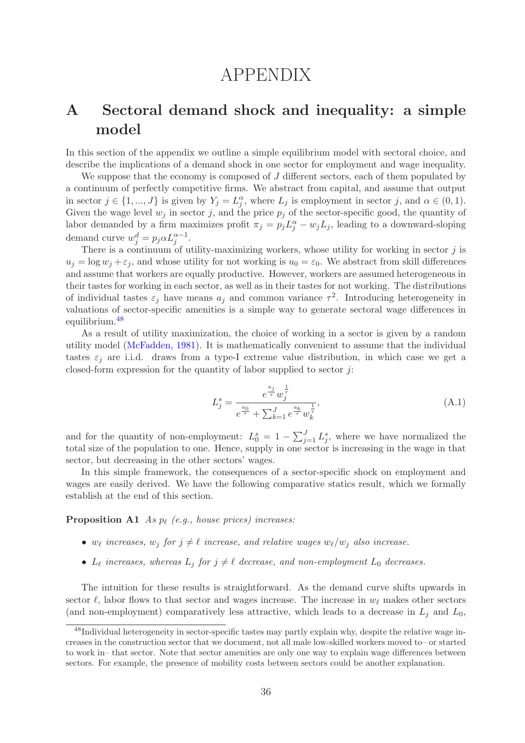# APPENDIX

# A Sectoral demand shock and inequality: a simple model

In this section of the appendix we outline a simple equilibrium model with sectoral choice, and describe the implications of a demand shock in one sector for employment and wage inequality.

We suppose that the economy is composed of $J$ different sectors, each of them populated by a continuum of perfectly competitive firms. We abstract from capital, and assume that output in sector $j \in \{1, ..., J\}$ is given by $Y_j = L_j^\alpha$, where $L_j$ is employment in sector $j$, and $\alpha \in (0, 1)$. Given the wage level $w_j$ in sector $j$, and the price $p_j$ of the sector-specific good, the quantity of labor demanded by a firm maximizes profit $\pi_j = p_j L_j^\alpha - w_j L_j$, leading to a downward-sloping demand curve $w_j^d = p_j \alpha L_j^{\alpha-1}$.

There is a continuum of utility-maximizing workers, whose utility for working in sector $j$ is $u_j = \log w_j + \varepsilon_j$, and whose utility for not working is $u_0 = \varepsilon_0$. We abstract from skill differences and assume that workers are equally productive. However, workers are assumed heterogeneous in their tastes for working in each sector, as well as in their tastes for not working. The distributions of individual tastes $\varepsilon_j$ have means $a_j$ and common variance $\tau^2$. Introducing heterogeneity in valuations of sector-specific amenities is a simple way to generate sectoral wage differences in equilibrium.[48]

As a result of utility maximization, the choice of working in a sector is given by a random utility model (McFadden, 1981). It is mathematically convenient to assume that the individual tastes $\varepsilon_j$ are i.i.d. draws from a type-I extreme value distribution, in which case we get a closed-form expression for the quantity of labor supplied to sector $j$:

$$L_j^s = \frac{e^{\frac{a_j}{\tau}} w_j^{\frac{1}{\tau}}}{e^{\frac{a_0}{\tau}} + \sum_{k=1}^J e^{\frac{a_k}{\tau}} w_k^{\frac{1}{\tau}}}, \tag{A.1}$$

and for the quantity of non-employment: $L_0^s = 1 - \sum_{j=1}^J L_j^s$, where we have normalized the total size of the population to one. Hence, supply in one sector is increasing in the wage in that sector, but decreasing in the other sectors' wages.

In this simple framework, the consequences of a sector-specific shock on employment and wages are easily derived. We have the following comparative statics result, which we formally establish at the end of this section.

**Proposition A1** *As $p_\ell$ (e.g., house prices) increases:*

- *$w_\ell$ increases, $w_j$ for $j \neq \ell$ increase, and relative wages $w_\ell / w_j$ also increase.*
- *$L_\ell$ increases, whereas $L_j$ for $j \neq \ell$ decrease, and non-employment $L_0$ decreases.*

The intuition for these results is straightforward. As the demand curve shifts upwards in sector $\ell$, labor flows to that sector and wages increase. The increase in $w_\ell$ makes other sectors (and non-employment) comparatively less attractive, which leads to a decrease in $L_j$ and $L_0$,

[48] Individual heterogeneity in sector-specific tastes may partly explain why, despite the relative wage increases in the construction sector that we document, not all male low-skilled workers moved to– or started to work in– that sector. Note that sector amenities are only one way to explain wage differences between sectors. For example, the presence of mobility costs between sectors could be another explanation.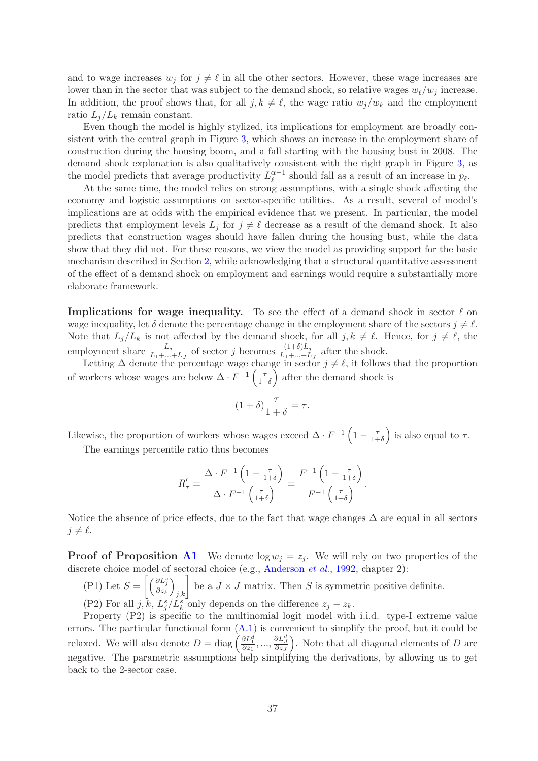and to wage increases $w_j$ for $j \neq \ell$ in all the other sectors. However, these wage increases are lower than in the sector that was subject to the demand shock, so relative wages $w_\ell/w_j$ increase. In addition, the proof shows that, for all $j, k \neq \ell$, the wage ratio $w_j/w_k$ and the employment ratio $L_j/L_k$ remain constant.

Even though the model is highly stylized, its implications for employment are broadly consistent with the central graph in Figure 3, which shows an increase in the employment share of construction during the housing boom, and a fall starting with the housing bust in 2008. The demand shock explanation is also qualitatively consistent with the right graph in Figure 3, as the model predicts that average productivity $L_\ell^{\alpha-1}$ should fall as a result of an increase in $p_\ell$.

At the same time, the model relies on strong assumptions, with a single shock affecting the economy and logistic assumptions on sector-specific utilities. As a result, several of model's implications are at odds with the empirical evidence that we present. In particular, the model predicts that employment levels $L_j$ for $j \neq \ell$ decrease as a result of the demand shock. It also predicts that construction wages should have fallen during the housing bust, while the data show that they did not. For these reasons, we view the model as providing support for the basic mechanism described in Section 2, while acknowledging that a structural quantitative assessment of the effect of a demand shock on employment and earnings would require a substantially more elaborate framework.

**Implications for wage inequality.** To see the effect of a demand shock in sector $\ell$ on wage inequality, let $\delta$ denote the percentage change in the employment share of the sectors $j \neq \ell$. Note that $L_j/L_k$ is not affected by the demand shock, for all $j, k \neq \ell$. Hence, for $j \neq \ell$, the employment share $\frac{L_j}{L_1+...+L_J}$ of sector $j$ becomes $\frac{(1+\delta)L_j}{L_1+...+L_J}$ after the shock.

Letting $\Delta$ denote the percentage wage change in sector $j \neq \ell$, it follows that the proportion of workers whose wages are below $\Delta \cdot F^{-1}\left(\frac{\tau}{1+\delta}\right)$ after the demand shock is

$$(1+\delta)\frac{\tau}{1+\delta} = \tau.$$

Likewise, the proportion of workers whose wages exceed $\Delta \cdot F^{-1}\left(1 - \frac{\tau}{1+\delta}\right)$ is also equal to $\tau$.

The earnings percentile ratio thus becomes

$$R'_\tau = \frac{\Delta \cdot F^{-1}\left(1 - \frac{\tau}{1+\delta}\right)}{\Delta \cdot F^{-1}\left(\frac{\tau}{1+\delta}\right)} = \frac{F^{-1}\left(1 - \frac{\tau}{1+\delta}\right)}{F^{-1}\left(\frac{\tau}{1+\delta}\right)}.$$

Notice the absence of price effects, due to the fact that wage changes $\Delta$ are equal in all sectors $j \neq \ell$.

**Proof of Proposition A1** We denote $\log w_j = z_j$. We will rely on two properties of the discrete choice model of sectoral choice (e.g., Anderson *et al.*, 1992, chapter 2):

(P1) Let $S = \left[\left(\frac{\partial L_j^s}{\partial z_k}\right)_{j,k}\right]$ be a $J \times J$ matrix. Then $S$ is symmetric positive definite.

(P2) For all $j, k$, $L_j^s/L_k^s$ only depends on the difference $z_j - z_k$.

Property (P2) is specific to the multinomial logit model with i.i.d. type-I extreme value errors. The particular functional form (A.1) is convenient to simplify the proof, but it could be relaxed. We will also denote $D = \text{diag}\left(\frac{\partial L_1^d}{\partial z_1}, ..., \frac{\partial L_J^d}{\partial z_J}\right)$. Note that all diagonal elements of $D$ are negative. The parametric assumptions help simplifying the derivations, by allowing us to get back to the 2-sector case.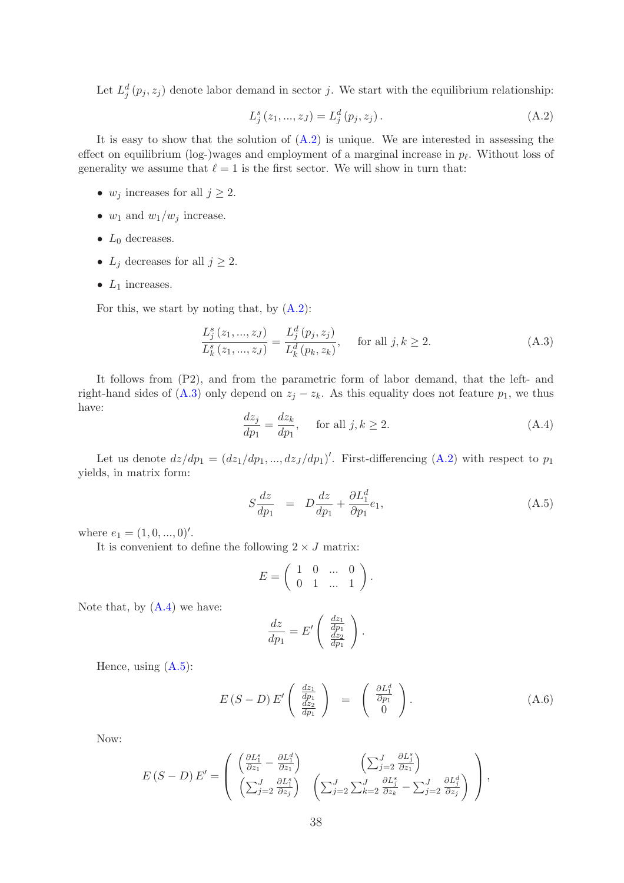Let $L_j^d(p_j, z_j)$ denote labor demand in sector $j$. We start with the equilibrium relationship:

$$L_j^s(z_1, ..., z_J) = L_j^d(p_j, z_j). \tag{A.2}$$

It is easy to show that the solution of (A.2) is unique. We are interested in assessing the effect on equilibrium (log-)wages and employment of a marginal increase in $p_\ell$. Without loss of generality we assume that $\ell = 1$ is the first sector. We will show in turn that:

- $w_j$ increases for all $j \geq 2$.
- $w_1$ and $w_1/w_j$ increase.
- $L_0$ decreases.
- $L_j$ decreases for all $j \geq 2$.
- $L_1$ increases.

For this, we start by noting that, by (A.2):

$$\frac{L_j^s(z_1, ..., z_J)}{L_k^s(z_1, ..., z_J)} = \frac{L_j^d(p_j, z_j)}{L_k^d(p_k, z_k)}, \quad \text{for all } j, k \geq 2. \tag{A.3}$$

It follows from (P2), and from the parametric form of labor demand, that the left- and right-hand sides of (A.3) only depend on $z_j - z_k$. As this equality does not feature $p_1$, we thus have:

$$\frac{dz_j}{dp_1} = \frac{dz_k}{dp_1}, \quad \text{for all } j, k \geq 2. \tag{A.4}$$

Let us denote $dz/dp_1 = (dz_1/dp_1, ..., dz_J/dp_1)'$. First-differencing (A.2) with respect to $p_1$ yields, in matrix form:

$$S\frac{dz}{dp_1} \quad = \quad D\frac{dz}{dp_1} + \frac{\partial L_1^d}{\partial p_1} e_1, \tag{A.5}$$

where $e_1 = (1, 0, ..., 0)'$.

It is convenient to define the following $2 \times J$ matrix:

$$E = \begin{pmatrix} 1 & 0 & ... & 0 \\ 0 & 1 & ... & 1 \end{pmatrix}.$$

Note that, by (A.4) we have:

$$\frac{dz}{dp_1} = E' \begin{pmatrix} \frac{dz_1}{dp_1} \\ \frac{dz_2}{dp_1} \end{pmatrix}.$$

Hence, using (A.5):

$$E(S - D)E' \begin{pmatrix} \frac{dz_1}{dp_1} \\ \frac{dz_2}{dp_1} \end{pmatrix} \quad = \quad \begin{pmatrix} \frac{\partial L_1^d}{\partial p_1} \\ 0 \end{pmatrix}. \tag{A.6}$$

Now:

$$E(S - D)E' = \begin{pmatrix} \left(\frac{\partial L_1^s}{\partial z_1} - \frac{\partial L_1^d}{\partial z_1}\right) & \left(\sum_{j=2}^J \frac{\partial L_j^s}{\partial z_1}\right) \\ \left(\sum_{j=2}^J \frac{\partial L_1^s}{\partial z_j}\right) & \left(\sum_{j=2}^J \sum_{k=2}^J \frac{\partial L_j^s}{\partial z_k} - \sum_{j=2}^J \frac{\partial L_j^d}{\partial z_j}\right) \end{pmatrix},$$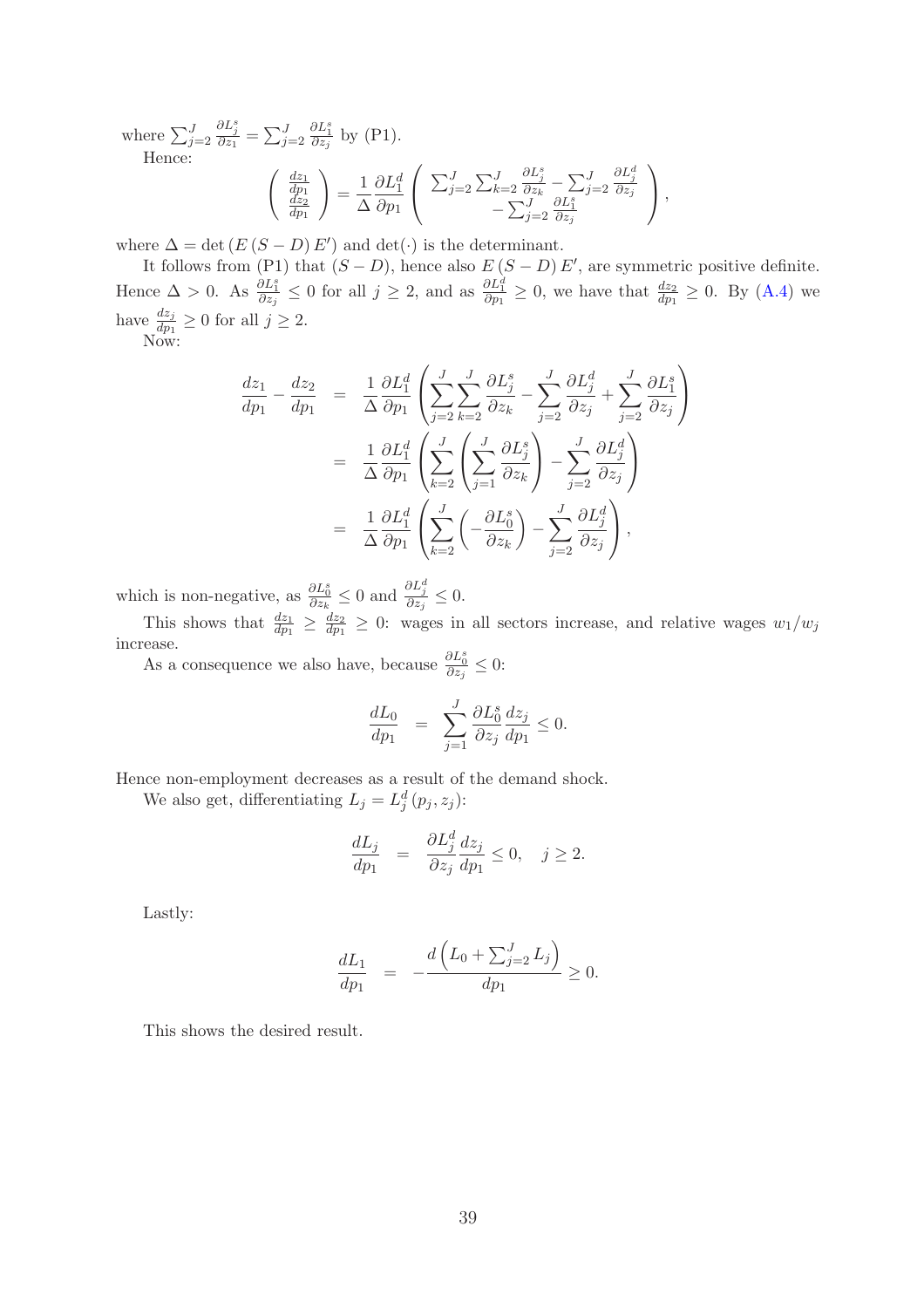where $\sum_{j=2}^{J} \frac{\partial L_j^s}{\partial z_1} = \sum_{j=2}^{J} \frac{\partial L_1^s}{\partial z_j}$ by (P1).

Hence:

$$\left( \begin{array}{c} \frac{dz_1}{dp_1} \\ \frac{dz_2}{dp_1} \end{array} \right) = \frac{1}{\Delta} \frac{\partial L_1^d}{\partial p_1} \left( \begin{array}{c} \sum_{j=2}^{J} \sum_{k=2}^{J} \frac{\partial L_j^s}{\partial z_k} - \sum_{j=2}^{J} \frac{\partial L_j^d}{\partial z_j} \\ - \sum_{j=2}^{J} \frac{\partial L_1^s}{\partial z_j} \end{array} \right),$$

where $\Delta = \det \left( E \left( S - D \right) E' \right)$ and $\det(\cdot)$ is the determinant.

It follows from (P1) that $(S - D)$, hence also $E \left( S - D \right) E'$, are symmetric positive definite. Hence $\Delta > 0$. As $\frac{\partial L_1^s}{\partial z_j} \leq 0$ for all $j \geq 2$, and as $\frac{\partial L_1^d}{\partial p_1} \geq 0$, we have that $\frac{dz_2}{dp_1} \geq 0$. By (A.4) we have $\frac{dz_j}{dp_1} \geq 0$ for all $j \geq 2$.

Now:

$$\begin{aligned}
\frac{dz_1}{dp_1} - \frac{dz_2}{dp_1} &= \frac{1}{\Delta} \frac{\partial L_1^d}{\partial p_1} \left( \sum_{j=2}^{J} \sum_{k=2}^{J} \frac{\partial L_j^s}{\partial z_k} - \sum_{j=2}^{J} \frac{\partial L_j^d}{\partial z_j} + \sum_{j=2}^{J} \frac{\partial L_1^s}{\partial z_j} \right) \\
&= \frac{1}{\Delta} \frac{\partial L_1^d}{\partial p_1} \left( \sum_{k=2}^{J} \left( \sum_{j=1}^{J} \frac{\partial L_j^s}{\partial z_k} \right) - \sum_{j=2}^{J} \frac{\partial L_j^d}{\partial z_j} \right) \\
&= \frac{1}{\Delta} \frac{\partial L_1^d}{\partial p_1} \left( \sum_{k=2}^{J} \left( - \frac{\partial L_0^s}{\partial z_k} \right) - \sum_{j=2}^{J} \frac{\partial L_j^d}{\partial z_j} \right),
\end{aligned}$$

which is non-negative, as $\frac{\partial L_0^s}{\partial z_k} \leq 0$ and $\frac{\partial L_j^d}{\partial z_j} \leq 0$.

This shows that $\frac{dz_1}{dp_1} \geq \frac{dz_2}{dp_1} \geq 0$: wages in all sectors increase, and relative wages $w_1/w_j$ increase.

As a consequence we also have, because $\frac{\partial L_0^s}{\partial z_j} \leq 0$:

$$\frac{dL_0}{dp_1} = \sum_{j=1}^{J} \frac{\partial L_0^s}{\partial z_j} \frac{dz_j}{dp_1} \leq 0.$$

Hence non-employment decreases as a result of the demand shock.

We also get, differentiating $L_j = L_j^d \left( p_j, z_j \right)$:

$$\frac{dL_j}{dp_1} = \frac{\partial L_j^d}{\partial z_j} \frac{dz_j}{dp_1} \leq 0, \quad j \geq 2.$$

Lastly:

$$\frac{dL_1}{dp_1} = - \frac{d \left( L_0 + \sum_{j=2}^{J} L_j \right)}{dp_1} \geq 0.$$

This shows the desired result.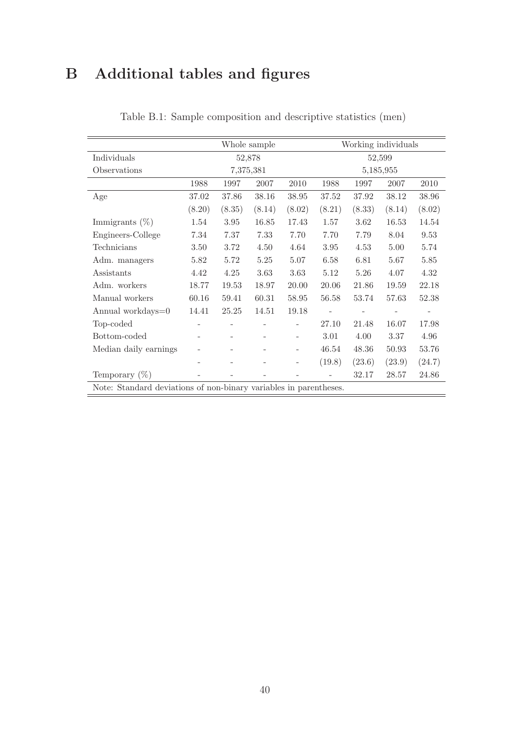# B Additional tables and figures

Table B.1: Sample composition and descriptive statistics (men)

| | Whole sample | | | | Working individuals | | | |
|---|---|---|---|---|---|---|---|---|
| Individuals | 52,878 | | | | 52,599 | | | |
| Observations | 7,375,381 | | | | 5,185,955 | | | |
| | 1988 | 1997 | 2007 | 2010 | 1988 | 1997 | 2007 | 2010 |
| Age | 37.02 | 37.86 | 38.16 | 38.95 | 37.52 | 37.92 | 38.12 | 38.96 |
| | (8.20) | (8.35) | (8.14) | (8.02) | (8.21) | (8.33) | (8.14) | (8.02) |
| Immigrants (%) | 1.54 | 3.95 | 16.85 | 17.43 | 1.57 | 3.62 | 16.53 | 14.54 |
| Engineers-College | 7.34 | 7.37 | 7.33 | 7.70 | 7.70 | 7.79 | 8.04 | 9.53 |
| Technicians | 3.50 | 3.72 | 4.50 | 4.64 | 3.95 | 4.53 | 5.00 | 5.74 |
| Adm. managers | 5.82 | 5.72 | 5.25 | 5.07 | 6.58 | 6.81 | 5.67 | 5.85 |
| Assistants | 4.42 | 4.25 | 3.63 | 3.63 | 5.12 | 5.26 | 4.07 | 4.32 |
| Adm. workers | 18.77 | 19.53 | 18.97 | 20.00 | 20.06 | 21.86 | 19.59 | 22.18 |
| Manual workers | 60.16 | 59.41 | 60.31 | 58.95 | 56.58 | 53.74 | 57.63 | 52.38 |
| Annual workdays=0 | 14.41 | 25.25 | 14.51 | 19.18 | - | - | - | - |
| Top-coded | - | - | - | - | 27.10 | 21.48 | 16.07 | 17.98 |
| Bottom-coded | - | - | - | - | 3.01 | 4.00 | 3.37 | 4.96 |
| Median daily earnings | - | - | - | - | 46.54 | 48.36 | 50.93 | 53.76 |
| | - | - | - | - | (19.8) | (23.6) | (23.9) | (24.7) |
| Temporary (%) | - | - | - | - | - | 32.17 | 28.57 | 24.86 |

Note: Standard deviations of non-binary variables in parentheses.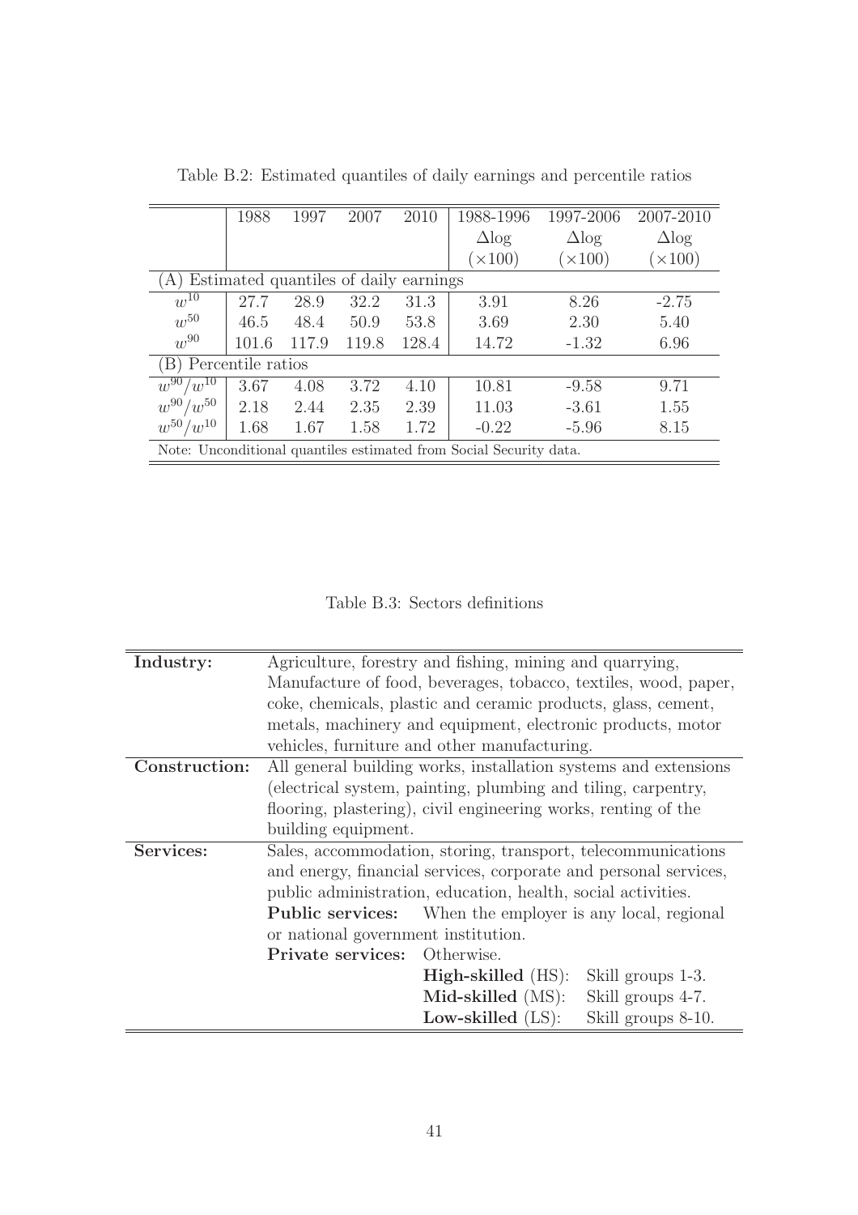Table B.2: Estimated quantiles of daily earnings and percentile ratios

| | 1988 | 1997 | 2007 | 2010 | 1988-1996 $\Delta$log ($\times$100) | 1997-2006 $\Delta$log ($\times$100) | 2007-2010 $\Delta$log ($\times$100) |
|---|---|---|---|---|---|---|---|
| (A) Estimated quantiles of daily earnings | | | | | | | |
| $w^{10}$ | 27.7 | 28.9 | 32.2 | 31.3 | 3.91 | 8.26 | -2.75 |
| $w^{50}$ | 46.5 | 48.4 | 50.9 | 53.8 | 3.69 | 2.30 | 5.40 |
| $w^{90}$ | 101.6 | 117.9 | 119.8 | 128.4 | 14.72 | -1.32 | 6.96 |
| (B) Percentile ratios | | | | | | | |
| $w^{90}/w^{10}$ | 3.67 | 4.08 | 3.72 | 4.10 | 10.81 | -9.58 | 9.71 |
| $w^{90}/w^{50}$ | 2.18 | 2.44 | 2.35 | 2.39 | 11.03 | -3.61 | 1.55 |
| $w^{50}/w^{10}$ | 1.68 | 1.67 | 1.58 | 1.72 | -0.22 | -5.96 | 8.15 |

Note: Unconditional quantiles estimated from Social Security data.

Table B.3: Sectors definitions

| | |
|---|---|
| **Industry:** | Agriculture, forestry and fishing, mining and quarrying, Manufacture of food, beverages, tobacco, textiles, wood, paper, coke, chemicals, plastic and ceramic products, glass, cement, metals, machinery and equipment, electronic products, motor vehicles, furniture and other manufacturing. |
| **Construction:** | All general building works, installation systems and extensions (electrical system, painting, plumbing and tiling, carpentry, flooring, plastering), civil engineering works, renting of the building equipment. |
| **Services:** | Sales, accommodation, storing, transport, telecommunications and energy, financial services, corporate and personal services, public administration, education, health, social activities. |
| | **Public services:** When the employer is any local, regional or national government institution. |
| | **Private services:** Otherwise. |
| | **High-skilled** (HS): Skill groups 1-3. |
| | **Mid-skilled** (MS): Skill groups 4-7. |
| | **Low-skilled** (LS): Skill groups 8-10. |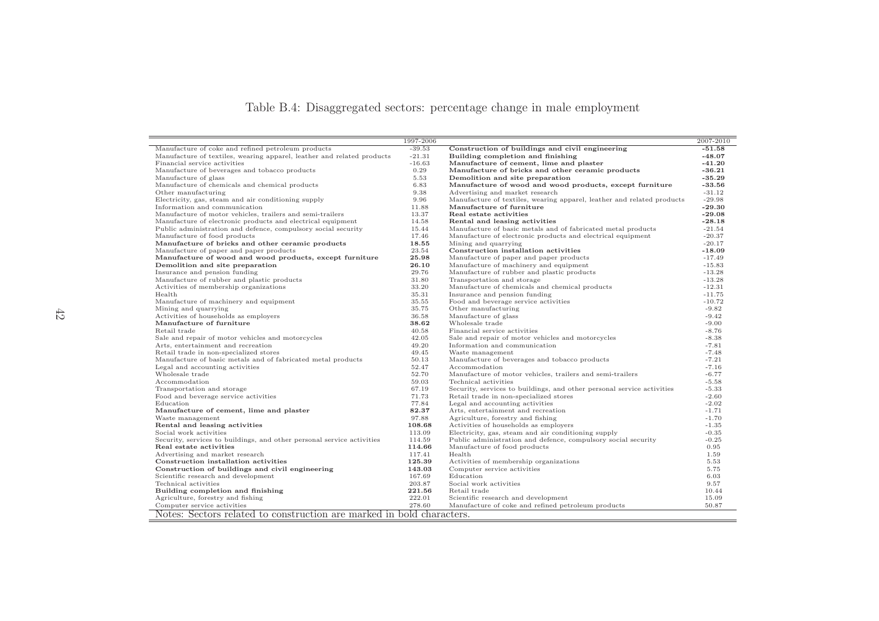# Table B.4: Disaggregated sectors: percentage change in male employment

| | 1997-2006 | | 2007-2010 |
|---|---|---|---|
| Manufacture of coke and refined petroleum products | -39.53 | **Construction of buildings and civil engineering** | **-51.58** |
| Manufacture of textiles, wearing apparel, leather and related products | -21.31 | **Building completion and finishing** | **-48.07** |
| Financial service activities | -16.63 | **Manufacture of cement, lime and plaster** | **-41.20** |
| Manufacture of beverages and tobacco products | 0.29 | **Manufacture of bricks and other ceramic products** | **-36.21** |
| Manufacture of glass | 5.53 | **Demolition and site preparation** | **-35.29** |
| Manufacture of chemicals and chemical products | 6.83 | **Manufacture of wood and wood products, except furniture** | **-33.56** |
| Other manufacturing | 9.38 | Advertising and market research | -31.12 |
| Electricity, gas, steam and air conditioning supply | 9.96 | Manufacture of textiles, wearing apparel, leather and related products | -29.98 |
| Information and communication | 11.88 | **Manufacture of furniture** | **-29.30** |
| Manufacture of motor vehicles, trailers and semi-trailers | 13.37 | **Real estate activities** | **-29.08** |
| Manufacture of electronic products and electrical equipment | 14.58 | **Rental and leasing activities** | **-28.18** |
| Public administration and defence, compulsory social security | 15.44 | Manufacture of basic metals and of fabricated metal products | -21.54 |
| Manufacture of food products | 17.46 | Manufacture of electronic products and electrical equipment | -20.37 |
| **Manufacture of bricks and other ceramic products** | **18.55** | Mining and quarrying | -20.17 |
| Manufacture of paper and paper products | 23.54 | **Construction installation activities** | **-18.09** |
| **Manufacture of wood and wood products, except furniture** | **25.98** | Manufacture of paper and paper products | -17.49 |
| **Demolition and site preparation** | **26.10** | Manufacture of machinery and equipment | -15.83 |
| Insurance and pension funding | 29.76 | Manufacture of rubber and plastic products | -13.28 |
| Manufacture of rubber and plastic products | 31.80 | Transportation and storage | -13.28 |
| Activities of membership organizations | 33.20 | Manufacture of chemicals and chemical products | -12.31 |
| Health | 35.31 | Insurance and pension funding | -11.75 |
| Manufacture of machinery and equipment | 35.55 | Food and beverage service activities | -10.72 |
| Mining and quarrying | 35.75 | Other manufacturing | -9.82 |
| Activities of households as employers | 36.58 | Manufacture of glass | -9.42 |
| **Manufacture of furniture** | **38.62** | Wholesale trade | -9.00 |
| Retail trade | 40.58 | Financial service activities | -8.76 |
| Sale and repair of motor vehicles and motorcycles | 42.05 | Sale and repair of motor vehicles and motorcycles | -8.38 |
| Arts, entertainment and recreation | 49.20 | Information and communication | -7.81 |
| Retail trade in non-specialized stores | 49.45 | Waste management | -7.48 |
| Manufacture of basic metals and of fabricated metal products | 50.13 | Manufacture of beverages and tobacco products | -7.21 |
| Legal and accounting activities | 52.47 | Accommodation | -7.16 |
| Wholesale trade | 52.70 | Manufacture of motor vehicles, trailers and semi-trailers | -6.77 |
| Accommodation | 59.03 | Technical activities | -5.58 |
| Transportation and storage | 67.19 | Security, services to buildings, and other personal service activities | -5.33 |
| Food and beverage service activities | 71.73 | Retail trade in non-specialized stores | -2.60 |
| Education | 77.84 | Legal and accounting activities | -2.02 |
| **Manufacture of cement, lime and plaster** | **82.37** | Arts, entertainment and recreation | -1.71 |
| Waste management | 97.88 | Agriculture, forestry and fishing | -1.70 |
| **Rental and leasing activities** | **108.68** | Activities of households as employers | -1.35 |
| Social work activities | 113.09 | Electricity, gas, steam and air conditioning supply | -0.35 |
| Security, services to buildings, and other personal service activities | 114.59 | Public administration and defence, compulsory social security | -0.25 |
| **Real estate activities** | **114.66** | Manufacture of food products | 0.95 |
| Advertising and market research | 117.41 | Health | 1.59 |
| **Construction installation activities** | **125.39** | Activities of membership organizations | 5.53 |
| **Construction of buildings and civil engineering** | **143.03** | Computer service activities | 5.75 |
| Scientific research and development | 167.69 | Education | 6.03 |
| Technical activities | 203.87 | Social work activities | 9.57 |
| **Building completion and finishing** | **221.56** | Retail trade | 10.44 |
| Agriculture, forestry and fishing | 222.01 | Scientific research and development | 15.09 |
| Computer service activities | 278.60 | Manufacture of coke and refined petroleum products | 50.87 |

Notes: Sectors related to construction are marked in bold characters.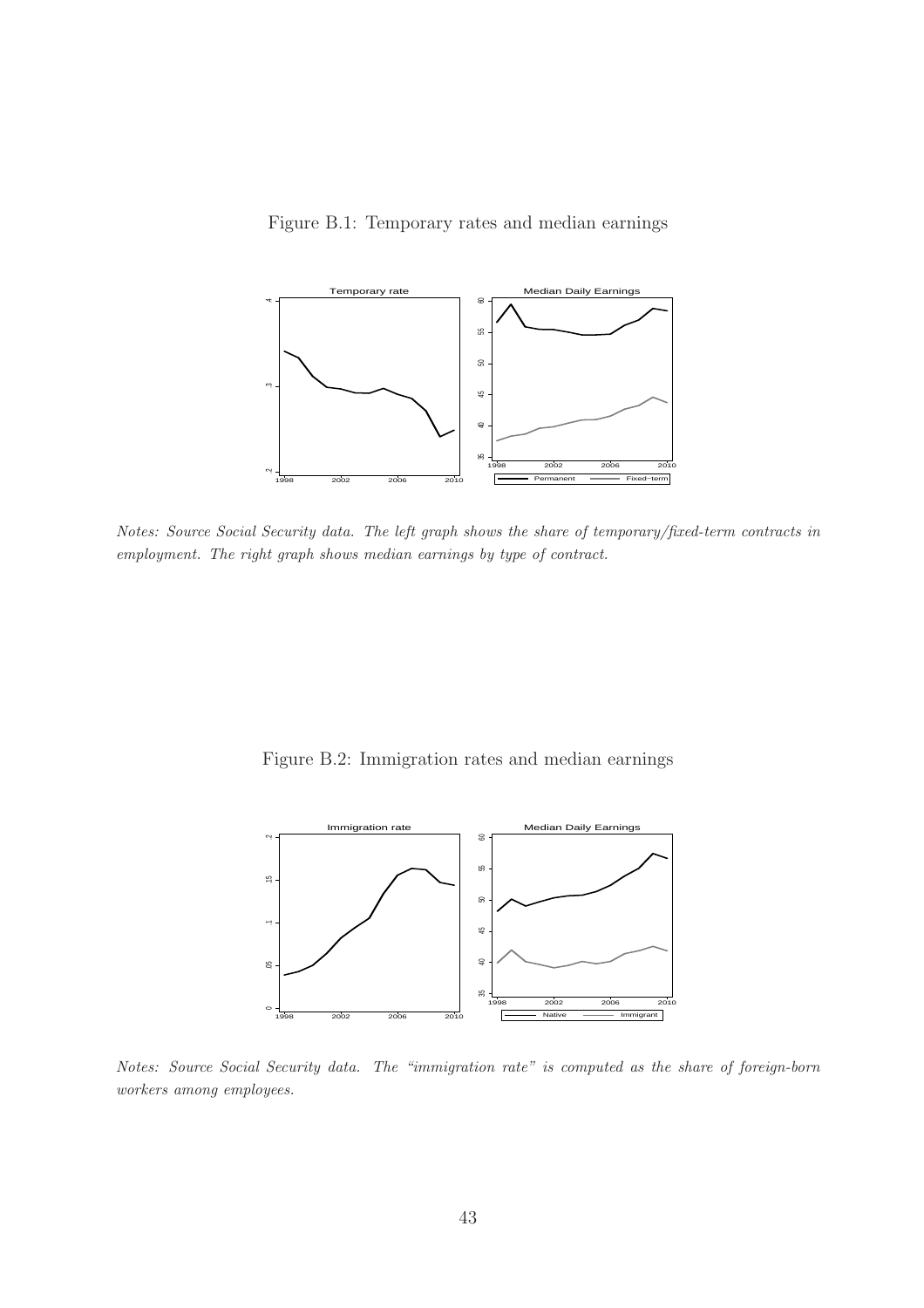Figure B.1: Temporary rates and median earnings

*Notes: Source Social Security data. The left graph shows the share of temporary/fixed-term contracts in employment. The right graph shows median earnings by type of contract.*

Figure B.2: Immigration rates and median earnings

*Notes: Source Social Security data. The "immigration rate" is computed as the share of foreign-born workers among employees.*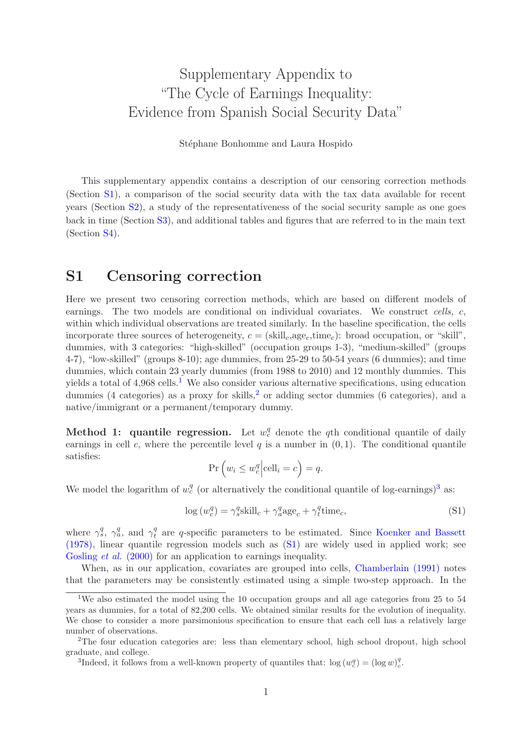# Supplementary Appendix to "The Cycle of Earnings Inequality: Evidence from Spanish Social Security Data"

Stéphane Bonhomme and Laura Hospido

This supplementary appendix contains a description of our censoring correction methods (Section S1), a comparison of the social security data with the tax data available for recent years (Section S2), a study of the representativeness of the social security sample as one goes back in time (Section S3), and additional tables and figures that are referred to in the main text (Section S4).

## S1 Censoring correction

Here we present two censoring correction methods, which are based on different models of earnings. The two models are conditional on individual covariates. We construct *cells, c*, within which individual observations are treated similarly. In the baseline specification, the cells incorporate three sources of heterogeneity, $c = (\text{skill}_c, \text{age}_c, \text{time}_c)$: broad occupation, or "skill", dummies, with 3 categories: "high-skilled" (occupation groups 1-3), "medium-skilled" (groups 4-7), "low-skilled" (groups 8-10); age dummies, from 25-29 to 50-54 years (6 dummies); and time dummies, which contain 23 yearly dummies (from 1988 to 2010) and 12 monthly dummies. This yields a total of 4,968 cells.[1] We also consider various alternative specifications, using education dummies (4 categories) as a proxy for skills,[2] or adding sector dummies (6 categories), and a native/immigrant or a permanent/temporary dummy.

**Method 1: quantile regression.** Let $w_c^q$ denote the $q$th conditional quantile of daily earnings in cell $c$, where the percentile level $q$ is a number in $(0, 1)$. The conditional quantile satisfies:

$$\Pr\left(w_i \leq w_c^q \middle| \text{cell}_i = c\right) = q.$$

We model the logarithm of $w_c^q$ (or alternatively the conditional quantile of log-earnings)[3] as:

$$\log\left(w_c^q\right) = \gamma_s^q \text{skill}_c + \gamma_a^q \text{age}_c + \gamma_t^q \text{time}_c, \tag{S1}$$

where $\gamma_s^q$, $\gamma_a^q$, and $\gamma_t^q$ are $q$-specific parameters to be estimated. Since Koenker and Bassett (1978), linear quantile regression models such as (S1) are widely used in applied work; see Gosling *et al.* (2000) for an application to earnings inequality.

When, as in our application, covariates are grouped into cells, Chamberlain (1991) notes that the parameters may be consistently estimated using a simple two-step approach. In the

[1] We also estimated the model using the 10 occupation groups and all age categories from 25 to 54 years as dummies, for a total of 82,200 cells. We obtained similar results for the evolution of inequality. We chose to consider a more parsimonious specification to ensure that each cell has a relatively large number of observations.

[2] The four education categories are: less than elementary school, high school dropout, high school graduate, and college.

[3] Indeed, it follows from a well-known property of quantiles that: $\log\left(w_c^q\right) = (\log w)_c^q$.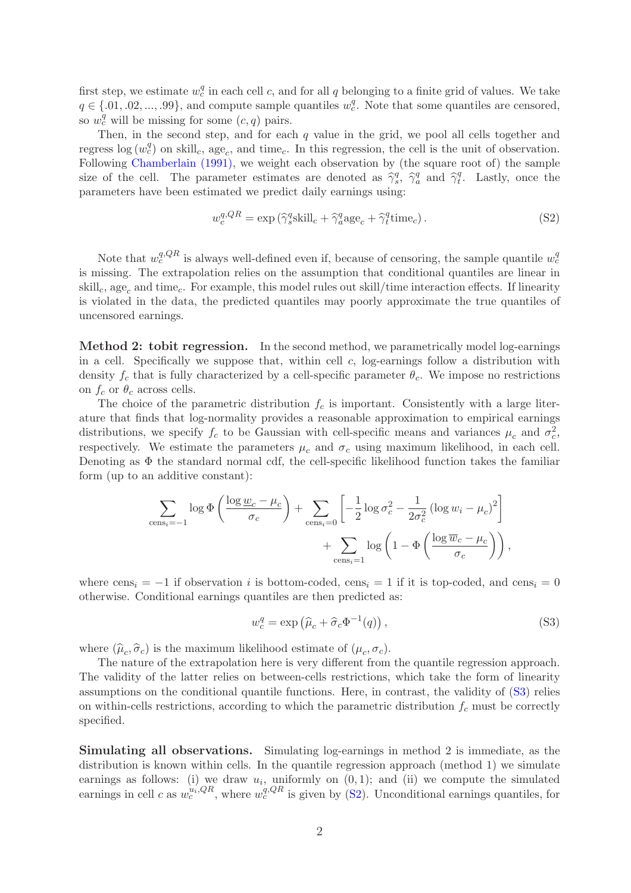first step, we estimate $w_c^q$ in each cell $c$, and for all $q$ belonging to a finite grid of values. We take $q \in \{.01, .02, ..., .99\}$, and compute sample quantiles $w_c^q$. Note that some quantiles are censored, so $w_c^q$ will be missing for some $(c, q)$ pairs.

Then, in the second step, and for each $q$ value in the grid, we pool all cells together and regress $\log(w_c^q)$ on $\text{skill}_c$, $\text{age}_c$, and $\text{time}_c$. In this regression, the cell is the unit of observation. Following Chamberlain (1991), we weight each observation by (the square root of) the sample size of the cell. The parameter estimates are denoted as $\widehat{\gamma}_s^q$, $\widehat{\gamma}_a^q$ and $\widehat{\gamma}_t^q$. Lastly, once the parameters have been estimated we predict daily earnings using:

$$w_c^{q,QR} = \exp\left(\widehat{\gamma}_s^q \text{skill}_c + \widehat{\gamma}_a^q \text{age}_c + \widehat{\gamma}_t^q \text{time}_c\right). \tag{S2}$$

Note that $w_c^{q,QR}$ is always well-defined even if, because of censoring, the sample quantile $w_c^q$ is missing. The extrapolation relies on the assumption that conditional quantiles are linear in $\text{skill}_c$, $\text{age}_c$ and $\text{time}_c$. For example, this model rules out skill/time interaction effects. If linearity is violated in the data, the predicted quantiles may poorly approximate the true quantiles of uncensored earnings.

**Method 2: tobit regression.** In the second method, we parametrically model log-earnings in a cell. Specifically we suppose that, within cell $c$, log-earnings follow a distribution with density $f_c$ that is fully characterized by a cell-specific parameter $\theta_c$. We impose no restrictions on $f_c$ or $\theta_c$ across cells.

The choice of the parametric distribution $f_c$ is important. Consistently with a large literature that finds that log-normality provides a reasonable approximation to empirical earnings distributions, we specify $f_c$ to be Gaussian with cell-specific means and variances $\mu_c$ and $\sigma_c^2$, respectively. We estimate the parameters $\mu_c$ and $\sigma_c$ using maximum likelihood, in each cell. Denoting as $\Phi$ the standard normal cdf, the cell-specific likelihood function takes the familiar form (up to an additive constant):

$$\sum_{\text{cens}_i=-1} \log \Phi\left(\frac{\log \underline{w}_c - \mu_c}{\sigma_c}\right) + \sum_{\text{cens}_i=0}\left[-\frac{1}{2}\log\sigma_c^2 - \frac{1}{2\sigma_c^2}\left(\log w_i - \mu_c\right)^2\right] + \sum_{\text{cens}_i=1} \log\left(1 - \Phi\left(\frac{\log \overline{w}_c - \mu_c}{\sigma_c}\right)\right),$$

where $\text{cens}_i = -1$ if observation $i$ is bottom-coded, $\text{cens}_i = 1$ if it is top-coded, and $\text{cens}_i = 0$ otherwise. Conditional earnings quantiles are then predicted as:

$$w_c^q = \exp\left(\widehat{\mu}_c + \widehat{\sigma}_c \Phi^{-1}(q)\right), \tag{S3}$$

where $(\widehat{\mu}_c, \widehat{\sigma}_c)$ is the maximum likelihood estimate of $(\mu_c, \sigma_c)$.

The nature of the extrapolation here is very different from the quantile regression approach. The validity of the latter relies on between-cells restrictions, which take the form of linearity assumptions on the conditional quantile functions. Here, in contrast, the validity of (S3) relies on within-cells restrictions, according to which the parametric distribution $f_c$ must be correctly specified.

**Simulating all observations.** Simulating log-earnings in method 2 is immediate, as the distribution is known within cells. In the quantile regression approach (method 1) we simulate earnings as follows: (i) we draw $u_i$, uniformly on $(0, 1)$; and (ii) we compute the simulated earnings in cell $c$ as $w_c^{u_i,QR}$, where $w_c^{q,QR}$ is given by (S2). Unconditional earnings quantiles, for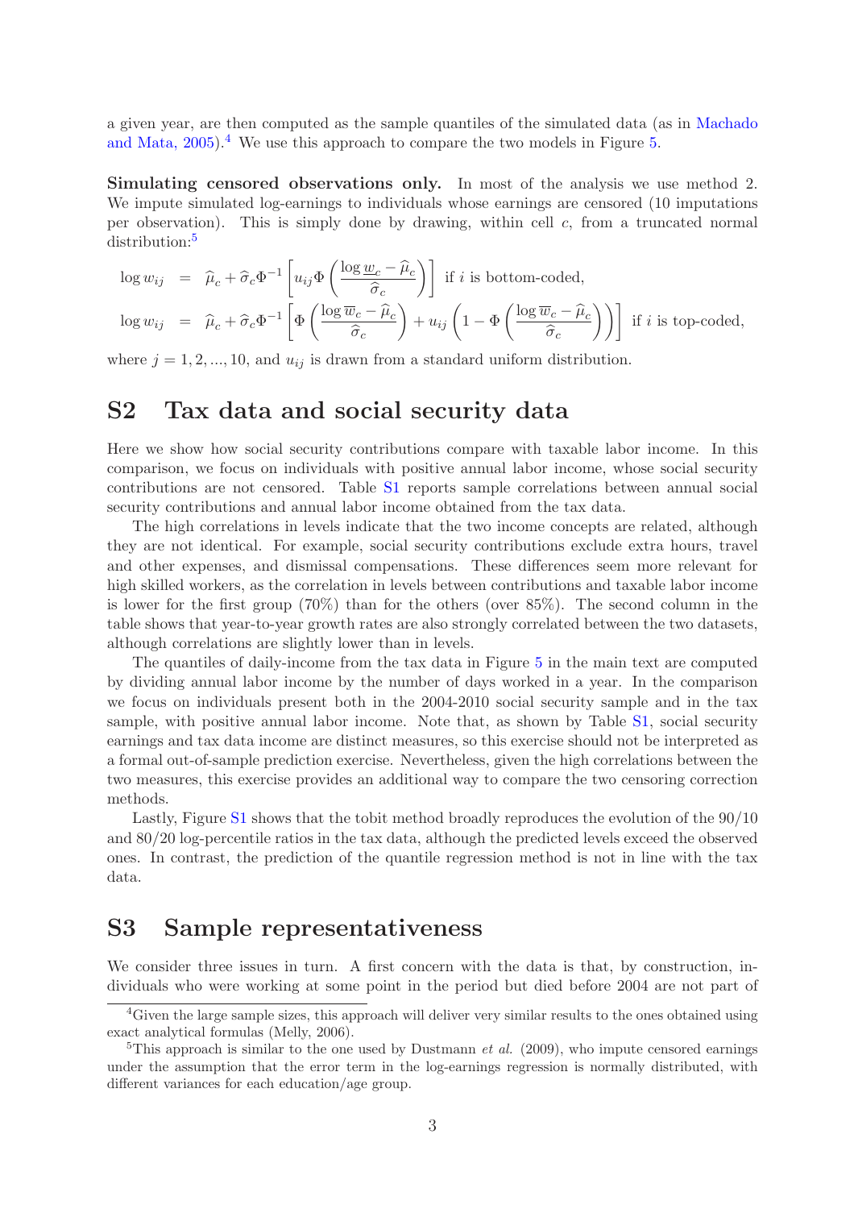a given year, are then computed as the sample quantiles of the simulated data (as in Machado and Mata, 2005).[4] We use this approach to compare the two models in Figure 5.

**Simulating censored observations only.** In most of the analysis we use method 2. We impute simulated log-earnings to individuals whose earnings are censored (10 imputations per observation). This is simply done by drawing, within cell $c$, from a truncated normal distribution:[5]

$$\log w_{ij} = \widehat{\mu}_c + \widehat{\sigma}_c \Phi^{-1}\left[u_{ij}\Phi\left(\frac{\log \underline{w}_c - \widehat{\mu}_c}{\widehat{\sigma}_c}\right)\right] \text{ if } i \text{ is bottom-coded,}$$

$$\log w_{ij} = \widehat{\mu}_c + \widehat{\sigma}_c \Phi^{-1}\left[\Phi\left(\frac{\log \overline{w}_c - \widehat{\mu}_c}{\widehat{\sigma}_c}\right) + u_{ij}\left(1 - \Phi\left(\frac{\log \overline{w}_c - \widehat{\mu}_c}{\widehat{\sigma}_c}\right)\right)\right] \text{ if } i \text{ is top-coded,}$$

where $j = 1, 2, ..., 10$, and $u_{ij}$ is drawn from a standard uniform distribution.

## S2 Tax data and social security data

Here we show how social security contributions compare with taxable labor income. In this comparison, we focus on individuals with positive annual labor income, whose social security contributions are not censored. Table S1 reports sample correlations between annual social security contributions and annual labor income obtained from the tax data.

The high correlations in levels indicate that the two income concepts are related, although they are not identical. For example, social security contributions exclude extra hours, travel and other expenses, and dismissal compensations. These differences seem more relevant for high skilled workers, as the correlation in levels between contributions and taxable labor income is lower for the first group (70%) than for the others (over 85%). The second column in the table shows that year-to-year growth rates are also strongly correlated between the two datasets, although correlations are slightly lower than in levels.

The quantiles of daily-income from the tax data in Figure 5 in the main text are computed by dividing annual labor income by the number of days worked in a year. In the comparison we focus on individuals present both in the 2004-2010 social security sample and in the tax sample, with positive annual labor income. Note that, as shown by Table S1, social security earnings and tax data income are distinct measures, so this exercise should not be interpreted as a formal out-of-sample prediction exercise. Nevertheless, given the high correlations between the two measures, this exercise provides an additional way to compare the two censoring correction methods.

Lastly, Figure S1 shows that the tobit method broadly reproduces the evolution of the 90/10 and 80/20 log-percentile ratios in the tax data, although the predicted levels exceed the observed ones. In contrast, the prediction of the quantile regression method is not in line with the tax data.

## S3 Sample representativeness

We consider three issues in turn. A first concern with the data is that, by construction, individuals who were working at some point in the period but died before 2004 are not part of

[4] Given the large sample sizes, this approach will deliver very similar results to the ones obtained using exact analytical formulas (Melly, 2006).

[5] This approach is similar to the one used by Dustmann *et al.* (2009), who impute censored earnings under the assumption that the error term in the log-earnings regression is normally distributed, with different variances for each education/age group.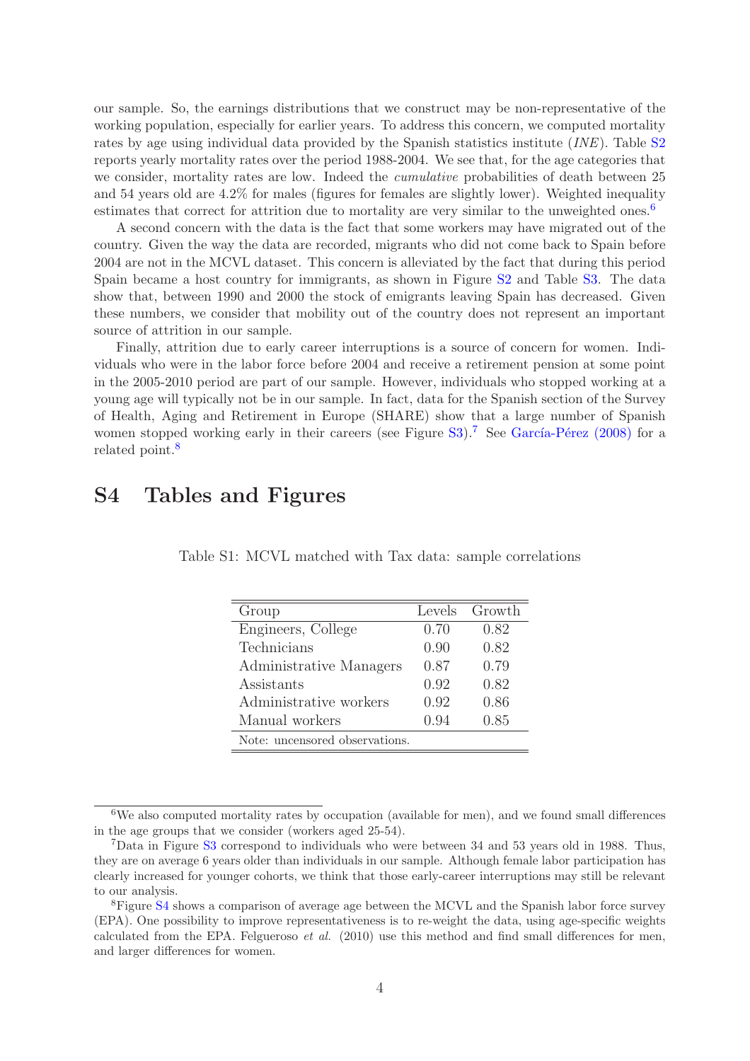our sample. So, the earnings distributions that we construct may be non-representative of the working population, especially for earlier years. To address this concern, we computed mortality rates by age using individual data provided by the Spanish statistics institute (*INE*). Table S2 reports yearly mortality rates over the period 1988-2004. We see that, for the age categories that we consider, mortality rates are low. Indeed the *cumulative* probabilities of death between 25 and 54 years old are 4.2% for males (figures for females are slightly lower). Weighted inequality estimates that correct for attrition due to mortality are very similar to the unweighted ones.[6]

A second concern with the data is the fact that some workers may have migrated out of the country. Given the way the data are recorded, migrants who did not come back to Spain before 2004 are not in the MCVL dataset. This concern is alleviated by the fact that during this period Spain became a host country for immigrants, as shown in Figure S2 and Table S3. The data show that, between 1990 and 2000 the stock of emigrants leaving Spain has decreased. Given these numbers, we consider that mobility out of the country does not represent an important source of attrition in our sample.

Finally, attrition due to early career interruptions is a source of concern for women. Individuals who were in the labor force before 2004 and receive a retirement pension at some point in the 2005-2010 period are part of our sample. However, individuals who stopped working at a young age will typically not be in our sample. In fact, data for the Spanish section of the Survey of Health, Aging and Retirement in Europe (SHARE) show that a large number of Spanish women stopped working early in their careers (see Figure S3).[7] See García-Pérez (2008) for a related point.[8]

# S4 Tables and Figures

Table S1: MCVL matched with Tax data: sample correlations

| Group | Levels | Growth |
|---|---|---|
| Engineers, College | 0.70 | 0.82 |
| Technicians | 0.90 | 0.82 |
| Administrative Managers | 0.87 | 0.79 |
| Assistants | 0.92 | 0.82 |
| Administrative workers | 0.92 | 0.86 |
| Manual workers | 0.94 | 0.85 |

Note: uncensored observations.

[6] We also computed mortality rates by occupation (available for men), and we found small differences in the age groups that we consider (workers aged 25-54).

[7] Data in Figure S3 correspond to individuals who were between 34 and 53 years old in 1988. Thus, they are on average 6 years older than individuals in our sample. Although female labor participation has clearly increased for younger cohorts, we think that those early-career interruptions may still be relevant to our analysis.

[8] Figure S4 shows a comparison of average age between the MCVL and the Spanish labor force survey (EPA). One possibility to improve representativeness is to re-weight the data, using age-specific weights calculated from the EPA. Felgueroso *et al.* (2010) use this method and find small differences for men, and larger differences for women.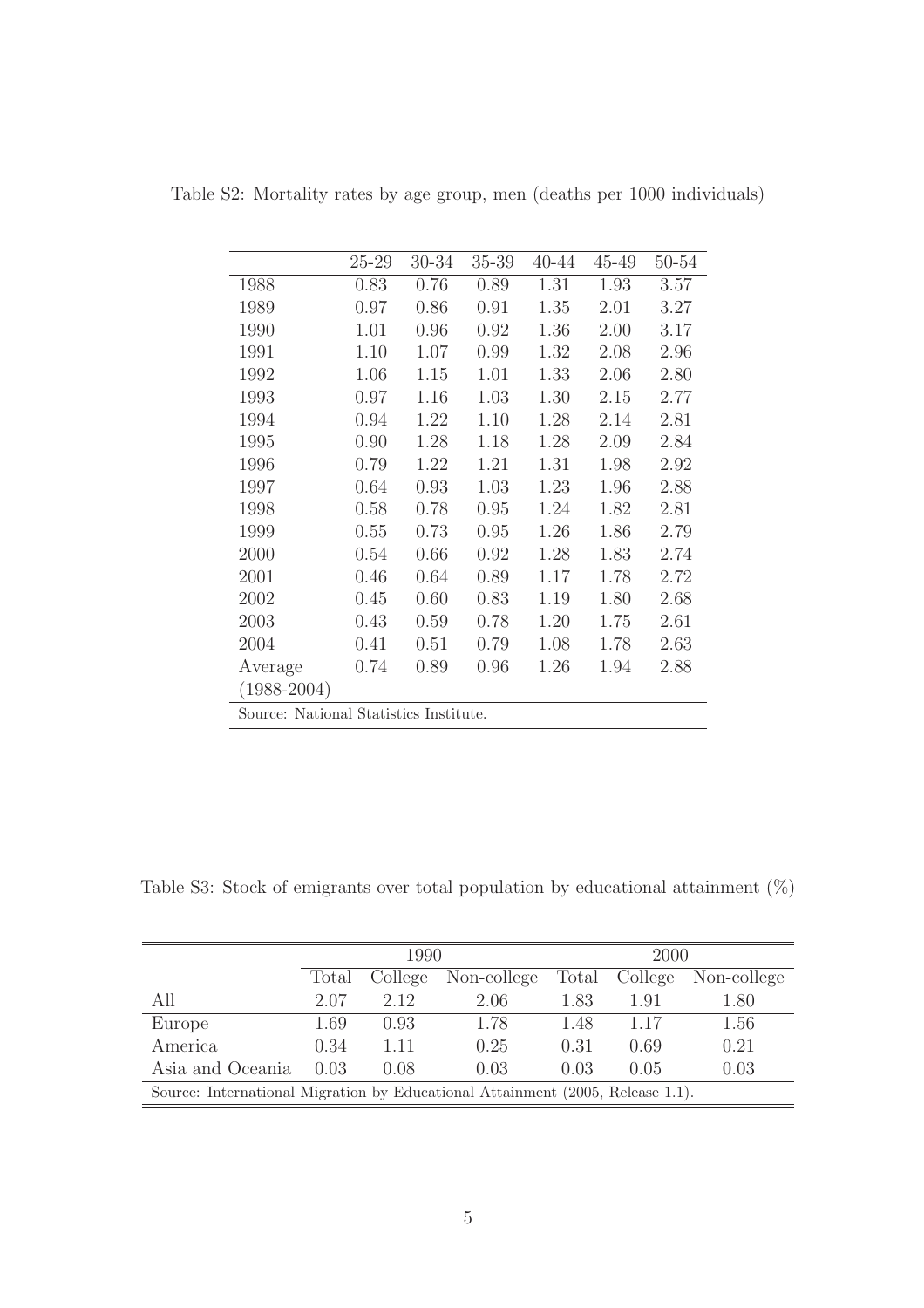Table S2: Mortality rates by age group, men (deaths per 1000 individuals)

| | 25-29 | 30-34 | 35-39 | 40-44 | 45-49 | 50-54 |
|---|---|---|---|---|---|---|
| 1988 | 0.83 | 0.76 | 0.89 | 1.31 | 1.93 | 3.57 |
| 1989 | 0.97 | 0.86 | 0.91 | 1.35 | 2.01 | 3.27 |
| 1990 | 1.01 | 0.96 | 0.92 | 1.36 | 2.00 | 3.17 |
| 1991 | 1.10 | 1.07 | 0.99 | 1.32 | 2.08 | 2.96 |
| 1992 | 1.06 | 1.15 | 1.01 | 1.33 | 2.06 | 2.80 |
| 1993 | 0.97 | 1.16 | 1.03 | 1.30 | 2.15 | 2.77 |
| 1994 | 0.94 | 1.22 | 1.10 | 1.28 | 2.14 | 2.81 |
| 1995 | 0.90 | 1.28 | 1.18 | 1.28 | 2.09 | 2.84 |
| 1996 | 0.79 | 1.22 | 1.21 | 1.31 | 1.98 | 2.92 |
| 1997 | 0.64 | 0.93 | 1.03 | 1.23 | 1.96 | 2.88 |
| 1998 | 0.58 | 0.78 | 0.95 | 1.24 | 1.82 | 2.81 |
| 1999 | 0.55 | 0.73 | 0.95 | 1.26 | 1.86 | 2.79 |
| 2000 | 0.54 | 0.66 | 0.92 | 1.28 | 1.83 | 2.74 |
| 2001 | 0.46 | 0.64 | 0.89 | 1.17 | 1.78 | 2.72 |
| 2002 | 0.45 | 0.60 | 0.83 | 1.19 | 1.80 | 2.68 |
| 2003 | 0.43 | 0.59 | 0.78 | 1.20 | 1.75 | 2.61 |
| 2004 | 0.41 | 0.51 | 0.79 | 1.08 | 1.78 | 2.63 |
| Average (1988-2004) | 0.74 | 0.89 | 0.96 | 1.26 | 1.94 | 2.88 |

Source: National Statistics Institute.

Table S3: Stock of emigrants over total population by educational attainment (%)

| | 1990 | | | 2000 | | |
|---|---|---|---|---|---|---|
| | Total | College | Non-college | Total | College | Non-college |
| All | 2.07 | 2.12 | 2.06 | 1.83 | 1.91 | 1.80 |
| Europe | 1.69 | 0.93 | 1.78 | 1.48 | 1.17 | 1.56 |
| America | 0.34 | 1.11 | 0.25 | 0.31 | 0.69 | 0.21 |
| Asia and Oceania | 0.03 | 0.08 | 0.03 | 0.03 | 0.05 | 0.03 |

Source: International Migration by Educational Attainment (2005, Release 1.1).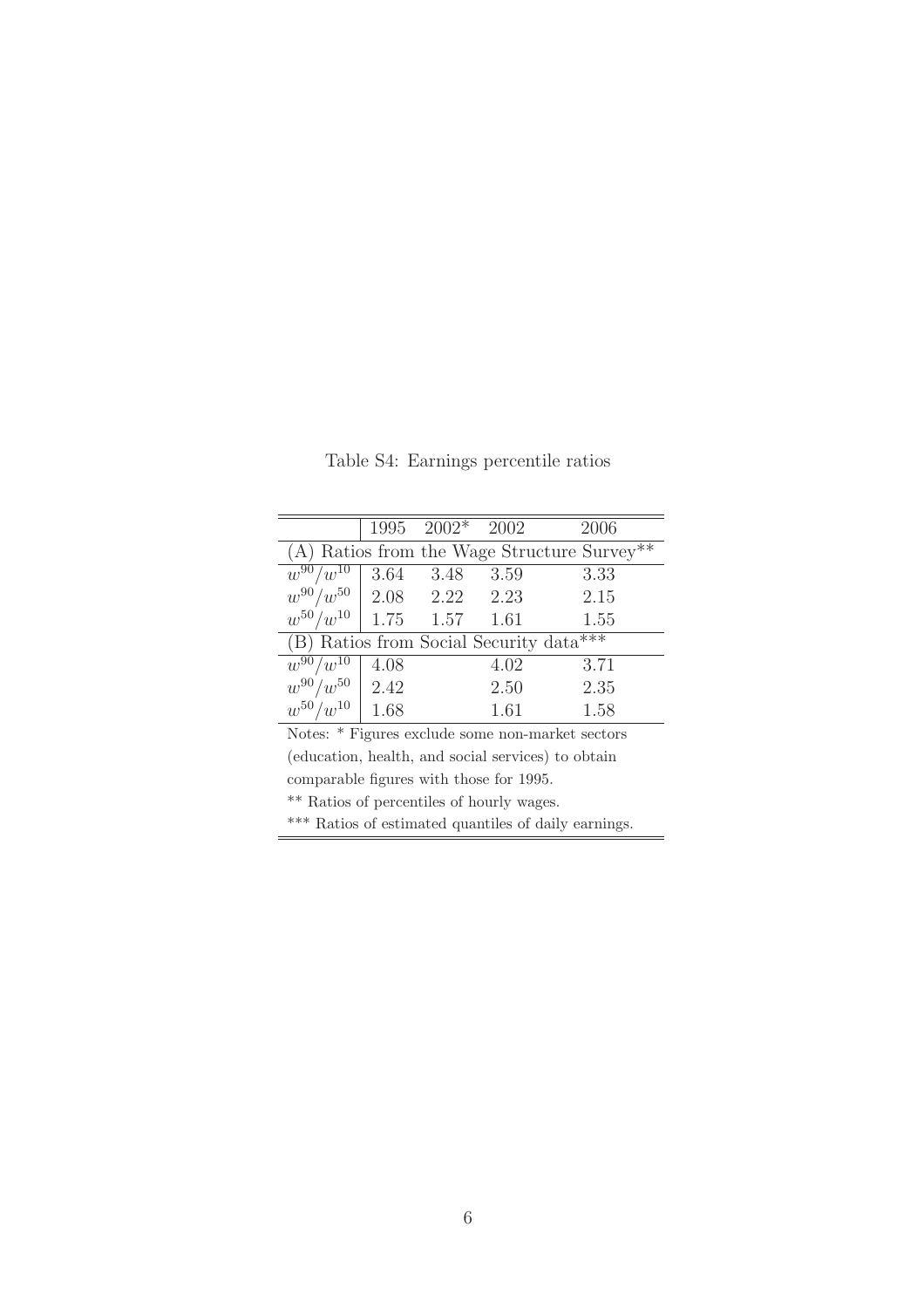Table S4: Earnings percentile ratios

| | 1995 | 2002* | 2002 | 2006 |
|---|---|---|---|---|
| (A) Ratios from the Wage Structure Survey** | | | | |
| $w^{90}/w^{10}$ | 3.64 | 3.48 | 3.59 | 3.33 |
| $w^{90}/w^{50}$ | 2.08 | 2.22 | 2.23 | 2.15 |
| $w^{50}/w^{10}$ | 1.75 | 1.57 | 1.61 | 1.55 |
| (B) Ratios from Social Security data*** | | | | |
| $w^{90}/w^{10}$ | 4.08 | | 4.02 | 3.71 |
| $w^{90}/w^{50}$ | 2.42 | | 2.50 | 2.35 |
| $w^{50}/w^{10}$ | 1.68 | | 1.61 | 1.58 |

Notes: * Figures exclude some non-market sectors (education, health, and social services) to obtain comparable figures with those for 1995.

** Ratios of percentiles of hourly wages.

*** Ratios of estimated quantiles of daily earnings.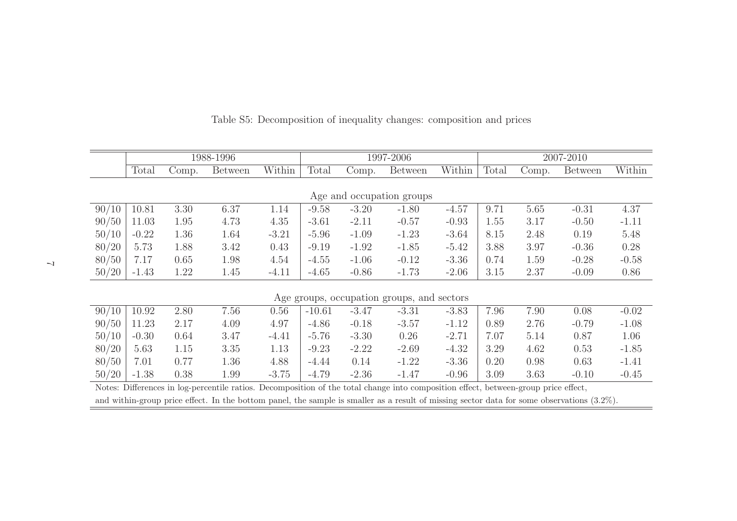Table S5: Decomposition of inequality changes: composition and prices

| | 1988-1996 | | | | 1997-2006 | | | | 2007-2010 | | | |
|---|---|---|---|---|---|---|---|---|---|---|---|---|
| | Total | Comp. | Between | Within | Total | Comp. | Between | Within | Total | Comp. | Between | Within |
| **Age and occupation groups** | | | | | | | | | | | | |
| 90/10 | 10.81 | 3.30 | 6.37 | 1.14 | -9.58 | -3.20 | -1.80 | -4.57 | 9.71 | 5.65 | -0.31 | 4.37 |
| 90/50 | 11.03 | 1.95 | 4.73 | 4.35 | -3.61 | -2.11 | -0.57 | -0.93 | 1.55 | 3.17 | -0.50 | -1.11 |
| 50/10 | -0.22 | 1.36 | 1.64 | -3.21 | -5.96 | -1.09 | -1.23 | -3.64 | 8.15 | 2.48 | 0.19 | 5.48 |
| 80/20 | 5.73 | 1.88 | 3.42 | 0.43 | -9.19 | -1.92 | -1.85 | -5.42 | 3.88 | 3.97 | -0.36 | 0.28 |
| 80/50 | 7.17 | 0.65 | 1.98 | 4.54 | -4.55 | -1.06 | -0.12 | -3.36 | 0.74 | 1.59 | -0.28 | -0.58 |
| 50/20 | -1.43 | 1.22 | 1.45 | -4.11 | -4.65 | -0.86 | -1.73 | -2.06 | 3.15 | 2.37 | -0.09 | 0.86 |
| **Age groups, occupation groups, and sectors** | | | | | | | | | | | | |
| 90/10 | 10.92 | 2.80 | 7.56 | 0.56 | -10.61 | -3.47 | -3.31 | -3.83 | 7.96 | 7.90 | 0.08 | -0.02 |
| 90/50 | 11.23 | 2.17 | 4.09 | 4.97 | -4.86 | -0.18 | -3.57 | -1.12 | 0.89 | 2.76 | -0.79 | -1.08 |
| 50/10 | -0.30 | 0.64 | 3.47 | -4.41 | -5.76 | -3.30 | 0.26 | -2.71 | 7.07 | 5.14 | 0.87 | 1.06 |
| 80/20 | 5.63 | 1.15 | 3.35 | 1.13 | -9.23 | -2.22 | -2.69 | -4.32 | 3.29 | 4.62 | 0.53 | -1.85 |
| 80/50 | 7.01 | 0.77 | 1.36 | 4.88 | -4.44 | 0.14 | -1.22 | -3.36 | 0.20 | 0.98 | 0.63 | -1.41 |
| 50/20 | -1.38 | 0.38 | 1.99 | -3.75 | -4.79 | -2.36 | -1.47 | -0.96 | 3.09 | 3.63 | -0.10 | -0.45 |

Notes: Differences in log-percentile ratios. Decomposition of the total change into composition effect, between-group price effect, and within-group price effect. In the bottom panel, the sample is smaller as a result of missing sector data for some observations (3.2%).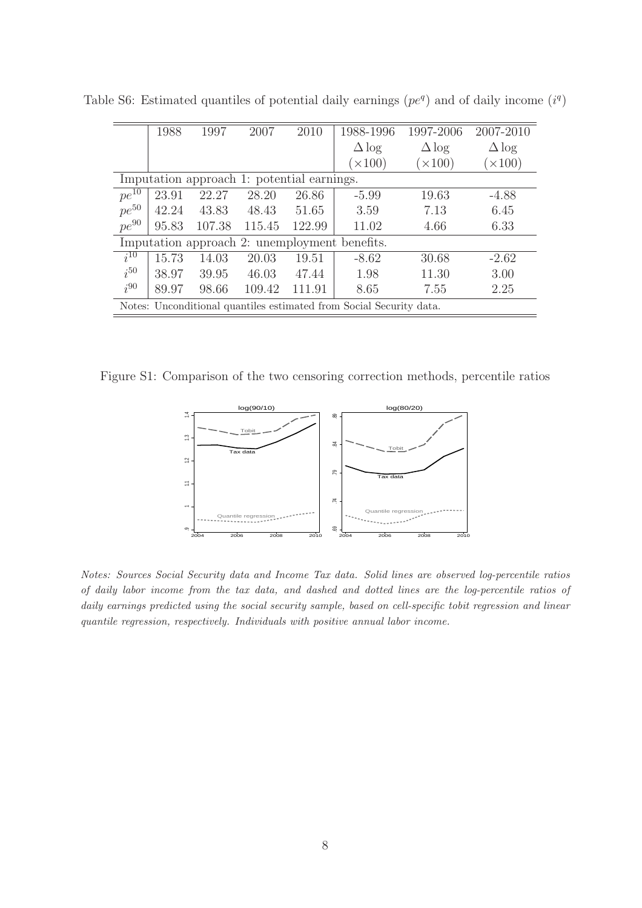Table S6: Estimated quantiles of potential daily earnings ($pe^q$) and of daily income ($i^q$)

| | 1988 | 1997 | 2007 | 2010 | 1988-1996 $\Delta\log$ $(\times 100)$ | 1997-2006 $\Delta\log$ $(\times 100)$ | 2007-2010 $\Delta\log$ $(\times 100)$ |
|---|---|---|---|---|---|---|---|
| Imputation approach 1: potential earnings. | | | | | | | |
| $pe^{10}$ | 23.91 | 22.27 | 28.20 | 26.86 | -5.99 | 19.63 | -4.88 |
| $pe^{50}$ | 42.24 | 43.83 | 48.43 | 51.65 | 3.59 | 7.13 | 6.45 |
| $pe^{90}$ | 95.83 | 107.38 | 115.45 | 122.99 | 11.02 | 4.66 | 6.33 |
| Imputation approach 2: unemployment benefits. | | | | | | | |
| $i^{10}$ | 15.73 | 14.03 | 20.03 | 19.51 | -8.62 | 30.68 | -2.62 |
| $i^{50}$ | 38.97 | 39.95 | 46.03 | 47.44 | 1.98 | 11.30 | 3.00 |
| $i^{90}$ | 89.97 | 98.66 | 109.42 | 111.91 | 8.65 | 7.55 | 2.25 |

Notes: Unconditional quantiles estimated from Social Security data.

Figure S1: Comparison of the two censoring correction methods, percentile ratios

*Notes: Sources Social Security data and Income Tax data. Solid lines are observed log-percentile ratios of daily labor income from the tax data, and dashed and dotted lines are the log-percentile ratios of daily earnings predicted using the social security sample, based on cell-specific tobit regression and linear quantile regression, respectively. Individuals with positive annual labor income.*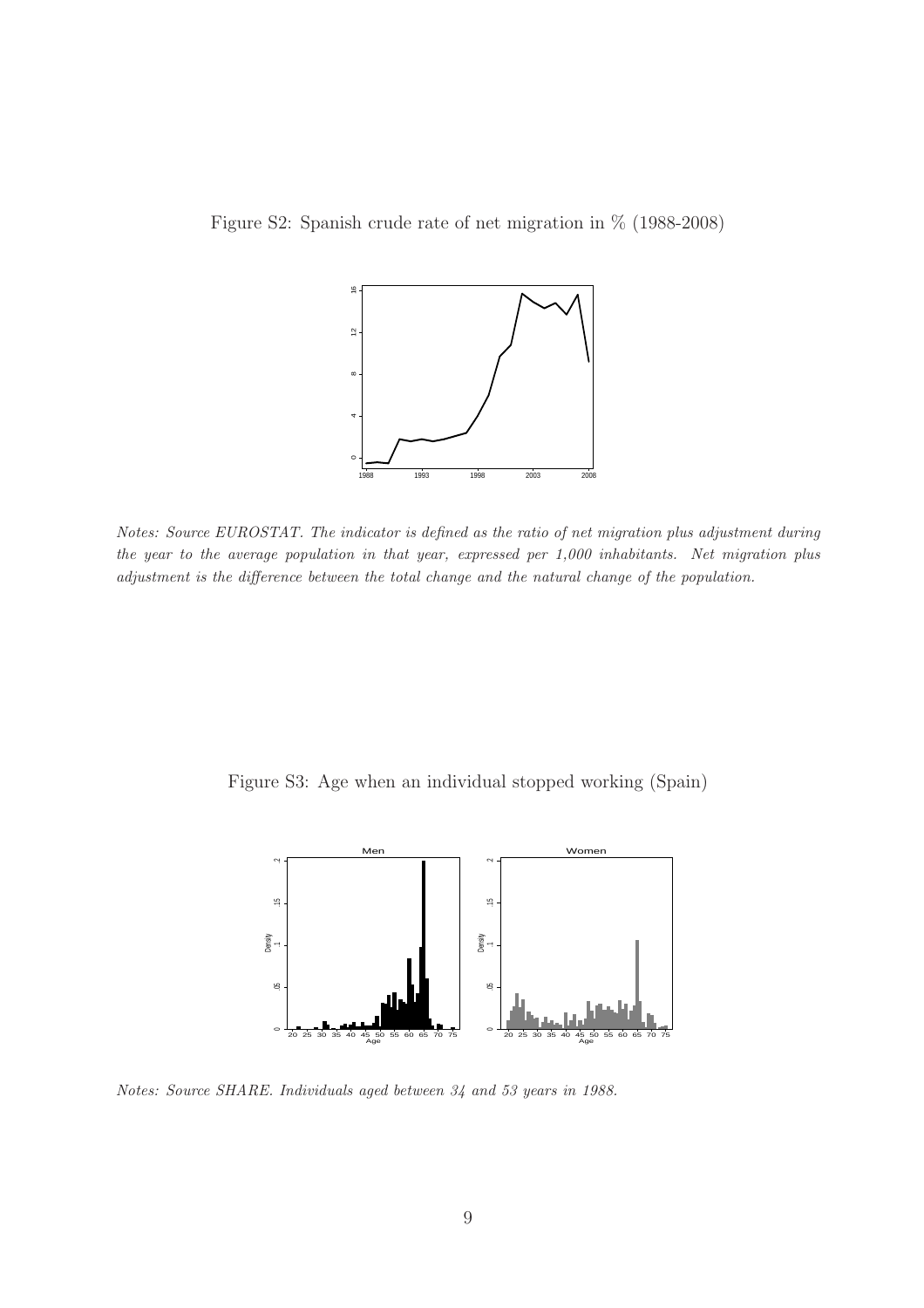Figure S2: Spanish crude rate of net migration in % (1988-2008)

*Notes: Source EUROSTAT. The indicator is defined as the ratio of net migration plus adjustment during the year to the average population in that year, expressed per 1,000 inhabitants. Net migration plus adjustment is the difference between the total change and the natural change of the population.*

Figure S3: Age when an individual stopped working (Spain)

*Notes: Source SHARE. Individuals aged between 34 and 53 years in 1988.*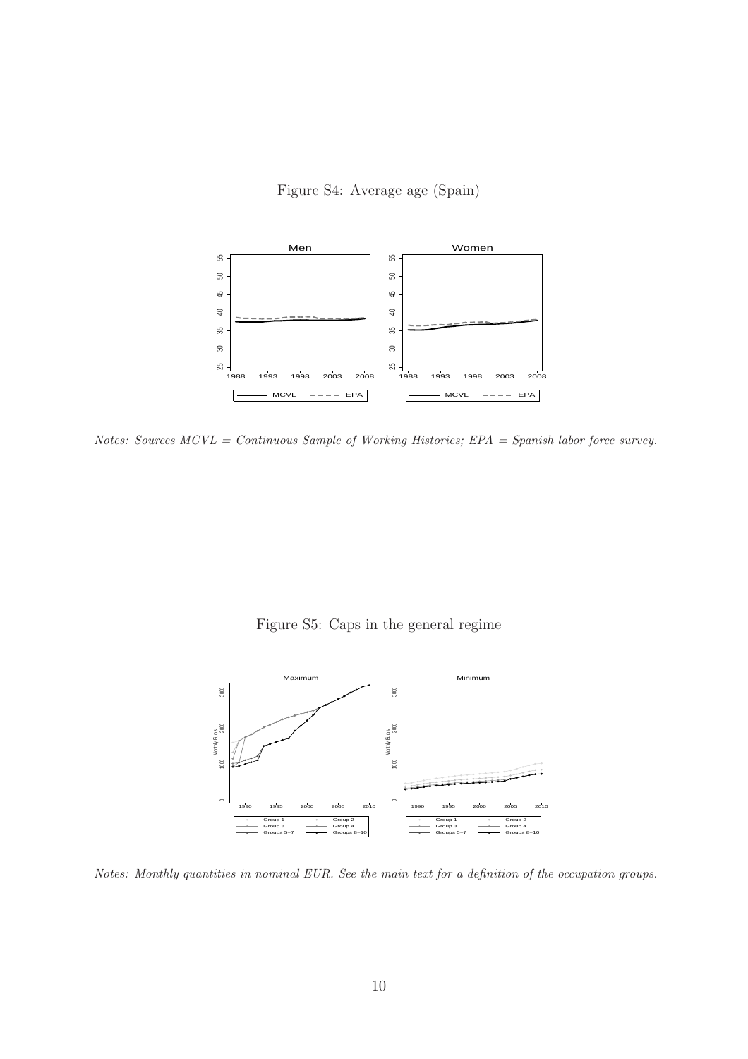Figure S4: Average age (Spain)

*Notes: Sources MCVL = Continuous Sample of Working Histories; EPA = Spanish labor force survey.*

Figure S5: Caps in the general regime

*Notes: Monthly quantities in nominal EUR. See the main text for a definition of the occupation groups.*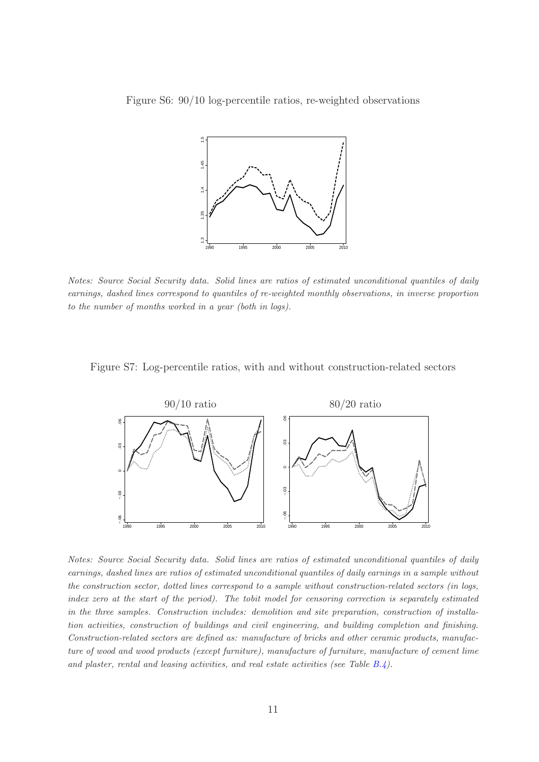Figure S6: 90/10 log-percentile ratios, re-weighted observations

*Notes: Source Social Security data. Solid lines are ratios of estimated unconditional quantiles of daily earnings, dashed lines correspond to quantiles of re-weighted monthly observations, in inverse proportion to the number of months worked in a year (both in logs).*

Figure S7: Log-percentile ratios, with and without construction-related sectors

*Notes: Source Social Security data. Solid lines are ratios of estimated unconditional quantiles of daily earnings, dashed lines are ratios of estimated unconditional quantiles of daily earnings in a sample without the construction sector, dotted lines correspond to a sample without construction-related sectors (in logs, index zero at the start of the period). The tobit model for censoring correction is separately estimated in the three samples. Construction includes: demolition and site preparation, construction of installation activities, construction of buildings and civil engineering, and building completion and finishing. Construction-related sectors are defined as: manufacture of bricks and other ceramic products, manufacture of wood and wood products (except furniture), manufacture of furniture, manufacture of cement lime and plaster, rental and leasing activities, and real estate activities (see Table B.4).*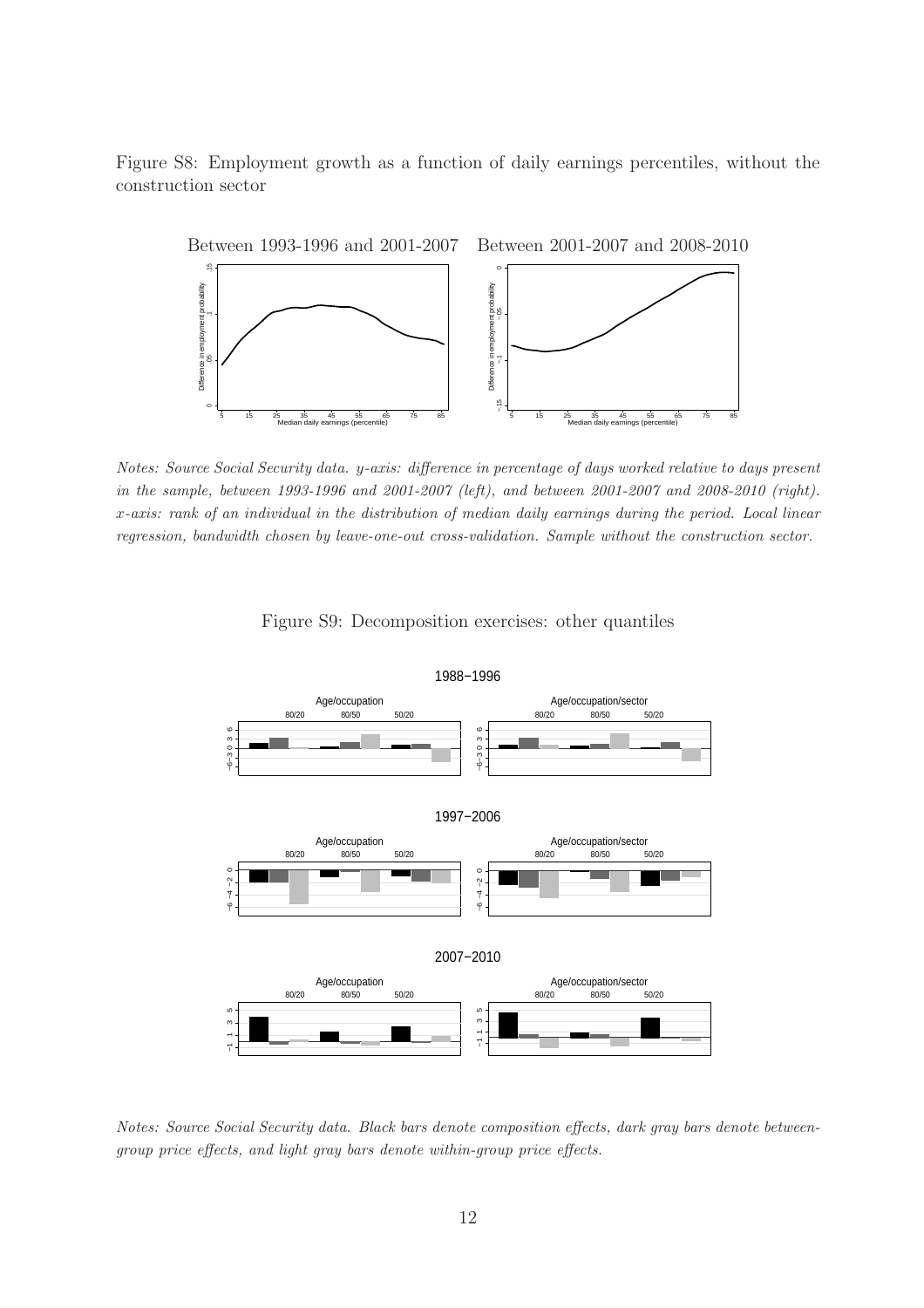Figure S8: Employment growth as a function of daily earnings percentiles, without the construction sector

Notes: Source Social Security data. y-axis: difference in percentage of days worked relative to days present in the sample, between 1993-1996 and 2001-2007 (left), and between 2001-2007 and 2008-2010 (right). x-axis: rank of an individual in the distribution of median daily earnings during the period. Local linear regression, bandwidth chosen by leave-one-out cross-validation. Sample without the construction sector.

Figure S9: Decomposition exercises: other quantiles

Notes: Source Social Security data. Black bars denote composition effects, dark gray bars denote between-group price effects, and light gray bars denote within-group price effects.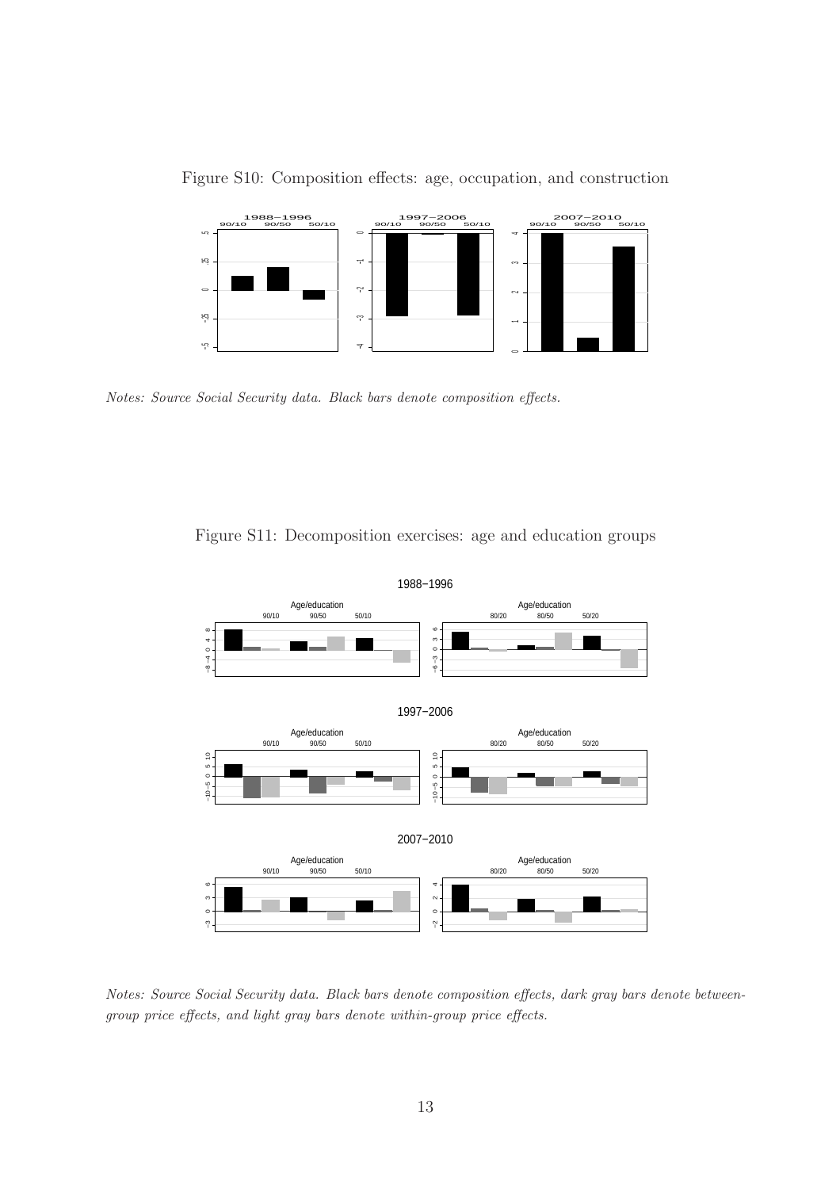Figure S10: Composition effects: age, occupation, and construction

*Notes: Source Social Security data. Black bars denote composition effects.*

Figure S11: Decomposition exercises: age and education groups

*Notes: Source Social Security data. Black bars denote composition effects, dark gray bars denote between-group price effects, and light gray bars denote within-group price effects.*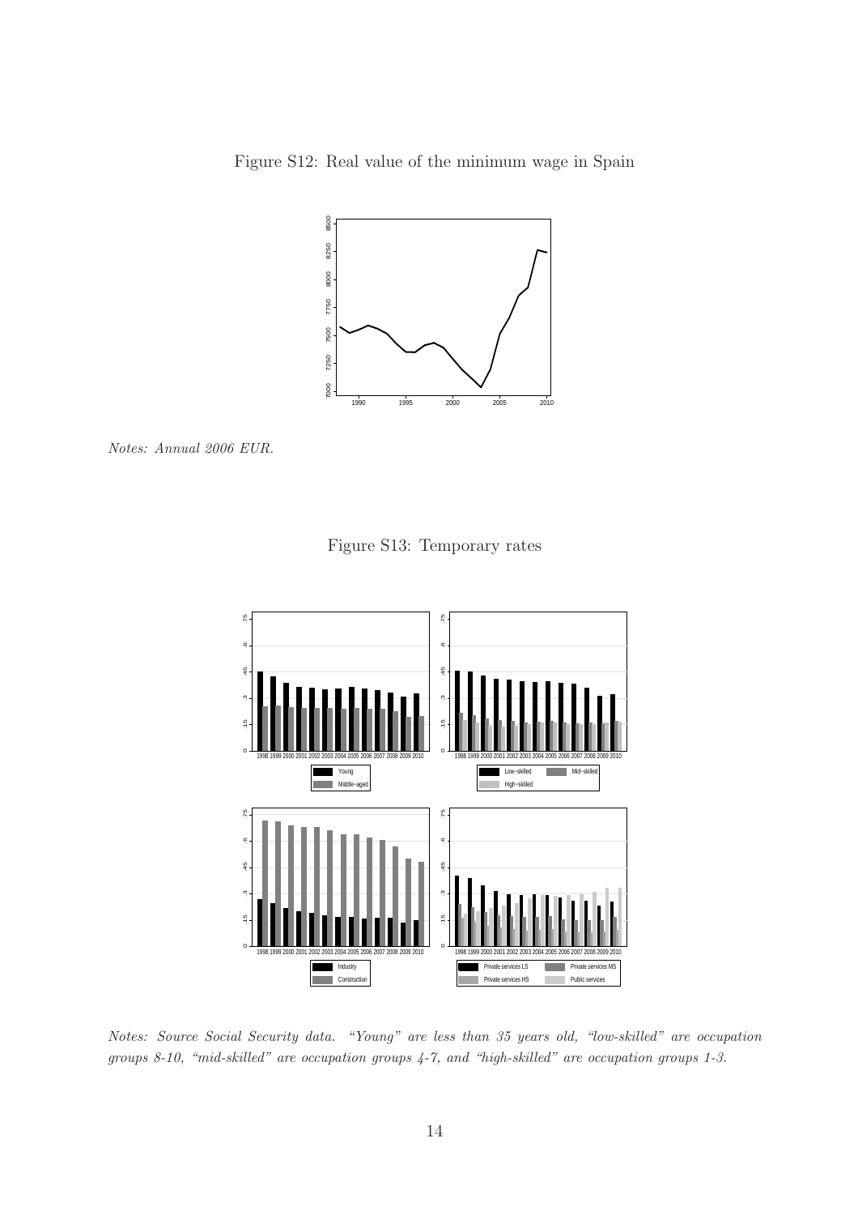Figure S12: Real value of the minimum wage in Spain

*Notes: Annual 2006 EUR.*

Figure S13: Temporary rates

*Notes: Source Social Security data. "Young" are less than 35 years old, "low-skilled" are occupation groups 8-10, "mid-skilled" are occupation groups 4-7, and "high-skilled" are occupation groups 1-3.*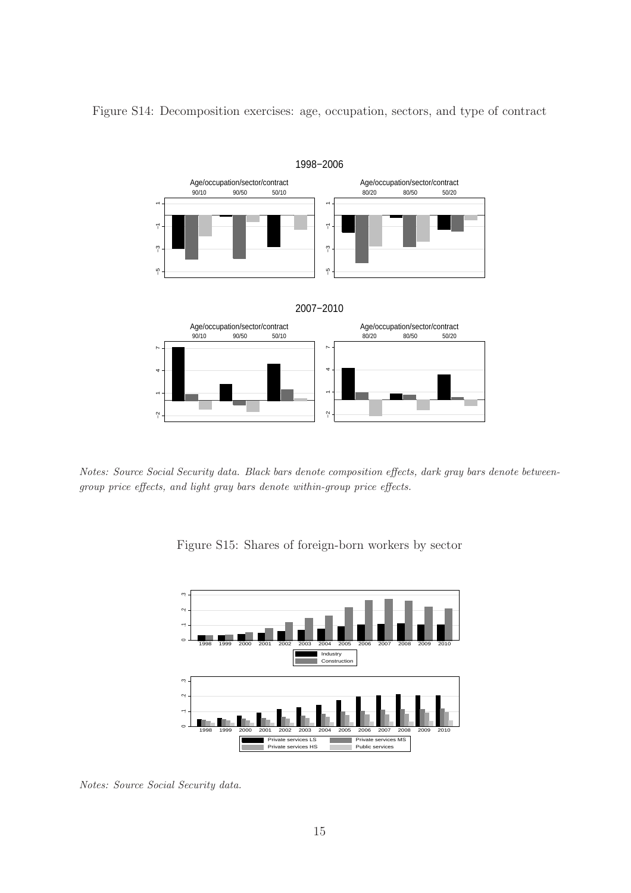Figure S14: Decomposition exercises: age, occupation, sectors, and type of contract

*Notes: Source Social Security data. Black bars denote composition effects, dark gray bars denote between-group price effects, and light gray bars denote within-group price effects.*

Figure S15: Shares of foreign-born workers by sector

*Notes: Source Social Security data.*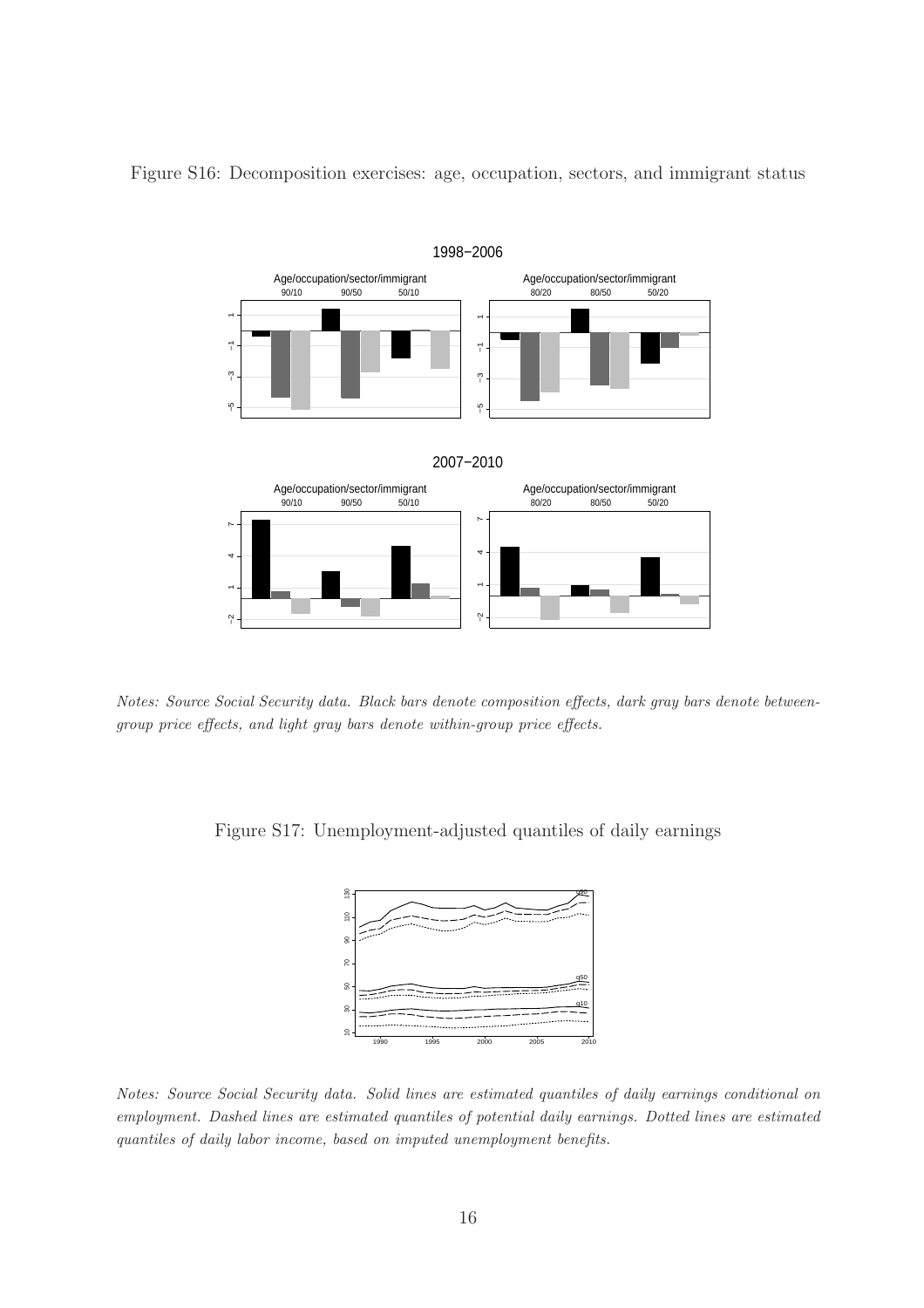Figure S16: Decomposition exercises: age, occupation, sectors, and immigrant status

*Notes: Source Social Security data. Black bars denote composition effects, dark gray bars denote between-group price effects, and light gray bars denote within-group price effects.*

Figure S17: Unemployment-adjusted quantiles of daily earnings

*Notes: Source Social Security data. Solid lines are estimated quantiles of daily earnings conditional on employment. Dashed lines are estimated quantiles of potential daily earnings. Dotted lines are estimated quantiles of daily labor income, based on imputed unemployment benefits.*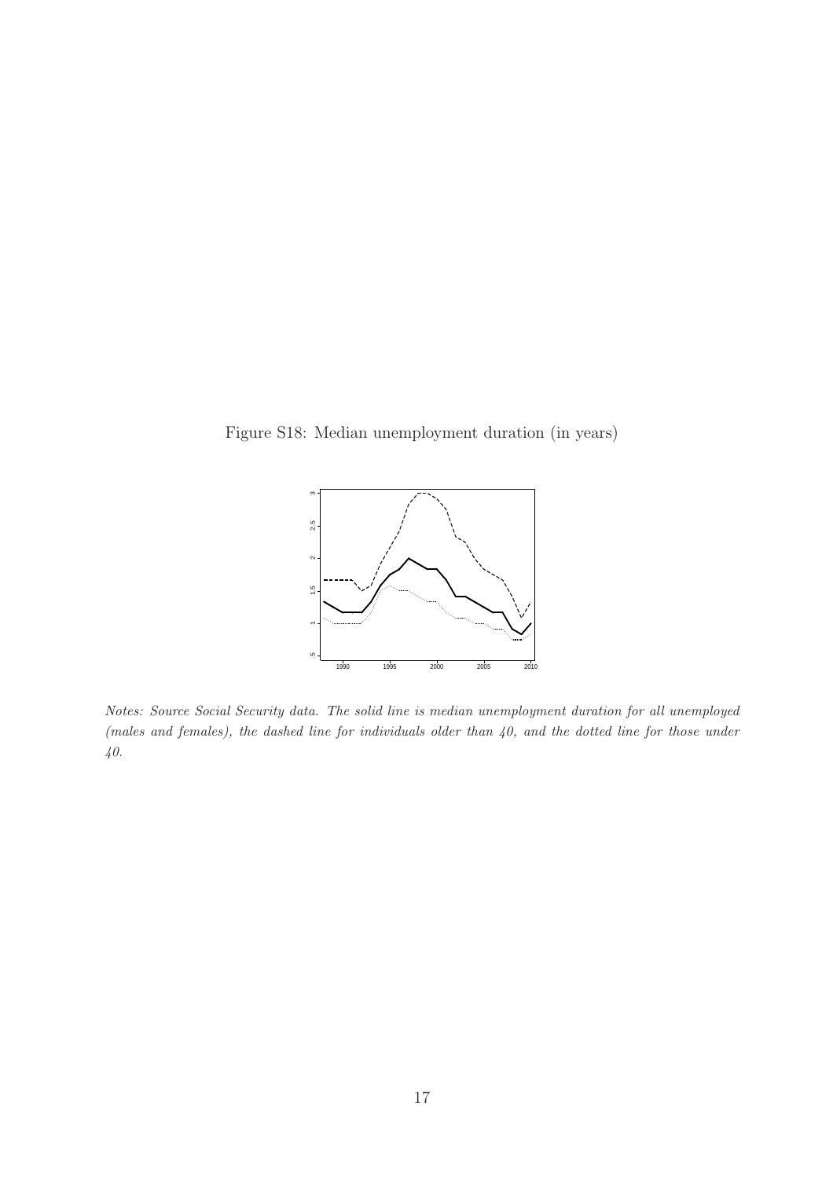Figure S18: Median unemployment duration (in years)

*Notes: Source Social Security data. The solid line is median unemployment duration for all unemployed (males and females), the dashed line for individuals older than 40, and the dotted line for those under 40.*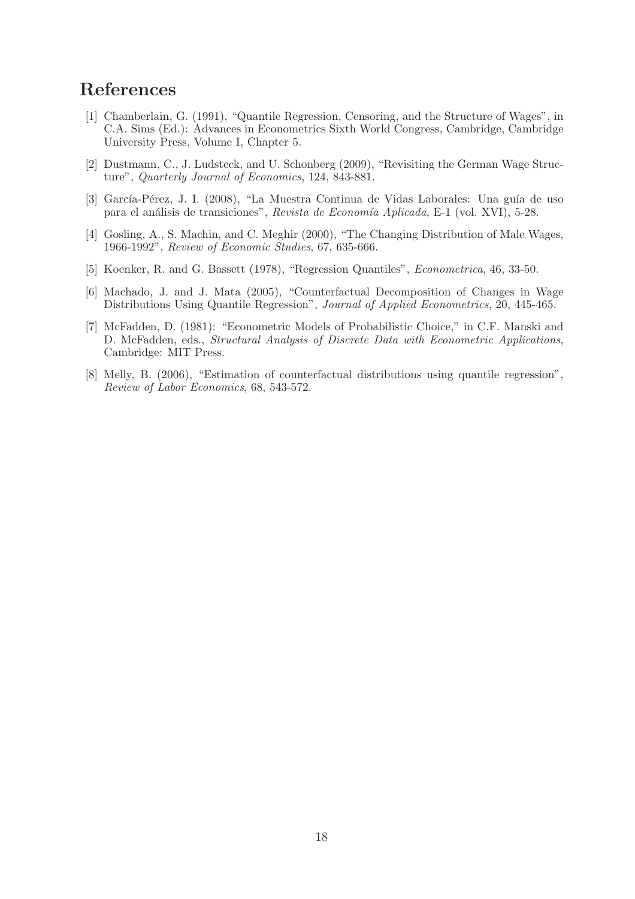# References

[1] Chamberlain, G. (1991), "Quantile Regression, Censoring, and the Structure of Wages", in C.A. Sims (Ed.): Advances in Econometrics Sixth World Congress, Cambridge, Cambridge University Press, Volume I, Chapter 5.

[2] Dustmann, C., J. Ludsteck, and U. Schonberg (2009), "Revisiting the German Wage Structure", *Quarterly Journal of Economics*, 124, 843-881.

[3] García-Pérez, J. I. (2008), "La Muestra Continua de Vidas Laborales: Una guía de uso para el análisis de transiciones", *Revista de Economía Aplicada*, E-1 (vol. XVI), 5-28.

[4] Gosling, A., S. Machin, and C. Meghir (2000), "The Changing Distribution of Male Wages, 1966-1992", *Review of Economic Studies*, 67, 635-666.

[5] Koenker, R. and G. Bassett (1978), "Regression Quantiles", *Econometrica*, 46, 33-50.

[6] Machado, J. and J. Mata (2005), "Counterfactual Decomposition of Changes in Wage Distributions Using Quantile Regression", *Journal of Applied Econometrics*, 20, 445-465.

[7] McFadden, D. (1981): "Econometric Models of Probabilistic Choice," in C.F. Manski and D. McFadden, eds., *Structural Analysis of Discrete Data with Econometric Applications*, Cambridge: MIT Press.

[8] Melly, B. (2006), "Estimation of counterfactual distributions using quantile regression", *Review of Labor Economics*, 68, 543-572.